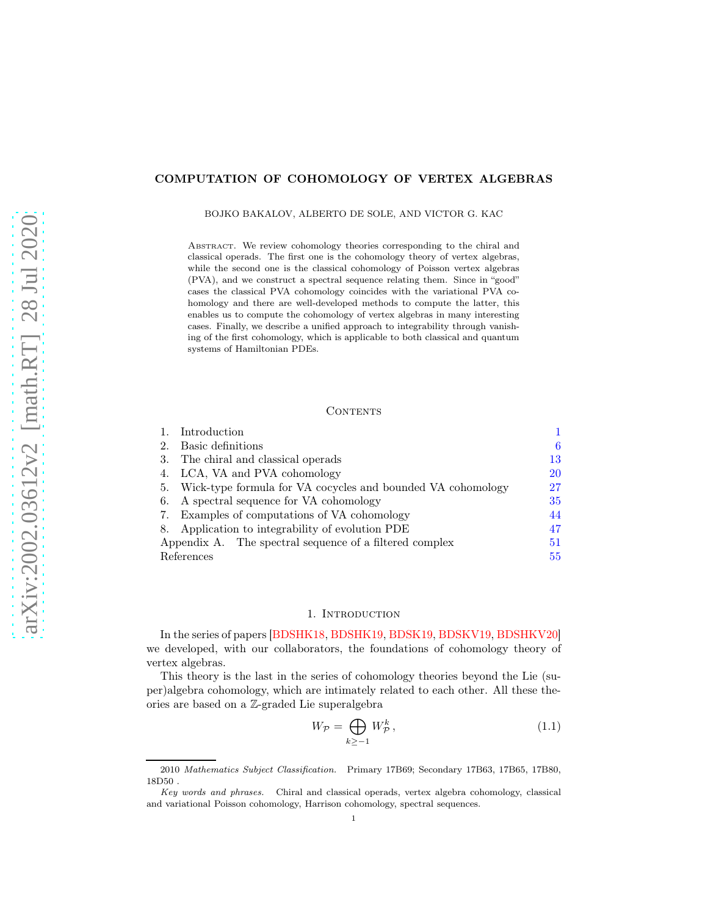# COMPUTATION OF COHOMOLOGY OF VERTEX ALGEBRAS

BOJKO BAKALOV, ALBERTO DE SOLE, AND VICTOR G. KAC

Abstract. We review cohomology theories corresponding to the chiral and classical operads. The first one is the cohomology theory of vertex algebras, while the second one is the classical cohomology of Poisson vertex algebras (PVA), and we construct a spectral sequence relating them. Since in "good" cases the classical PVA cohomology coincides with the variational PVA cohomology and there are well-developed methods to compute the latter, this enables us to compute the cohomology of vertex algebras in many interesting cases. Finally, we describe a unified approach to integrability through vanishing of the first cohomology, which is applicable to both classical and quantum systems of Hamiltonian PDEs.

## Contents

| | | |
|---|---|---|
| 1. | Introduction | 1 |
| 2. | Basic definitions | 6 |
| 3. | The chiral and classical operads | 13 |
| 4. | LCA, VA and PVA cohomology | 20 |
| 5. | Wick-type formula for VA cocycles and bounded VA cohomology | 27 |
| 6. | A spectral sequence for VA cohomology | 35 |
| 7. | Examples of computations of VA cohomology | 44 |
| 8. | Application to integrability of evolution PDE | 47 |
| Appendix A. | The spectral sequence of a filtered complex | 51 |
| References | | 55 |

## 1. Introduction

In the series of papers [BDSHK18, BDSHK19, BDSK19, BDSKV19, BDSHKV20] we developed, with our collaborators, the foundations of cohomology theory of vertex algebras.

This theory is the last in the series of cohomology theories beyond the Lie (super)algebra cohomology, which are intimately related to each other. All these theories are based on a $\mathbb{Z}$-graded Lie superalgebra

$$W_{\mathcal{P}} = \bigoplus_{k \geq -1} W_{\mathcal{P}}^k \,, \tag{1.1}$$

---

2010 *Mathematics Subject Classification.* Primary 17B69; Secondary 17B63, 17B65, 17B80, 18D50 .

*Key words and phrases.* Chiral and classical operads, vertex algebra cohomology, classical and variational Poisson cohomology, Harrison cohomology, spectral sequences.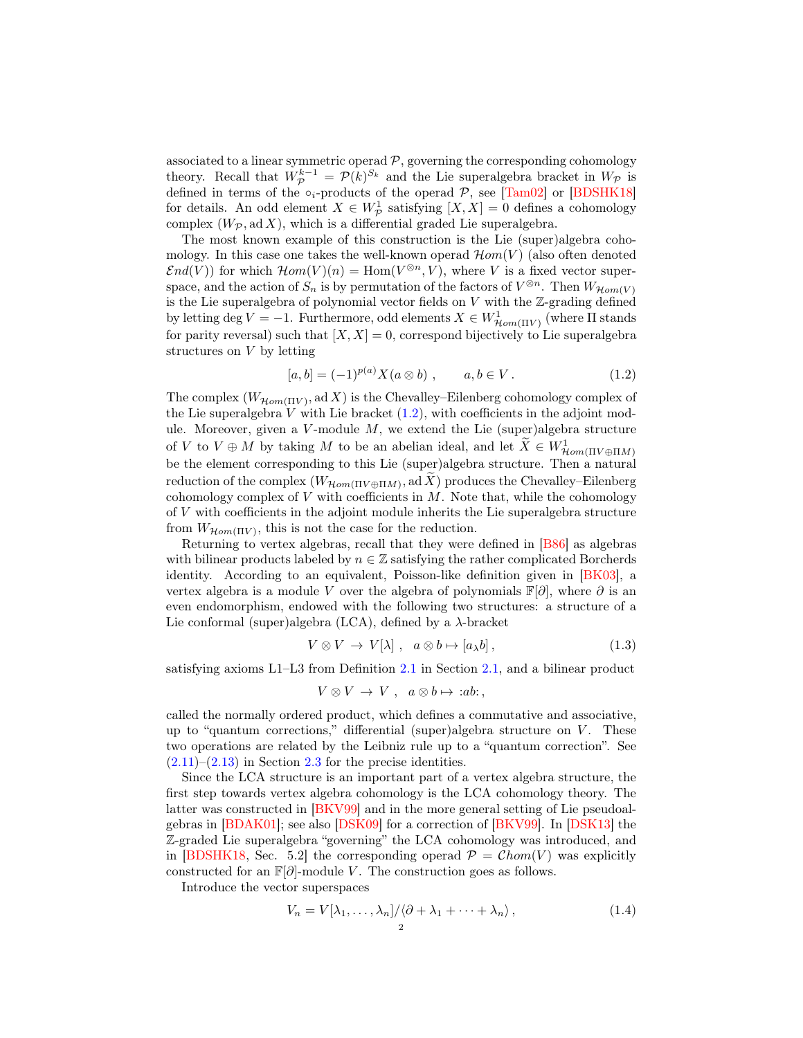associated to a linear symmetric operad $\mathcal{P}$, governing the corresponding cohomology theory. Recall that $W^{k-1}_{\mathcal{P}} = \mathcal{P}(k)^{S_k}$ and the Lie superalgebra bracket in $W_{\mathcal{P}}$ is defined in terms of the $\circ_i$-products of the operad $\mathcal{P}$, see [Tam02] or [BDSHK18] for details. An odd element $X \in W^1_{\mathcal{P}}$ satisfying $[X, X] = 0$ defines a cohomology complex $(W_{\mathcal{P}}, \operatorname{ad} X)$, which is a differential graded Lie superalgebra.

The most known example of this construction is the Lie (super)algebra cohomology. In this case one takes the well-known operad $\mathcal{H}om(V)$ (also often denoted $\mathcal{E}nd(V)$) for which $\mathcal{H}om(V)(n) = \operatorname{Hom}(V^{\otimes n}, V)$, where $V$ is a fixed vector superspace, and the action of $S_n$ is by permutation of the factors of $V^{\otimes n}$. Then $W_{\mathcal{H}om(V)}$ is the Lie superalgebra of polynomial vector fields on $V$ with the $\mathbb{Z}$-grading defined by letting $\deg V = -1$. Furthermore, odd elements $X \in W^1_{\mathcal{H}om(\Pi V)}$ (where $\Pi$ stands for parity reversal) such that $[X, X] = 0$, correspond bijectively to Lie superalgebra structures on $V$ by letting

$$[a, b] = (-1)^{p(a)} X(a \otimes b) \ , \qquad a, b \in V \, . \tag{1.2}$$

The complex $(W_{\mathcal{H}om(\Pi V)}, \operatorname{ad} X)$ is the Chevalley–Eilenberg cohomology complex of the Lie superalgebra $V$ with Lie bracket (1.2), with coefficients in the adjoint module. Moreover, given a $V$-module $M$, we extend the Lie (super)algebra structure of $V$ to $V \oplus M$ by taking $M$ to be an abelian ideal, and let $\widetilde{X} \in W^1_{\mathcal{H}om(\Pi V \oplus \Pi M)}$ be the element corresponding to this Lie (super)algebra structure. Then a natural reduction of the complex $(W_{\mathcal{H}om(\Pi V \oplus \Pi M)}, \operatorname{ad} \widetilde{X})$ produces the Chevalley–Eilenberg cohomology complex of $V$ with coefficients in $M$. Note that, while the cohomology of $V$ with coefficients in the adjoint module inherits the Lie superalgebra structure from $W_{\mathcal{H}om(\Pi V)}$, this is not the case for the reduction.

Returning to vertex algebras, recall that they were defined in [B86] as algebras with bilinear products labeled by $n \in \mathbb{Z}$ satisfying the rather complicated Borcherds identity. According to an equivalent, Poisson-like definition given in [BK03], a vertex algebra is a module $V$ over the algebra of polynomials $\mathbb{F}[\partial]$, where $\partial$ is an even endomorphism, endowed with the following two structures: a structure of a Lie conformal (super)algebra (LCA), defined by a $\lambda$-bracket

$$V \otimes V \ \to \ V[\lambda] \ , \quad a \otimes b \mapsto [a_\lambda b] \, , \tag{1.3}$$

satisfying axioms L1–L3 from Definition 2.1 in Section 2.1, and a bilinear product

$$V \otimes V \ \to \ V \ , \quad a \otimes b \mapsto {:}ab{:} \, ,$$

called the normally ordered product, which defines a commutative and associative, up to "quantum corrections," differential (super)algebra structure on $V$. These two operations are related by the Leibniz rule up to a "quantum correction". See (2.11)–(2.13) in Section 2.3 for the precise identities.

Since the LCA structure is an important part of a vertex algebra structure, the first step towards vertex algebra cohomology is the LCA cohomology theory. The latter was constructed in [BKV99] and in the more general setting of Lie pseudoalgebras in [BDAK01]; see also [DSK09] for a correction of [BKV99]. In [DSK13] the $\mathbb{Z}$-graded Lie superalgebra "governing" the LCA cohomology was introduced, and in [BDSHK18, Sec. 5.2] the corresponding operad $\mathcal{P} = \mathcal{C}hom(V)$ was explicitly constructed for an $\mathbb{F}[\partial]$-module $V$. The construction goes as follows.

Introduce the vector superspaces

$$V_n = V[\lambda_1, \ldots, \lambda_n] / \langle \partial + \lambda_1 + \cdots + \lambda_n \rangle \, , \tag{1.4}$$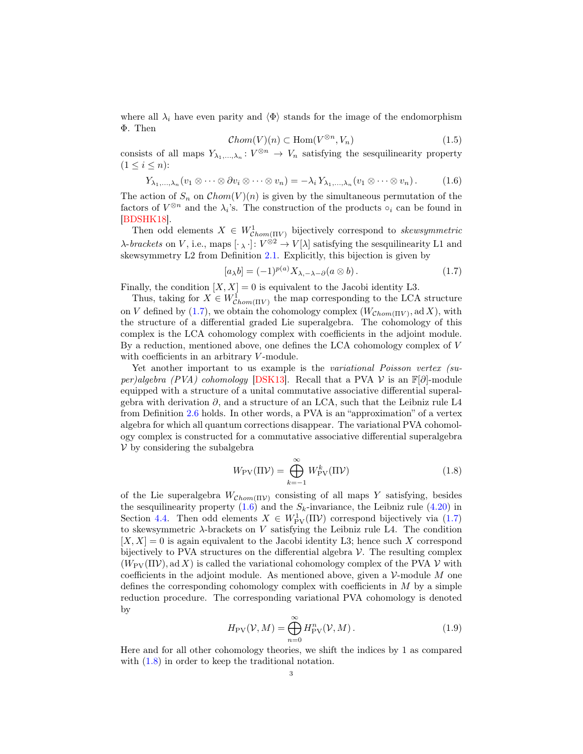where all $\lambda_i$ have even parity and $\langle \Phi \rangle$ stands for the image of the endomorphism $\Phi$. Then

$$\mathcal{C}hom(V)(n) \subset \mathrm{Hom}(V^{\otimes n}, V_n) \tag{1.5}$$

consists of all maps $Y_{\lambda_1,\dots,\lambda_n} \colon V^{\otimes n} \to V_n$ satisfying the sesquilinearity property ($1 \leq i \leq n$):

$$Y_{\lambda_1,\dots,\lambda_n}(v_1 \otimes \cdots \otimes \partial v_i \otimes \cdots \otimes v_n) = -\lambda_i \, Y_{\lambda_1,\dots,\lambda_n}(v_1 \otimes \cdots \otimes v_n)\,. \tag{1.6}$$

The action of $S_n$ on $\mathcal{C}hom(V)(n)$ is given by the simultaneous permutation of the factors of $V^{\otimes n}$ and the $\lambda_i$'s. The construction of the products $\circ_i$ can be found in [BDSHK18].

Then odd elements $X \in W^1_{\mathcal{C}hom(\Pi V)}$ bijectively correspond to *skewsymmetric $\lambda$-brackets* on $V$, i.e., maps $[\cdot\,{}_\lambda\,\cdot] \colon V^{\otimes 2} \to V[\lambda]$ satisfying the sesquilinearity L1 and skewsymmetry L2 from Definition 2.1. Explicitly, this bijection is given by

$$[a_\lambda b] = (-1)^{p(a)} X_{\lambda,-\lambda-\partial}(a \otimes b)\,. \tag{1.7}$$

Finally, the condition $[X, X] = 0$ is equivalent to the Jacobi identity L3.

Thus, taking for $X \in W^1_{\mathcal{C}hom(\Pi V)}$ the map corresponding to the LCA structure on $V$ defined by (1.7), we obtain the cohomology complex $(W_{\mathcal{C}hom(\Pi V)}, \operatorname{ad} X)$, with the structure of a differential graded Lie superalgebra. The cohomology of this complex is the LCA cohomology complex with coefficients in the adjoint module. By a reduction, mentioned above, one defines the LCA cohomology complex of $V$ with coefficients in an arbitrary $V$-module.

Yet another important to us example is the *variational Poisson vertex (super)algebra (PVA) cohomology* [DSK13]. Recall that a PVA $\mathcal{V}$ is an $\mathbb{F}[\partial]$-module equipped with a structure of a unital commutative associative differential superalgebra with derivation $\partial$, and a structure of an LCA, such that the Leibniz rule L4 from Definition 2.6 holds. In other words, a PVA is an "approximation" of a vertex algebra for which all quantum corrections disappear. The variational PVA cohomology complex is constructed for a commutative associative differential superalgebra $\mathcal{V}$ by considering the subalgebra

$$W_{\mathrm{PV}}(\Pi\mathcal{V}) = \bigoplus_{k=-1}^{\infty} W^k_{\mathrm{PV}}(\Pi\mathcal{V}) \tag{1.8}$$

of the Lie superalgebra $W_{\mathcal{C}hom(\Pi\mathcal{V})}$ consisting of all maps $Y$ satisfying, besides the sesquilinearity property (1.6) and the $S_k$-invariance, the Leibniz rule (4.20) in Section 4.4. Then odd elements $X \in W^1_{\mathrm{PV}}(\Pi\mathcal{V})$ correspond bijectively via (1.7) to skewsymmetric $\lambda$-brackets on $V$ satisfying the Leibniz rule L4. The condition $[X, X] = 0$ is again equivalent to the Jacobi identity L3; hence such $X$ correspond bijectively to PVA structures on the differential algebra $\mathcal{V}$. The resulting complex $(W_{\mathrm{PV}}(\Pi\mathcal{V}), \operatorname{ad} X)$ is called the variational cohomology complex of the PVA $\mathcal{V}$ with coefficients in the adjoint module. As mentioned above, given a $\mathcal{V}$-module $M$ one defines the corresponding cohomology complex with coefficients in $M$ by a simple reduction procedure. The corresponding variational PVA cohomology is denoted by

$$H_{\mathrm{PV}}(\mathcal{V}, M) = \bigoplus_{n=0}^{\infty} H^n_{\mathrm{PV}}(\mathcal{V}, M)\,. \tag{1.9}$$

Here and for all other cohomology theories, we shift the indices by 1 as compared with (1.8) in order to keep the traditional notation.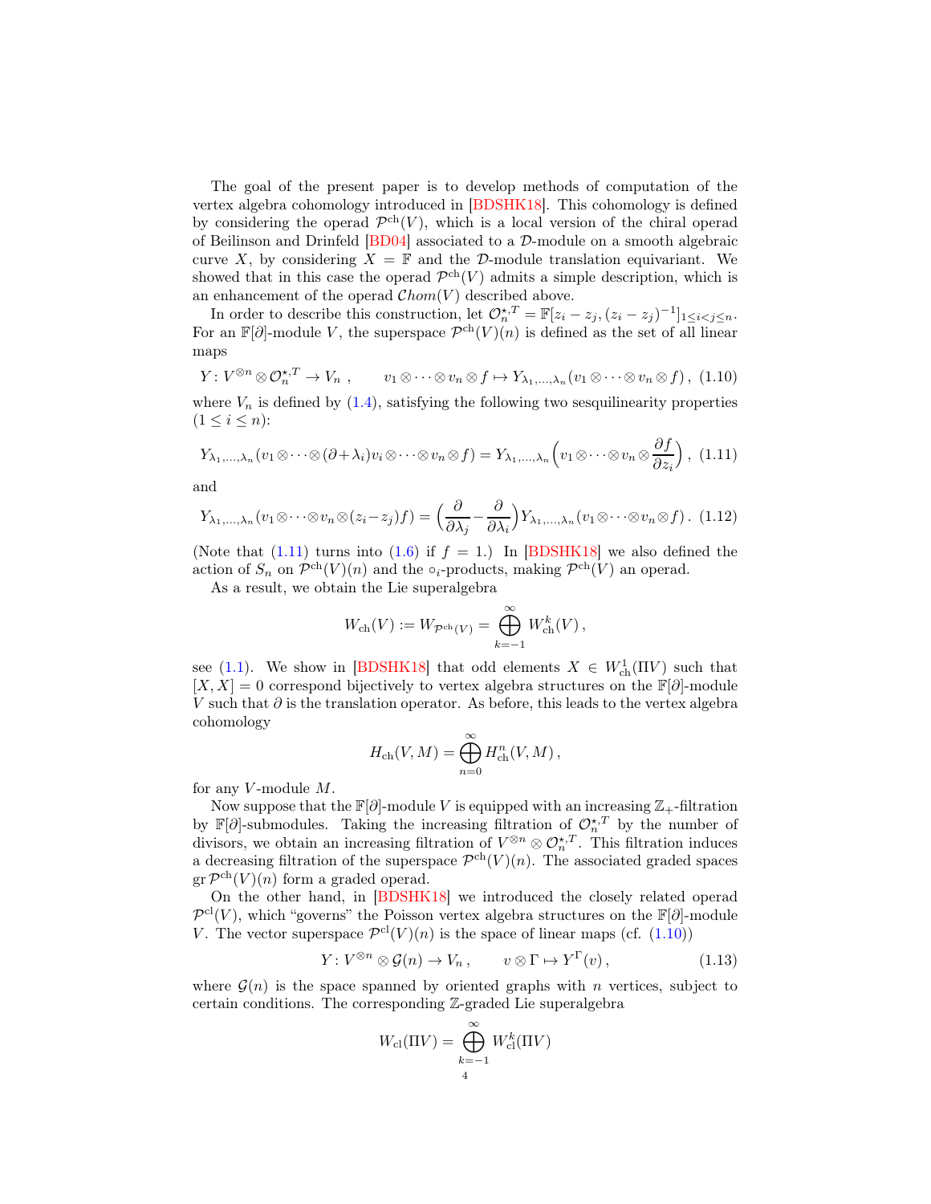The goal of the present paper is to develop methods of computation of the vertex algebra cohomology introduced in [BDSHK18]. This cohomology is defined by considering the operad $\mathcal{P}^{\mathrm{ch}}(V)$, which is a local version of the chiral operad of Beilinson and Drinfeld [BD04] associated to a $\mathcal{D}$-module on a smooth algebraic curve $X$, by considering $X = \mathbb{F}$ and the $\mathcal{D}$-module translation equivariant. We showed that in this case the operad $\mathcal{P}^{\mathrm{ch}}(V)$ admits a simple description, which is an enhancement of the operad $\mathcal{C}hom(V)$ described above.

In order to describe this construction, let $\mathcal{O}_n^{\star,T} = \mathbb{F}[z_i - z_j, (z_i - z_j)^{-1}]_{1 \leq i < j \leq n}$. For an $\mathbb{F}[\partial]$-module $V$, the superspace $\mathcal{P}^{\mathrm{ch}}(V)(n)$ is defined as the set of all linear maps

$$Y : V^{\otimes n} \otimes \mathcal{O}_n^{\star,T} \to V_n \,, \qquad v_1 \otimes \cdots \otimes v_n \otimes f \mapsto Y_{\lambda_1,\dots,\lambda_n}(v_1 \otimes \cdots \otimes v_n \otimes f) \,, \tag{1.10}$$

where $V_n$ is defined by (1.4), satisfying the following two sesquilinearity properties ($1 \leq i \leq n$):

$$Y_{\lambda_1,\dots,\lambda_n}(v_1 \otimes \cdots \otimes (\partial + \lambda_i) v_i \otimes \cdots \otimes v_n \otimes f) = Y_{\lambda_1,\dots,\lambda_n}\Big(v_1 \otimes \cdots \otimes v_n \otimes \frac{\partial f}{\partial z_i}\Big) \,, \tag{1.11}$$

and

$$Y_{\lambda_1,\dots,\lambda_n}(v_1 \otimes \cdots \otimes v_n \otimes (z_i - z_j) f) = \Big(\frac{\partial}{\partial \lambda_j} - \frac{\partial}{\partial \lambda_i}\Big) Y_{\lambda_1,\dots,\lambda_n}(v_1 \otimes \cdots \otimes v_n \otimes f) \,. \tag{1.12}$$

(Note that (1.11) turns into (1.6) if $f = 1$.) In [BDSHK18] we also defined the action of $S_n$ on $\mathcal{P}^{\mathrm{ch}}(V)(n)$ and the $\circ_i$-products, making $\mathcal{P}^{\mathrm{ch}}(V)$ an operad.

As a result, we obtain the Lie superalgebra

$$W_{\mathrm{ch}}(V) := W_{\mathcal{P}^{\mathrm{ch}}(V)} = \bigoplus_{k=-1}^{\infty} W_{\mathrm{ch}}^k(V) \,,$$

see (1.1). We show in [BDSHK18] that odd elements $X \in W_{\mathrm{ch}}^1(\Pi V)$ such that $[X, X] = 0$ correspond bijectively to vertex algebra structures on the $\mathbb{F}[\partial]$-module $V$ such that $\partial$ is the translation operator. As before, this leads to the vertex algebra cohomology

$$H_{\mathrm{ch}}(V, M) = \bigoplus_{n=0}^{\infty} H_{\mathrm{ch}}^n(V, M) \,,$$

for any $V$-module $M$.

Now suppose that the $\mathbb{F}[\partial]$-module $V$ is equipped with an increasing $\mathbb{Z}_+$-filtration by $\mathbb{F}[\partial]$-submodules. Taking the increasing filtration of $\mathcal{O}_n^{\star,T}$ by the number of divisors, we obtain an increasing filtration of $V^{\otimes n} \otimes \mathcal{O}_n^{\star,T}$. This filtration induces a decreasing filtration of the superspace $\mathcal{P}^{\mathrm{ch}}(V)(n)$. The associated graded spaces $\operatorname{gr} \mathcal{P}^{\mathrm{ch}}(V)(n)$ form a graded operad.

On the other hand, in [BDSHK18] we introduced the closely related operad $\mathcal{P}^{\mathrm{cl}}(V)$, which "governs" the Poisson vertex algebra structures on the $\mathbb{F}[\partial]$-module $V$. The vector superspace $\mathcal{P}^{\mathrm{cl}}(V)(n)$ is the space of linear maps (cf. (1.10))

$$Y : V^{\otimes n} \otimes \mathcal{G}(n) \to V_n \,, \qquad v \otimes \Gamma \mapsto Y^{\Gamma}(v) \,, \tag{1.13}$$

where $\mathcal{G}(n)$ is the space spanned by oriented graphs with $n$ vertices, subject to certain conditions. The corresponding $\mathbb{Z}$-graded Lie superalgebra

$$W_{\mathrm{cl}}(\Pi V) = \bigoplus_{k=-1}^{\infty} W_{\mathrm{cl}}^k(\Pi V)$$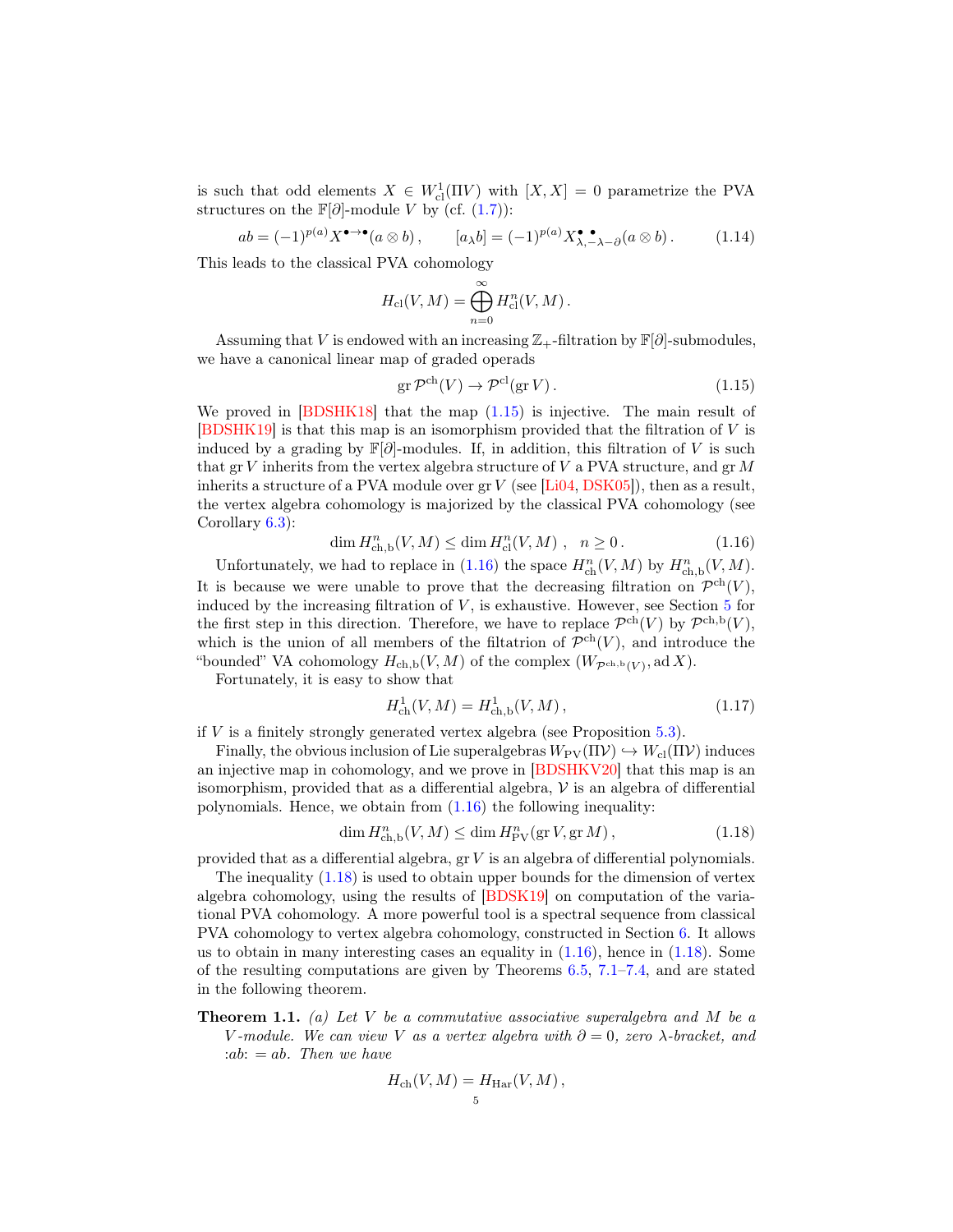is such that odd elements $X \in W^1_{\mathrm{cl}}(\Pi V)$ with $[X,X]=0$ parametrize the PVA structures on the $\mathbb{F}[\partial]$-module $V$ by (cf. (1.7)):

$$ab = (-1)^{p(a)} X^{\bullet \to \bullet}(a \otimes b)\,, \qquad [a_\lambda b] = (-1)^{p(a)} X^{\bullet\ \bullet}_{\lambda,-\lambda-\partial}(a \otimes b)\,. \tag{1.14}$$

This leads to the classical PVA cohomology

$$H_{\mathrm{cl}}(V,M) = \bigoplus_{n=0}^{\infty} H^n_{\mathrm{cl}}(V,M)\,.$$

Assuming that $V$ is endowed with an increasing $\mathbb{Z}_+$-filtration by $\mathbb{F}[\partial]$-submodules, we have a canonical linear map of graded operads

$$\operatorname{gr}\mathcal{P}^{\mathrm{ch}}(V) \to \mathcal{P}^{\mathrm{cl}}(\operatorname{gr}V)\,. \tag{1.15}$$

We proved in [BDSHK18] that the map (1.15) is injective. The main result of [BDSHK19] is that this map is an isomorphism provided that the filtration of $V$ is induced by a grading by $\mathbb{F}[\partial]$-modules. If, in addition, this filtration of $V$ is such that $\operatorname{gr}V$ inherits from the vertex algebra structure of $V$ a PVA structure, and $\operatorname{gr}M$ inherits a structure of a PVA module over $\operatorname{gr}V$ (see [Li04, DSK05]), then as a result, the vertex algebra cohomology is majorized by the classical PVA cohomology (see Corollary 6.3):

$$\dim H^n_{\mathrm{ch,b}}(V,M) \le \dim H^n_{\mathrm{cl}}(V,M)\,, \quad n \ge 0\,. \tag{1.16}$$

Unfortunately, we had to replace in (1.16) the space $H^n_{\mathrm{ch}}(V,M)$ by $H^n_{\mathrm{ch,b}}(V,M)$. It is because we were unable to prove that the decreasing filtration on $\mathcal{P}^{\mathrm{ch}}(V)$, induced by the increasing filtration of $V$, is exhaustive. However, see Section 5 for the first step in this direction. Therefore, we have to replace $\mathcal{P}^{\mathrm{ch}}(V)$ by $\mathcal{P}^{\mathrm{ch,b}}(V)$, which is the union of all members of the filtatrion of $\mathcal{P}^{\mathrm{ch}}(V)$, and introduce the "bounded" VA cohomology $H_{\mathrm{ch,b}}(V,M)$ of the complex $(W_{\mathcal{P}^{\mathrm{ch,b}}(V)}, \operatorname{ad}X)$.

Fortunately, it is easy to show that

$$H^1_{\mathrm{ch}}(V,M) = H^1_{\mathrm{ch,b}}(V,M)\,, \tag{1.17}$$

if $V$ is a finitely strongly generated vertex algebra (see Proposition 5.3).

Finally, the obvious inclusion of Lie superalgebras $W_{\mathrm{PV}}(\Pi\mathcal{V}) \hookrightarrow W_{\mathrm{cl}}(\Pi\mathcal{V})$ induces an injective map in cohomology, and we prove in [BDSHKV20] that this map is an isomorphism, provided that as a differential algebra, $\mathcal{V}$ is an algebra of differential polynomials. Hence, we obtain from (1.16) the following inequality:

$$\dim H^n_{\mathrm{ch,b}}(V,M) \le \dim H^n_{\mathrm{PV}}(\operatorname{gr}V, \operatorname{gr}M)\,, \tag{1.18}$$

provided that as a differential algebra, $\operatorname{gr}V$ is an algebra of differential polynomials.

The inequality (1.18) is used to obtain upper bounds for the dimension of vertex algebra cohomology, using the results of [BDSK19] on computation of the variational PVA cohomology. A more powerful tool is a spectral sequence from classical PVA cohomology to vertex algebra cohomology, constructed in Section 6. It allows us to obtain in many interesting cases an equality in (1.16), hence in (1.18). Some of the resulting computations are given by Theorems 6.5, 7.1–7.4, and are stated in the following theorem.

**Theorem 1.1.** *(a) Let $V$ be a commutative associative superalgebra and $M$ be a $V$-module. We can view $V$ as a vertex algebra with $\partial = 0$, zero $\lambda$-bracket, and $:ab: = ab$. Then we have*

$$H_{\mathrm{ch}}(V,M) = H_{\mathrm{Har}}(V,M)\,,$$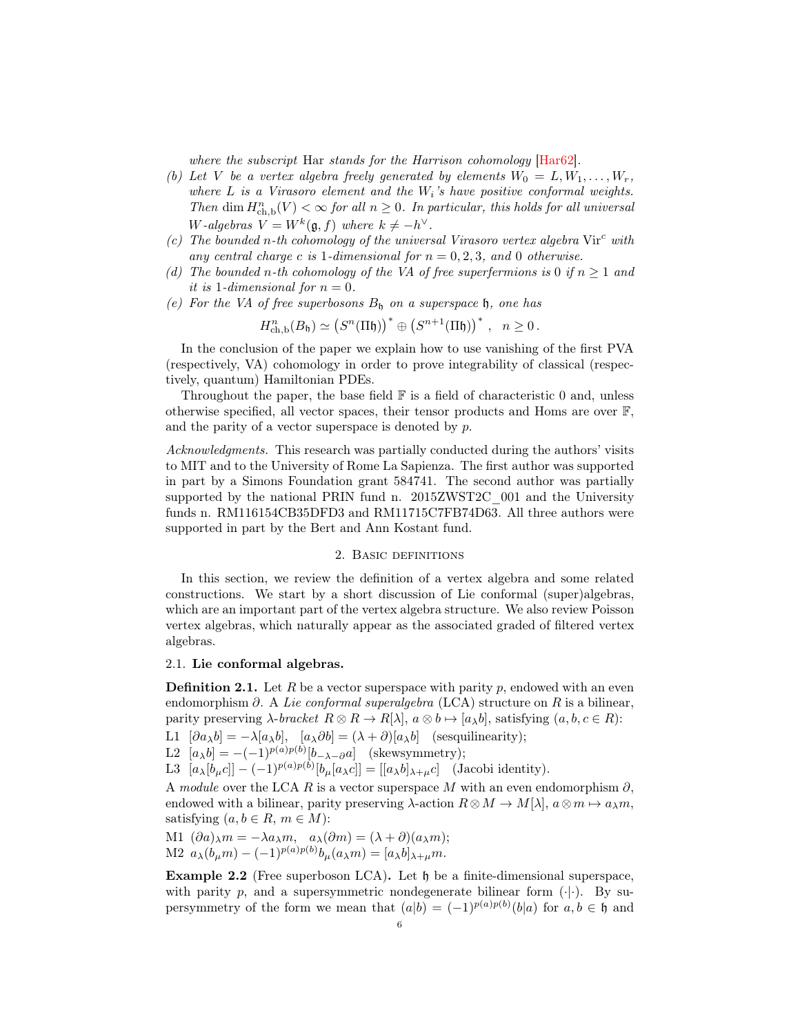*where the subscript* Har *stands for the Harrison cohomology* [Har62].

(b) *Let $V$ be a vertex algebra freely generated by elements $W_0 = L, W_1, \dots, W_r$, where $L$ is a Virasoro element and the $W_i$'s have positive conformal weights. Then $\dim H^n_{\mathrm{ch,b}}(V) < \infty$ for all $n \geq 0$. In particular, this holds for all universal $W$-algebras $V = W^k(\mathfrak{g}, f)$ where $k \neq -h^\vee$.*

(c) *The bounded $n$-th cohomology of the universal Virasoro vertex algebra $\mathrm{Vir}^c$ with any central charge $c$ is 1-dimensional for $n = 0, 2, 3$, and 0 otherwise.*

(d) *The bounded $n$-th cohomology of the VA of free superfermions is 0 if $n \geq 1$ and it is 1-dimensional for $n = 0$.*

(e) *For the VA of free superbosons $B_\mathfrak{h}$ on a superspace $\mathfrak{h}$, one has*

$$H^n_{\mathrm{ch,b}}(B_\mathfrak{h}) \simeq \left(S^n(\Pi\mathfrak{h})\right)^* \oplus \left(S^{n+1}(\Pi\mathfrak{h})\right)^*, \quad n \geq 0\,.$$

In the conclusion of the paper we explain how to use vanishing of the first PVA (respectively, VA) cohomology in order to prove integrability of classical (respectively, quantum) Hamiltonian PDEs.

Throughout the paper, the base field $\mathbb{F}$ is a field of characteristic 0 and, unless otherwise specified, all vector spaces, their tensor products and Homs are over $\mathbb{F}$, and the parity of a vector superspace is denoted by $p$.

*Acknowledgments.* This research was partially conducted during the authors' visits to MIT and to the University of Rome La Sapienza. The first author was supported in part by a Simons Foundation grant 584741. The second author was partially supported by the national PRIN fund n. 2015ZWST2C_001 and the University funds n. RM116154CB35DFD3 and RM11715C7FB74D63. All three authors were supported in part by the Bert and Ann Kostant fund.

## 2. Basic definitions

In this section, we review the definition of a vertex algebra and some related constructions. We start by a short discussion of Lie conformal (super)algebras, which are an important part of the vertex algebra structure. We also review Poisson vertex algebras, which naturally appear as the associated graded of filtered vertex algebras.

### 2.1. Lie conformal algebras.

**Definition 2.1.** Let $R$ be a vector superspace with parity $p$, endowed with an even endomorphism $\partial$. A *Lie conformal superalgebra* (LCA) structure on $R$ is a bilinear, parity preserving $\lambda$-*bracket* $R \otimes R \to R[\lambda]$, $a \otimes b \mapsto [a_\lambda b]$, satisfying ($a, b, c \in R$):

L1 $[\partial a_\lambda b] = -\lambda[a_\lambda b]$, $[a_\lambda \partial b] = (\lambda + \partial)[a_\lambda b]$ (sesquilinearity);

L2 $[a_\lambda b] = -(-1)^{p(a)p(b)}[b_{-\lambda-\partial} a]$ (skewsymmetry);

L3 $[a_\lambda [b_\mu c]] - (-1)^{p(a)p(b)}[b_\mu [a_\lambda c]] = [[a_\lambda b]_{\lambda+\mu} c]$ (Jacobi identity).

A *module* over the LCA $R$ is a vector superspace $M$ with an even endomorphism $\partial$, endowed with a bilinear, parity preserving $\lambda$-action $R \otimes M \to M[\lambda]$, $a \otimes m \mapsto a_\lambda m$, satisfying ($a, b \in R$, $m \in M$):

M1 $(\partial a)_\lambda m = -\lambda a_\lambda m$, $a_\lambda (\partial m) = (\lambda + \partial)(a_\lambda m)$;

M2 $a_\lambda (b_\mu m) - (-1)^{p(a)p(b)} b_\mu (a_\lambda m) = [a_\lambda b]_{\lambda+\mu} m$.

**Example 2.2** (Free superboson LCA)**.** Let $\mathfrak{h}$ be a finite-dimensional superspace, with parity $p$, and a supersymmetric nondegenerate bilinear form $(\cdot|\cdot)$. By supersymmetry of the form we mean that $(a|b) = (-1)^{p(a)p(b)}(b|a)$ for $a, b \in \mathfrak{h}$ and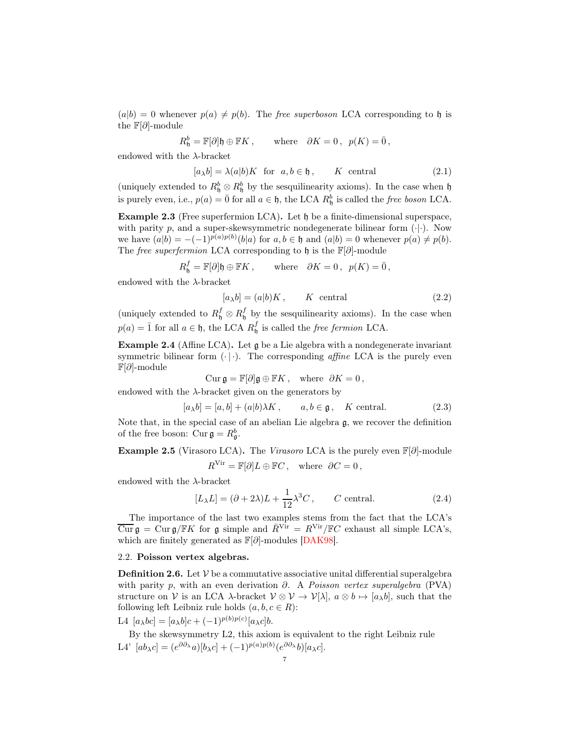$(a|b) = 0$ whenever $p(a) \neq p(b)$. The *free superboson* LCA corresponding to $\mathfrak{h}$ is the $\mathbb{F}[\partial]$-module

$$R^b_{\mathfrak{h}} = \mathbb{F}[\partial]\mathfrak{h} \oplus \mathbb{F}K\,, \qquad \text{where} \quad \partial K = 0\,,\ \ p(K) = \bar{0}\,,$$

endowed with the $\lambda$-bracket

$$[a_\lambda b] = \lambda(a|b)K \ \text{ for } \ a, b \in \mathfrak{h}\,, \qquad K \ \text{ central} \tag{2.1}$$

(uniquely extended to $R^b_{\mathfrak{h}} \otimes R^b_{\mathfrak{h}}$ by the sesquilinearity axioms). In the case when $\mathfrak{h}$ is purely even, i.e., $p(a) = \bar{0}$ for all $a \in \mathfrak{h}$, the LCA $R^b_{\mathfrak{h}}$ is called the *free boson* LCA.

**Example 2.3** (Free superfermion LCA)**.** Let $\mathfrak{h}$ be a finite-dimensional superspace, with parity $p$, and a super-skewsymmetric nondegenerate bilinear form $(\cdot|\cdot)$. Now we have $(a|b) = -(-1)^{p(a)p(b)}(b|a)$ for $a, b \in \mathfrak{h}$ and $(a|b) = 0$ whenever $p(a) \neq p(b)$. The *free superfermion* LCA corresponding to $\mathfrak{h}$ is the $\mathbb{F}[\partial]$-module

$$R^f_{\mathfrak{h}} = \mathbb{F}[\partial]\mathfrak{h} \oplus \mathbb{F}K\,, \qquad \text{where} \quad \partial K = 0\,,\ \ p(K) = \bar{0}\,,$$

endowed with the $\lambda$-bracket

$$[a_\lambda b] = (a|b)K\,, \qquad K \ \text{ central} \tag{2.2}$$

(uniquely extended to $R^f_{\mathfrak{h}} \otimes R^f_{\mathfrak{h}}$ by the sesquilinearity axioms). In the case when $p(a) = \bar{1}$ for all $a \in \mathfrak{h}$, the LCA $R^f_{\mathfrak{h}}$ is called the *free fermion* LCA.

**Example 2.4** (Affine LCA)**.** Let $\mathfrak{g}$ be a Lie algebra with a nondegenerate invariant symmetric bilinear form $(\cdot\,|\,\cdot)$. The corresponding *affine* LCA is the purely even $\mathbb{F}[\partial]$-module

$$\operatorname{Cur}\mathfrak{g} = \mathbb{F}[\partial]\mathfrak{g} \oplus \mathbb{F}K\,, \quad \text{where} \ \ \partial K = 0\,,$$

endowed with the $\lambda$-bracket given on the generators by

$$[a_\lambda b] = [a, b] + (a|b)\lambda K\,, \qquad a, b \in \mathfrak{g}\,, \quad K \ \text{central.} \tag{2.3}$$

Note that, in the special case of an abelian Lie algebra $\mathfrak{g}$, we recover the definition of the free boson: $\operatorname{Cur}\mathfrak{g} = R^b_{\mathfrak{g}}$.

**Example 2.5** (Virasoro LCA)**.** The *Virasoro* LCA is the purely even $\mathbb{F}[\partial]$-module

$$R^{\mathrm{Vir}} = \mathbb{F}[\partial]L \oplus \mathbb{F}C\,, \quad \text{where} \ \ \partial C = 0\,,$$

endowed with the $\lambda$-bracket

$$[L_\lambda L] = (\partial + 2\lambda)L + \frac{1}{12}\lambda^3 C\,, \qquad C \ \text{central.} \tag{2.4}$$

The importance of the last two examples stems from the fact that the LCA's $\overline{\operatorname{Cur}}\,\mathfrak{g} = \operatorname{Cur}\mathfrak{g}/\mathbb{F}K$ for $\mathfrak{g}$ simple and $\bar{R}^{\mathrm{Vir}} = R^{\mathrm{Vir}}/\mathbb{F}C$ exhaust all simple LCA's, which are finitely generated as $\mathbb{F}[\partial]$-modules [DAK98].

### 2.2. Poisson vertex algebras.

**Definition 2.6.** Let $\mathcal{V}$ be a commutative associative unital differential superalgebra with parity $p$, with an even derivation $\partial$. A *Poisson vertex superalgebra* (PVA) structure on $\mathcal{V}$ is an LCA $\lambda$-bracket $\mathcal{V} \otimes \mathcal{V} \to \mathcal{V}[\lambda]$, $a \otimes b \mapsto [a_\lambda b]$, such that the following left Leibniz rule holds ($a, b, c \in R$):

L4 $[a_\lambda bc] = [a_\lambda b]c + (-1)^{p(b)p(c)}[a_\lambda c]b$.

By the skewsymmetry L2, this axiom is equivalent to the right Leibniz rule

L4' $[ab_\lambda c] = (e^{\partial\partial_\lambda}a)[b_\lambda c] + (-1)^{p(a)p(b)}(e^{\partial\partial_\lambda}b)[a_\lambda c]$.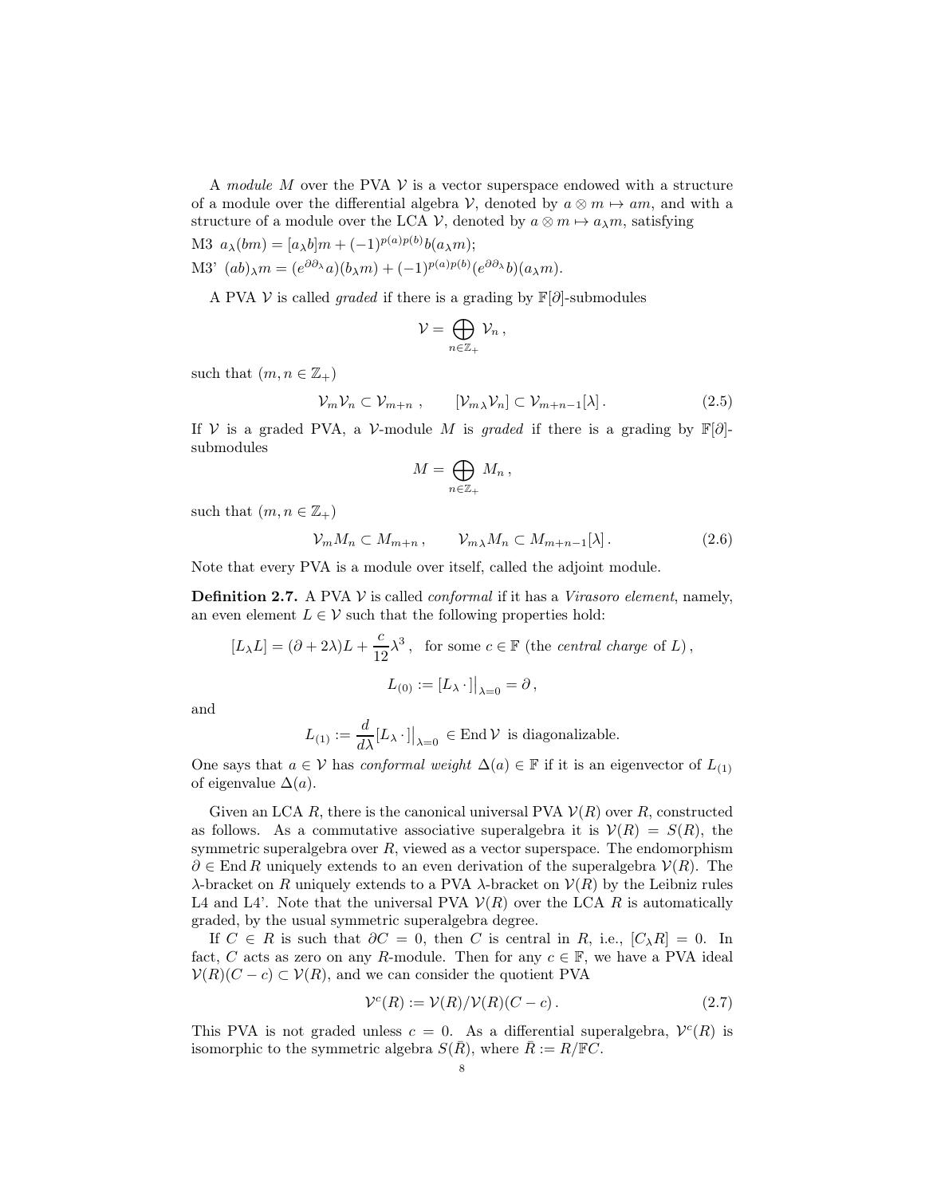A *module* $M$ over the PVA $\mathcal{V}$ is a vector superspace endowed with a structure of a module over the differential algebra $\mathcal{V}$, denoted by $a \otimes m \mapsto am$, and with a structure of a module over the LCA $\mathcal{V}$, denoted by $a \otimes m \mapsto a_\lambda m$, satisfying

M3 $a_\lambda(bm) = [a_\lambda b]m + (-1)^{p(a)p(b)} b(a_\lambda m)$;

M3' $(ab)_\lambda m = (e^{\partial \partial_\lambda} a)(b_\lambda m) + (-1)^{p(a)p(b)} (e^{\partial \partial_\lambda} b)(a_\lambda m)$.

A PVA $\mathcal{V}$ is called *graded* if there is a grading by $\mathbb{F}[\partial]$-submodules

$$\mathcal{V} = \bigoplus_{n \in \mathbb{Z}_+} \mathcal{V}_n ,$$

such that $(m, n \in \mathbb{Z}_+)$

$$\mathcal{V}_m \mathcal{V}_n \subset \mathcal{V}_{m+n} , \qquad [\mathcal{V}_m{}_\lambda \mathcal{V}_n] \subset \mathcal{V}_{m+n-1}[\lambda] . \tag{2.5}$$

If $\mathcal{V}$ is a graded PVA, a $\mathcal{V}$-module $M$ is *graded* if there is a grading by $\mathbb{F}[\partial]$-submodules

$$M = \bigoplus_{n \in \mathbb{Z}_+} M_n ,$$

such that $(m, n \in \mathbb{Z}_+)$

$$\mathcal{V}_m M_n \subset M_{m+n} , \qquad \mathcal{V}_m{}_\lambda M_n \subset M_{m+n-1}[\lambda] . \tag{2.6}$$

Note that every PVA is a module over itself, called the adjoint module.

**Definition 2.7.** A PVA $\mathcal{V}$ is called *conformal* if it has a *Virasoro element*, namely, an even element $L \in \mathcal{V}$ such that the following properties hold:

$$[L_\lambda L] = (\partial + 2\lambda)L + \frac{c}{12}\lambda^3 , \text{ for some } c \in \mathbb{F} \text{ (the } \textit{central charge} \text{ of } L) ,$$

$$L_{(0)} := [L_\lambda \cdot]\big|_{\lambda=0} = \partial ,$$

and

$$L_{(1)} := \frac{d}{d\lambda}[L_\lambda \cdot]\big|_{\lambda=0} \in \operatorname{End} \mathcal{V} \text{ is diagonalizable.}$$

One says that $a \in \mathcal{V}$ has *conformal weight* $\Delta(a) \in \mathbb{F}$ if it is an eigenvector of $L_{(1)}$ of eigenvalue $\Delta(a)$.

Given an LCA $R$, there is the canonical universal PVA $\mathcal{V}(R)$ over $R$, constructed as follows. As a commutative associative superalgebra it is $\mathcal{V}(R) = S(R)$, the symmetric superalgebra over $R$, viewed as a vector superspace. The endomorphism $\partial \in \operatorname{End} R$ uniquely extends to an even derivation of the superalgebra $\mathcal{V}(R)$. The $\lambda$-bracket on $R$ uniquely extends to a PVA $\lambda$-bracket on $\mathcal{V}(R)$ by the Leibniz rules L4 and L4'. Note that the universal PVA $\mathcal{V}(R)$ over the LCA $R$ is automatically graded, by the usual symmetric superalgebra degree.

If $C \in R$ is such that $\partial C = 0$, then $C$ is central in $R$, i.e., $[C_\lambda R] = 0$. In fact, $C$ acts as zero on any $R$-module. Then for any $c \in \mathbb{F}$, we have a PVA ideal $\mathcal{V}(R)(C - c) \subset \mathcal{V}(R)$, and we can consider the quotient PVA

$$\mathcal{V}^c(R) := \mathcal{V}(R)/\mathcal{V}(R)(C - c) . \tag{2.7}$$

This PVA is not graded unless $c = 0$. As a differential superalgebra, $\mathcal{V}^c(R)$ is isomorphic to the symmetric algebra $S(\bar{R})$, where $\bar{R} := R/\mathbb{F}C$.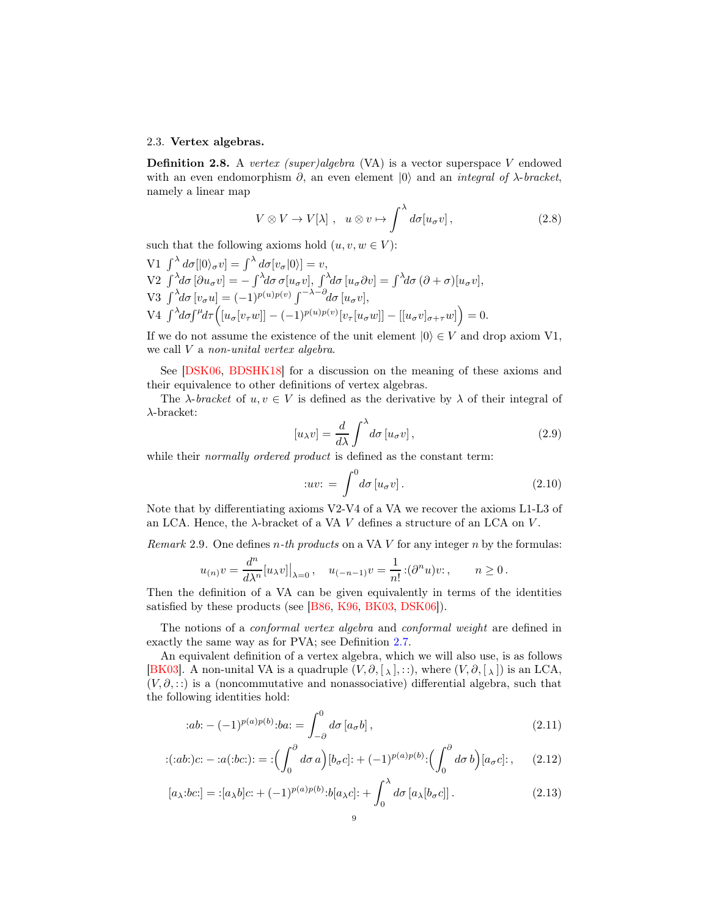### 2.3. **Vertex algebras.**

**Definition 2.8.** A *vertex (super)algebra* (VA) is a vector superspace $V$ endowed with an even endomorphism $\partial$, an even element $|0\rangle$ and an *integral of $\lambda$-bracket*, namely a linear map

$$V \otimes V \to V[\lambda]\,, \quad u \otimes v \mapsto \int^\lambda d\sigma [u_\sigma v]\,, \tag{2.8}$$

such that the following axioms hold ($u, v, w \in V$):

V1 $\int^\lambda d\sigma [|0\rangle_\sigma v] = \int^\lambda d\sigma [v_\sigma |0\rangle] = v$,
V2 $\int^\lambda d\sigma\, [\partial u_\sigma v] = -\int^\lambda d\sigma\, \sigma [u_\sigma v]$, $\int^\lambda d\sigma\, [u_\sigma \partial v] = \int^\lambda d\sigma\, (\partial + \sigma)[u_\sigma v]$,
V3 $\int^\lambda d\sigma\, [v_\sigma u] = (-1)^{p(u)p(v)} \int^{-\lambda-\partial} d\sigma\, [u_\sigma v]$,
V4 $\int^\lambda d\sigma \int^\mu d\tau \Big( [u_\sigma [v_\tau w]] - (-1)^{p(u)p(v)} [v_\tau [u_\sigma w]] - [[u_\sigma v]_{\sigma+\tau} w] \Big) = 0$.

If we do not assume the existence of the unit element $|0\rangle \in V$ and drop axiom V1, we call $V$ a *non-unital vertex algebra*.

See [DSK06, BDSHK18] for a discussion on the meaning of these axioms and their equivalence to other definitions of vertex algebras.

The *$\lambda$-bracket* of $u, v \in V$ is defined as the derivative by $\lambda$ of their integral of $\lambda$-bracket:

$$[u_\lambda v] = \frac{d}{d\lambda} \int^\lambda d\sigma\, [u_\sigma v]\,, \tag{2.9}$$

while their *normally ordered product* is defined as the constant term:

$$:uv: = \int^0 d\sigma\, [u_\sigma v]\,. \tag{2.10}$$

Note that by differentiating axioms V2-V4 of a VA we recover the axioms L1-L3 of an LCA. Hence, the $\lambda$-bracket of a VA $V$ defines a structure of an LCA on $V$.

*Remark* 2.9. One defines *$n$-th products* on a VA $V$ for any integer $n$ by the formulas:

$$u_{(n)} v = \frac{d^n}{d\lambda^n} [u_\lambda v]\big|_{\lambda=0}\,, \quad u_{(-n-1)} v = \frac{1}{n!} :(\partial^n u) v:\,, \qquad n \geq 0\,.$$

Then the definition of a VA can be given equivalently in terms of the identities satisfied by these products (see [B86, K96, BK03, DSK06]).

The notions of a *conformal vertex algebra* and *conformal weight* are defined in exactly the same way as for PVA; see Definition 2.7.

An equivalent definition of a vertex algebra, which we will also use, is as follows [BK03]. A non-unital VA is a quadruple $(V, \partial, [\,_\lambda\,], ::)$, where $(V, \partial, [\,_\lambda\,])$ is an LCA, $(V, \partial, ::)$ is a (noncommutative and nonassociative) differential algebra, such that the following identities hold:

$$:ab: - (-1)^{p(a)p(b)} :ba: = \int_{-\partial}^0 d\sigma\, [a_\sigma b]\,, \tag{2.11}$$

$$:(:ab:)c: - :a(:bc:): = :\Big( \int_0^\partial d\sigma\, a \Big) [b_\sigma c]: + (-1)^{p(a)p(b)} :\Big( \int_0^\partial d\sigma\, b \Big) [a_\sigma c]:\,, \tag{2.12}$$

$$[a_\lambda :bc:] = :[a_\lambda b] c: + (-1)^{p(a)p(b)} :b [a_\lambda c]: + \int_0^\lambda d\sigma\, [a_\lambda [b_\sigma c]]\,. \tag{2.13}$$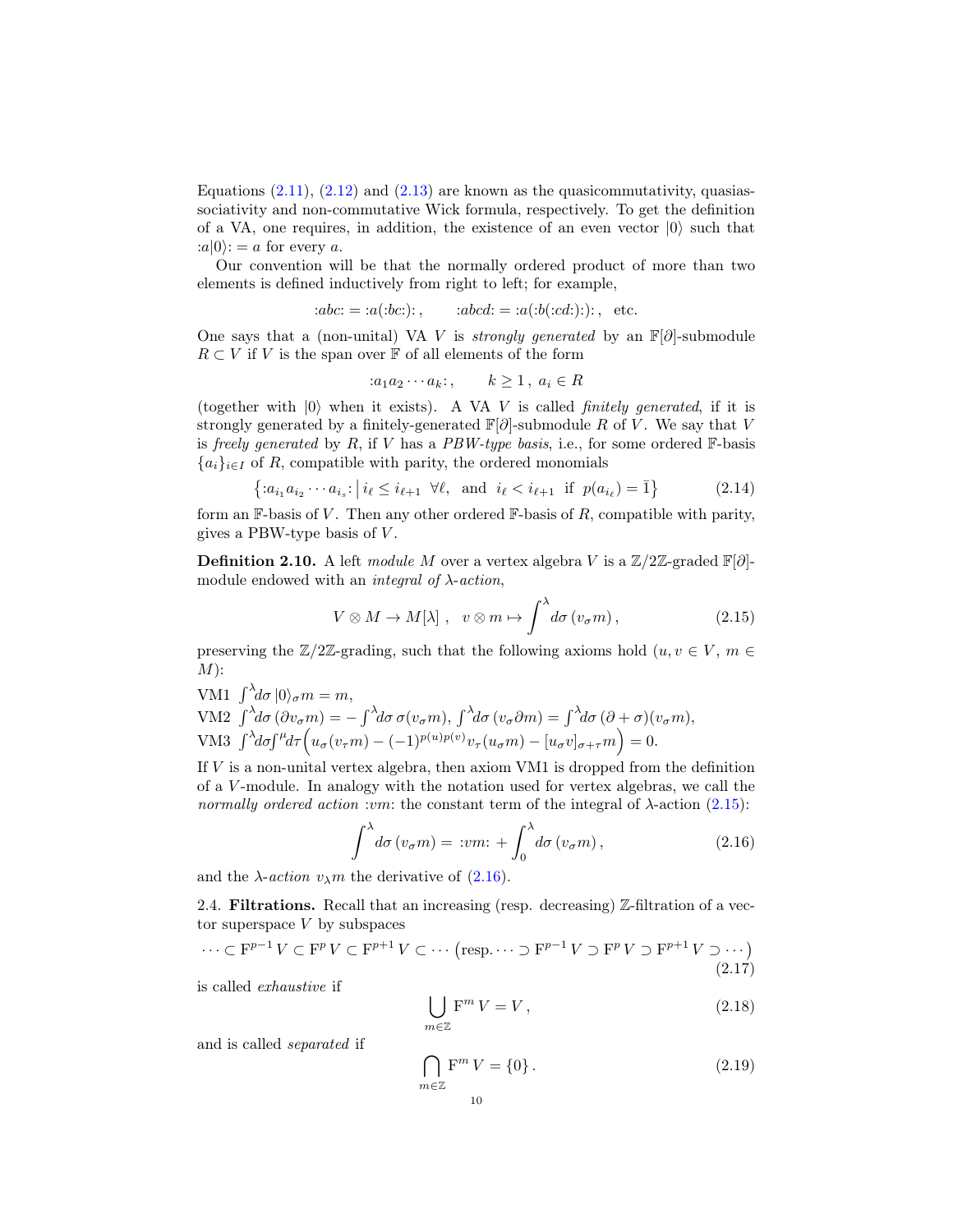Equations (2.11), (2.12) and (2.13) are known as the quasicommutativity, quasiassociativity and non-commutative Wick formula, respectively. To get the definition of a VA, one requires, in addition, the existence of an even vector $|0\rangle$ such that $:a|0\rangle: = a$ for every $a$.

Our convention will be that the normally ordered product of more than two elements is defined inductively from right to left; for example,

$$:abc: = :a(:bc:): \,, \qquad :abcd: = :a(:b(:cd:):): \,, \quad \text{etc.}$$

One says that a (non-unital) VA $V$ is *strongly generated* by an $\mathbb{F}[\partial]$-submodule $R \subset V$ if $V$ is the span over $\mathbb{F}$ of all elements of the form

$$:a_1 a_2 \cdots a_k: \,, \qquad k \geq 1 \,,\; a_i \in R$$

(together with $|0\rangle$ when it exists). A VA $V$ is called *finitely generated*, if it is strongly generated by a finitely-generated $\mathbb{F}[\partial]$-submodule $R$ of $V$. We say that $V$ is *freely generated* by $R$, if $V$ has a *PBW-type basis*, i.e., for some ordered $\mathbb{F}$-basis $\{a_i\}_{i \in I}$ of $R$, compatible with parity, the ordered monomials

$$\left\{ :a_{i_1} a_{i_2} \cdots a_{i_s}: \,\middle|\, i_\ell \leq i_{\ell+1} \;\; \forall \ell, \;\text{ and }\; i_\ell < i_{\ell+1} \;\text{ if }\; p(a_{i_\ell}) = \bar{1} \right\} \tag{2.14}$$

form an $\mathbb{F}$-basis of $V$. Then any other ordered $\mathbb{F}$-basis of $R$, compatible with parity, gives a PBW-type basis of $V$.

**Definition 2.10.** A left *module* $M$ over a vertex algebra $V$ is a $\mathbb{Z}/2\mathbb{Z}$-graded $\mathbb{F}[\partial]$-module endowed with an *integral of $\lambda$-action*,

$$V \otimes M \to M[\lambda] \,, \quad v \otimes m \mapsto \int^{\lambda} d\sigma \, (v_\sigma m) \,, \tag{2.15}$$

preserving the $\mathbb{Z}/2\mathbb{Z}$-grading, such that the following axioms hold ($u, v \in V$, $m \in M$):

VM1 $\int^{\lambda} d\sigma \, |0\rangle_\sigma m = m$,

VM2 $\int^{\lambda} d\sigma \, (\partial v_\sigma m) = -\int^{\lambda} d\sigma \, \sigma(v_\sigma m)$, $\int^{\lambda} d\sigma \, (v_\sigma \partial m) = \int^{\lambda} d\sigma \, (\partial + \sigma)(v_\sigma m)$,

VM3 $\int^{\lambda} d\sigma \int^{\mu} d\tau \Big( u_\sigma (v_\tau m) - (-1)^{p(u)p(v)} v_\tau (u_\sigma m) - [u_\sigma v]_{\sigma+\tau} m \Big) = 0$.

If $V$ is a non-unital vertex algebra, then axiom VM1 is dropped from the definition of a $V$-module. In analogy with the notation used for vertex algebras, we call the *normally ordered action* $:vm:$ the constant term of the integral of $\lambda$-action (2.15):

$$\int^{\lambda} d\sigma \, (v_\sigma m) = \, :vm: + \int_0^{\lambda} d\sigma \, (v_\sigma m) \,, \tag{2.16}$$

and the *$\lambda$-action* $v_\lambda m$ the derivative of (2.16).

2.4. **Filtrations.** Recall that an increasing (resp. decreasing) $\mathbb{Z}$-filtration of a vector superspace $V$ by subspaces

$$\cdots \subset \mathrm{F}^{p-1} V \subset \mathrm{F}^{p} V \subset \mathrm{F}^{p+1} V \subset \cdots \; \big( \text{resp.} \cdots \supset \mathrm{F}^{p-1} V \supset \mathrm{F}^{p} V \supset \mathrm{F}^{p+1} V \supset \cdots \big) \tag{2.17}$$

is called *exhaustive* if

$$\bigcup_{m \in \mathbb{Z}} \mathrm{F}^m V = V \,, \tag{2.18}$$

and is called *separated* if

$$\bigcap_{m \in \mathbb{Z}} \mathrm{F}^m V = \{0\} \,. \tag{2.19}$$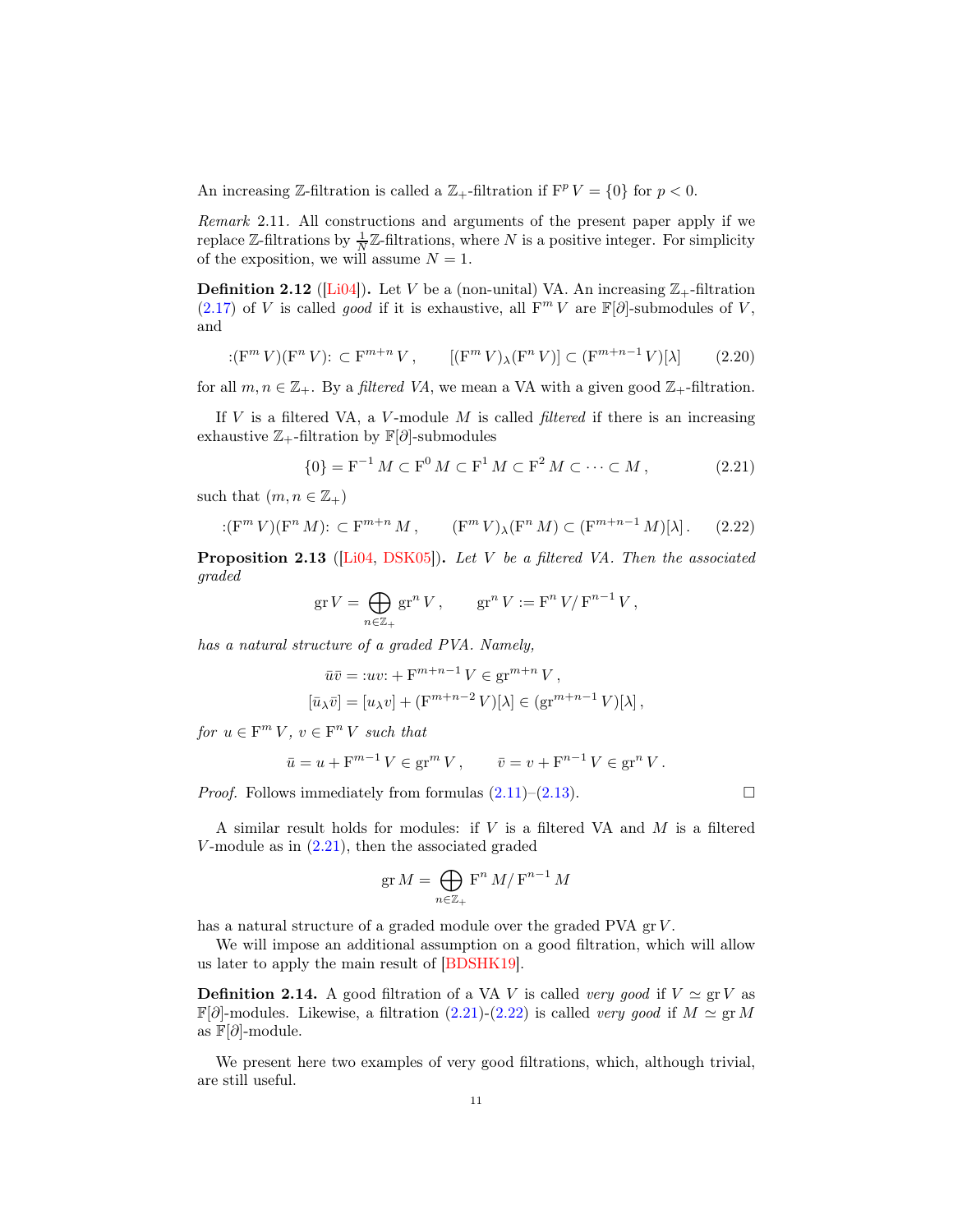An increasing $\mathbb{Z}$-filtration is called a $\mathbb{Z}_+$-filtration if $\mathrm{F}^p V = \{0\}$ for $p < 0$.

*Remark* 2.11. All constructions and arguments of the present paper apply if we replace $\mathbb{Z}$-filtrations by $\frac{1}{N}\mathbb{Z}$-filtrations, where $N$ is a positive integer. For simplicity of the exposition, we will assume $N = 1$.

**Definition 2.12** ([Li04]). Let $V$ be a (non-unital) VA. An increasing $\mathbb{Z}_+$-filtration (2.17) of $V$ is called *good* if it is exhaustive, all $\mathrm{F}^m V$ are $\mathbb{F}[\partial]$-submodules of $V$, and

$$:(\mathrm{F}^m V)(\mathrm{F}^n V): \subset \mathrm{F}^{m+n} V\,, \qquad [(\mathrm{F}^m V)_\lambda (\mathrm{F}^n V)] \subset (\mathrm{F}^{m+n-1} V)[\lambda] \tag{2.20}$$

for all $m, n \in \mathbb{Z}_+$. By a *filtered VA*, we mean a VA with a given good $\mathbb{Z}_+$-filtration.

If $V$ is a filtered VA, a $V$-module $M$ is called *filtered* if there is an increasing exhaustive $\mathbb{Z}_+$-filtration by $\mathbb{F}[\partial]$-submodules

$$\{0\} = \mathrm{F}^{-1} M \subset \mathrm{F}^0 M \subset \mathrm{F}^1 M \subset \mathrm{F}^2 M \subset \cdots \subset M\,, \tag{2.21}$$

such that $(m, n \in \mathbb{Z}_+)$

$$:(\mathrm{F}^m V)(\mathrm{F}^n M): \subset \mathrm{F}^{m+n} M\,, \qquad (\mathrm{F}^m V)_\lambda (\mathrm{F}^n M) \subset (\mathrm{F}^{m+n-1} M)[\lambda]\,. \tag{2.22}$$

**Proposition 2.13** ([Li04, DSK05]). *Let $V$ be a filtered VA. Then the associated graded*

$$\mathrm{gr}\, V = \bigoplus_{n \in \mathbb{Z}_+} \mathrm{gr}^n V\,, \qquad \mathrm{gr}^n V := \mathrm{F}^n V / \mathrm{F}^{n-1} V\,,$$

*has a natural structure of a graded PVA. Namely,*

$$\begin{aligned}
\bar{u}\bar{v} &= :uv: + \mathrm{F}^{m+n-1} V \in \mathrm{gr}^{m+n} V\,,\\
[\bar{u}_\lambda \bar{v}] &= [u_\lambda v] + (\mathrm{F}^{m+n-2} V)[\lambda] \in (\mathrm{gr}^{m+n-1} V)[\lambda]\,,
\end{aligned}$$

*for $u \in \mathrm{F}^m V$, $v \in \mathrm{F}^n V$ such that*

$$\bar{u} = u + \mathrm{F}^{m-1} V \in \mathrm{gr}^m V\,, \qquad \bar{v} = v + \mathrm{F}^{n-1} V \in \mathrm{gr}^n V\,.$$

*Proof.* Follows immediately from formulas (2.11)–(2.13). $\square$

A similar result holds for modules: if $V$ is a filtered VA and $M$ is a filtered $V$-module as in (2.21), then the associated graded

$$\mathrm{gr}\, M = \bigoplus_{n \in \mathbb{Z}_+} \mathrm{F}^n M / \mathrm{F}^{n-1} M$$

has a natural structure of a graded module over the graded PVA $\mathrm{gr}\, V$.

We will impose an additional assumption on a good filtration, which will allow us later to apply the main result of [BDSHK19].

**Definition 2.14.** A good filtration of a VA $V$ is called *very good* if $V \simeq \mathrm{gr}\, V$ as $\mathbb{F}[\partial]$-modules. Likewise, a filtration (2.21)-(2.22) is called *very good* if $M \simeq \mathrm{gr}\, M$ as $\mathbb{F}[\partial]$-module.

We present here two examples of very good filtrations, which, although trivial, are still useful.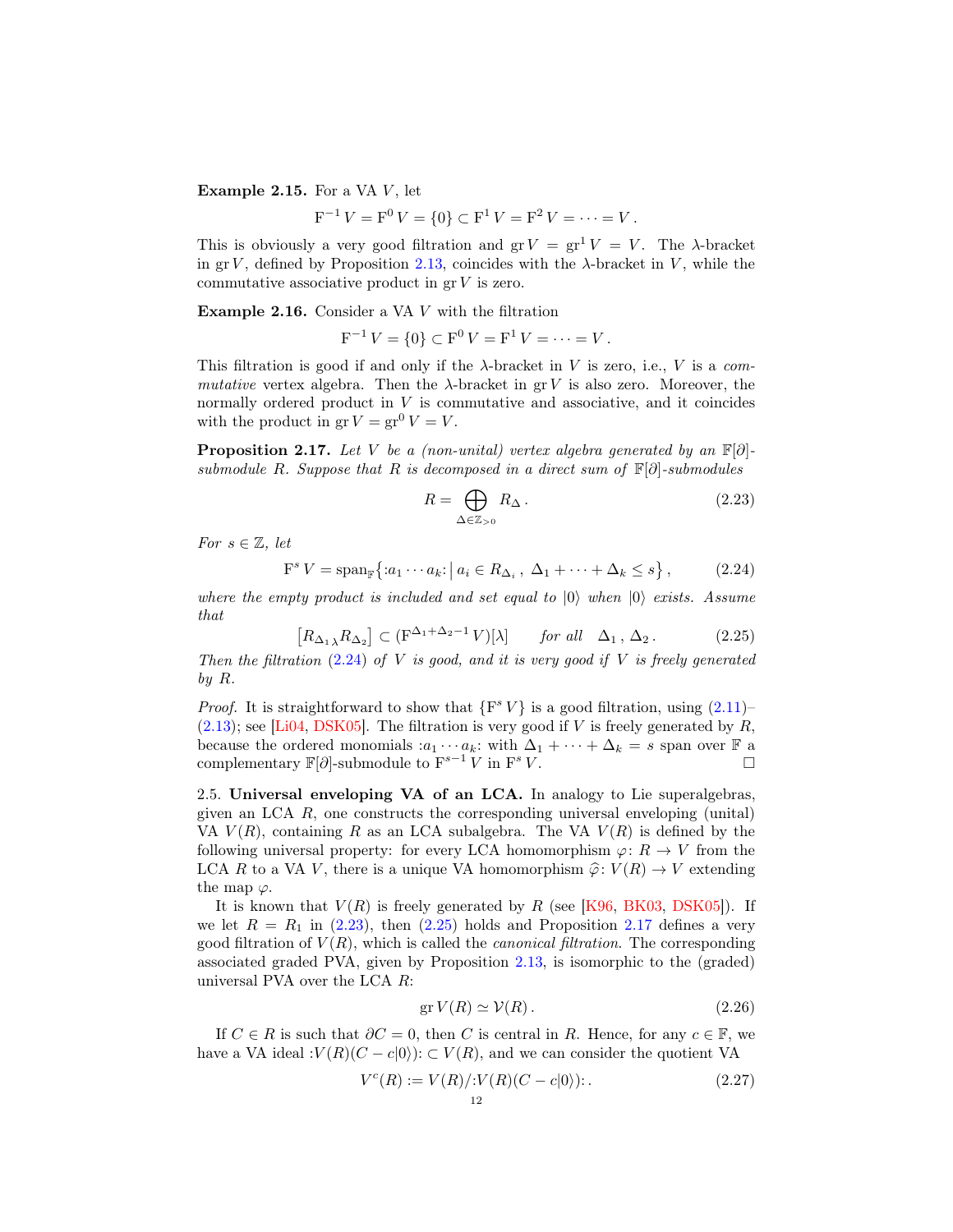**Example 2.15.** For a VA $V$, let

$$\mathrm{F}^{-1} V = \mathrm{F}^0 V = \{0\} \subset \mathrm{F}^1 V = \mathrm{F}^2 V = \cdots = V \,.$$

This is obviously a very good filtration and $\operatorname{gr} V = \operatorname{gr}^1 V = V$. The $\lambda$-bracket in $\operatorname{gr} V$, defined by Proposition 2.13, coincides with the $\lambda$-bracket in $V$, while the commutative associative product in $\operatorname{gr} V$ is zero.

**Example 2.16.** Consider a VA $V$ with the filtration

$$\mathrm{F}^{-1} V = \{0\} \subset \mathrm{F}^0 V = \mathrm{F}^1 V = \cdots = V \,.$$

This filtration is good if and only if the $\lambda$-bracket in $V$ is zero, i.e., $V$ is a *commutative* vertex algebra. Then the $\lambda$-bracket in $\operatorname{gr} V$ is also zero. Moreover, the normally ordered product in $V$ is commutative and associative, and it coincides with the product in $\operatorname{gr} V = \operatorname{gr}^0 V = V$.

**Proposition 2.17.** *Let $V$ be a (non-unital) vertex algebra generated by an $\mathbb{F}[\partial]$-submodule $R$. Suppose that $R$ is decomposed in a direct sum of $\mathbb{F}[\partial]$-submodules*

$$R = \bigoplus_{\Delta \in \mathbb{Z}_{>0}} R_\Delta \,. \tag{2.23}$$

*For $s \in \mathbb{Z}$, let*

$$\mathrm{F}^s V = \operatorname{span}_{\mathbb{F}} \big\{ {:}a_1 \cdots a_k{:} \,\big|\, a_i \in R_{\Delta_i} \,,\ \Delta_1 + \cdots + \Delta_k \leq s \big\} \,, \tag{2.24}$$

*where the empty product is included and set equal to $|0\rangle$ when $|0\rangle$ exists. Assume that*

$$\big[ R_{\Delta_1}{}_\lambda R_{\Delta_2} \big] \subset (\mathrm{F}^{\Delta_1 + \Delta_2 - 1} V)[\lambda] \qquad \text{for all} \quad \Delta_1 \,, \Delta_2 \,. \tag{2.25}$$

*Then the filtration (2.24) of $V$ is good, and it is very good if $V$ is freely generated by $R$.*

*Proof.* It is straightforward to show that $\{\mathrm{F}^s V\}$ is a good filtration, using (2.11)–(2.13); see [Li04, DSK05]. The filtration is very good if $V$ is freely generated by $R$, because the ordered monomials ${:}a_1 \cdots a_k{:}$ with $\Delta_1 + \cdots + \Delta_k = s$ span over $\mathbb{F}$ a complementary $\mathbb{F}[\partial]$-submodule to $\mathrm{F}^{s-1} V$ in $\mathrm{F}^s V$. $\square$

2.5. **Universal enveloping VA of an LCA.** In analogy to Lie superalgebras, given an LCA $R$, one constructs the corresponding universal enveloping (unital) VA $V(R)$, containing $R$ as an LCA subalgebra. The VA $V(R)$ is defined by the following universal property: for every LCA homomorphism $\varphi \colon R \to V$ from the LCA $R$ to a VA $V$, there is a unique VA homomorphism $\widehat{\varphi} \colon V(R) \to V$ extending the map $\varphi$.

It is known that $V(R)$ is freely generated by $R$ (see [K96, BK03, DSK05]). If we let $R = R_1$ in (2.23), then (2.25) holds and Proposition 2.17 defines a very good filtration of $V(R)$, which is called the *canonical filtration*. The corresponding associated graded PVA, given by Proposition 2.13, is isomorphic to the (graded) universal PVA over the LCA $R$:

$$\operatorname{gr} V(R) \simeq \mathcal{V}(R) \,. \tag{2.26}$$

If $C \in R$ is such that $\partial C = 0$, then $C$ is central in $R$. Hence, for any $c \in \mathbb{F}$, we have a VA ideal ${:}V(R)(C - c|0\rangle){:} \subset V(R)$, and we can consider the quotient VA

$$V^c(R) := V(R) / {:}V(R)(C - c|0\rangle){:} \,. \tag{2.27}$$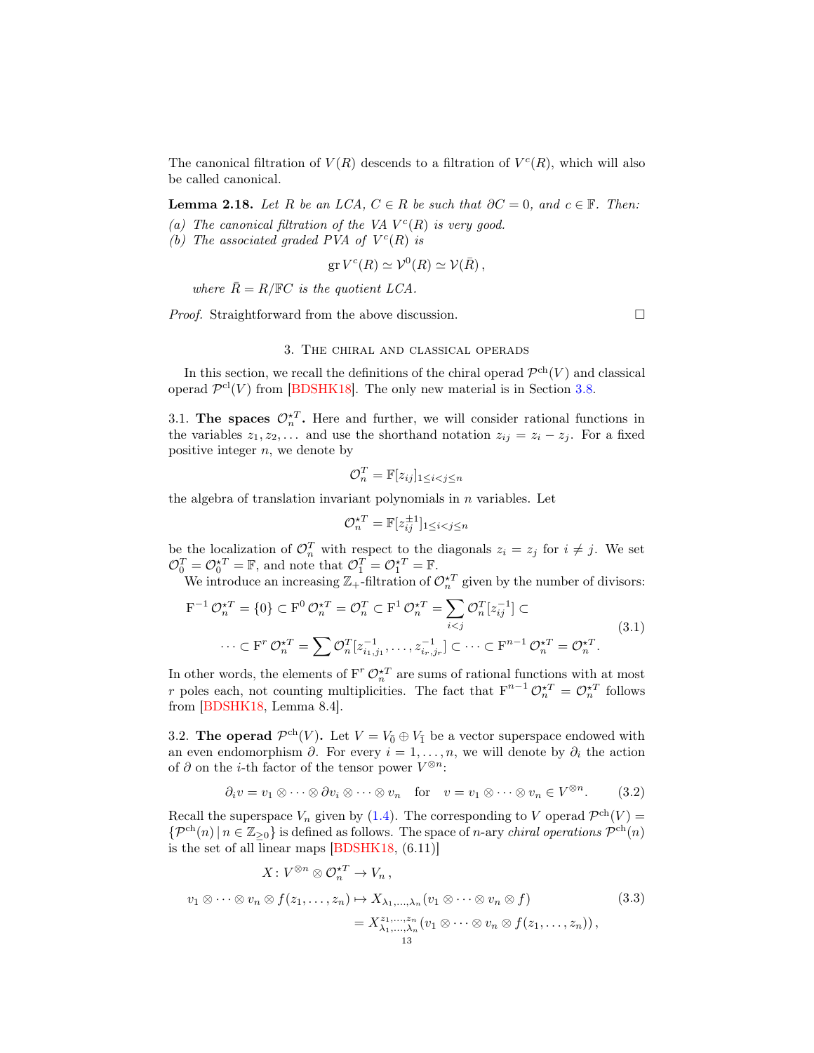The canonical filtration of $V(R)$ descends to a filtration of $V^c(R)$, which will also be called canonical.

**Lemma 2.18.** *Let $R$ be an LCA, $C \in R$ be such that $\partial C = 0$, and $c \in \mathbb{F}$. Then:*

*(a) The canonical filtration of the VA $V^c(R)$ is very good.*

*(b) The associated graded PVA of $V^c(R)$ is*

$$\operatorname{gr} V^c(R) \simeq \mathcal{V}^0(R) \simeq \mathcal{V}(\bar{R}),$$

*where $\bar{R} = R/\mathbb{F}C$ is the quotient LCA.*

*Proof.* Straightforward from the above discussion. □

## 3. The chiral and classical operads

In this section, we recall the definitions of the chiral operad $\mathcal{P}^{\mathrm{ch}}(V)$ and classical operad $\mathcal{P}^{\mathrm{cl}}(V)$ from [BDSHK18]. The only new material is in Section 3.8.

**3.1. The spaces $\mathcal{O}_n^{\star T}$.** Here and further, we will consider rational functions in the variables $z_1, z_2, \dots$ and use the shorthand notation $z_{ij} = z_i - z_j$. For a fixed positive integer $n$, we denote by

$$\mathcal{O}_n^T = \mathbb{F}[z_{ij}]_{1\leq i<j\leq n}$$

the algebra of translation invariant polynomials in $n$ variables. Let

$$\mathcal{O}_n^{\star T} = \mathbb{F}[z_{ij}^{\pm 1}]_{1\leq i<j\leq n}$$

be the localization of $\mathcal{O}_n^T$ with respect to the diagonals $z_i = z_j$ for $i \neq j$. We set $\mathcal{O}_0^T = \mathcal{O}_0^{\star T} = \mathbb{F}$, and note that $\mathcal{O}_1^T = \mathcal{O}_1^{\star T} = \mathbb{F}$.

We introduce an increasing $\mathbb{Z}_+$-filtration of $\mathcal{O}_n^{\star T}$ given by the number of divisors:

$$\begin{aligned}
&\mathrm{F}^{-1}\, \mathcal{O}_n^{\star T} = \{0\} \subset \mathrm{F}^0\, \mathcal{O}_n^{\star T} = \mathcal{O}_n^T \subset \mathrm{F}^1\, \mathcal{O}_n^{\star T} = \sum_{i<j} \mathcal{O}_n^T[z_{ij}^{-1}] \subset \\
&\quad \cdots \subset \mathrm{F}^r\, \mathcal{O}_n^{\star T} = \sum \mathcal{O}_n^T[z_{i_1,j_1}^{-1}, \dots, z_{i_r,j_r}^{-1}] \subset \cdots \subset \mathrm{F}^{n-1}\, \mathcal{O}_n^{\star T} = \mathcal{O}_n^{\star T}.
\end{aligned} \tag{3.1}$$

In other words, the elements of $\mathrm{F}^r\, \mathcal{O}_n^{\star T}$ are sums of rational functions with at most $r$ poles each, not counting multiplicities. The fact that $\mathrm{F}^{n-1}\, \mathcal{O}_n^{\star T} = \mathcal{O}_n^{\star T}$ follows from [BDSHK18, Lemma 8.4].

**3.2. The operad $\mathcal{P}^{\mathrm{ch}}(V)$.** Let $V = V_{\bar{0}} \oplus V_{\bar{1}}$ be a vector superspace endowed with an even endomorphism $\partial$. For every $i = 1, \dots, n$, we will denote by $\partial_i$ the action of $\partial$ on the $i$-th factor of the tensor power $V^{\otimes n}$:

$$\partial_i v = v_1 \otimes \cdots \otimes \partial v_i \otimes \cdots \otimes v_n \quad \text{for} \quad v = v_1 \otimes \cdots \otimes v_n \in V^{\otimes n}. \tag{3.2}$$

Recall the superspace $V_n$ given by (1.4). The corresponding to $V$ operad $\mathcal{P}^{\mathrm{ch}}(V) = \{\mathcal{P}^{\mathrm{ch}}(n) \,|\, n \in \mathbb{Z}_{\geq 0}\}$ is defined as follows. The space of $n$-ary *chiral operations* $\mathcal{P}^{\mathrm{ch}}(n)$ is the set of all linear maps [BDSHK18, (6.11)]

$$\begin{aligned}
X\colon V^{\otimes n} \otimes \mathcal{O}_n^{\star T} &\to V_n\,, \\
v_1 \otimes \cdots \otimes v_n \otimes f(z_1, \dots, z_n) &\mapsto X_{\lambda_1,\dots,\lambda_n}(v_1 \otimes \cdots \otimes v_n \otimes f) \\
&\qquad = X_{\lambda_1,\dots,\lambda_n}^{z_1,\dots,z_n}(v_1 \otimes \cdots \otimes v_n \otimes f(z_1, \dots, z_n))\,,
\end{aligned} \tag{3.3}$$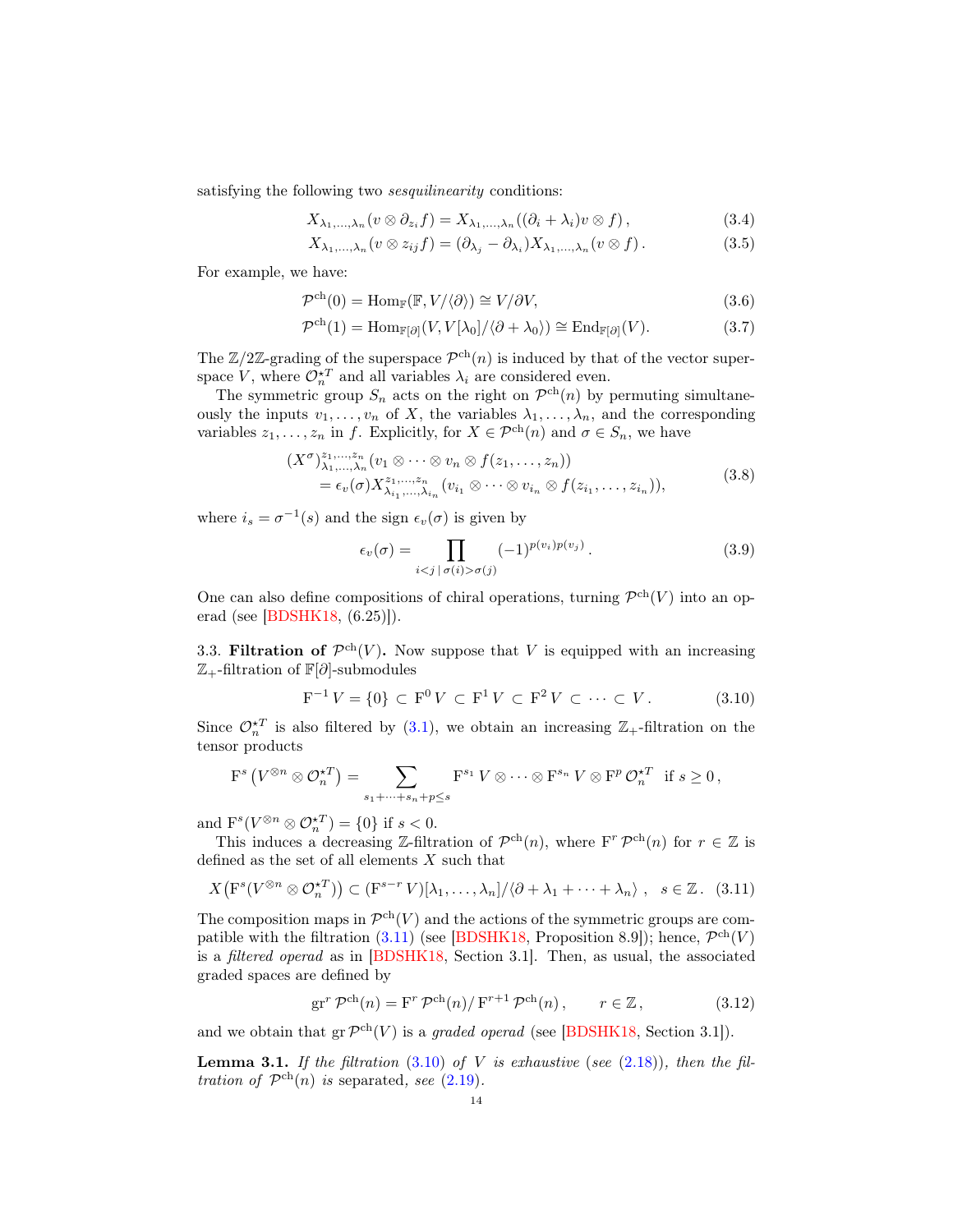satisfying the following two *sesquilinearity* conditions:

$$X_{\lambda_1,\dots,\lambda_n}(v\otimes \partial_{z_i} f) = X_{\lambda_1,\dots,\lambda_n}((\partial_i+\lambda_i)v\otimes f)\,, \tag{3.4}$$

$$X_{\lambda_1,\dots,\lambda_n}(v\otimes z_{ij} f) = (\partial_{\lambda_j}-\partial_{\lambda_i})X_{\lambda_1,\dots,\lambda_n}(v\otimes f)\,. \tag{3.5}$$

For example, we have:

$$\mathcal{P}^{\mathrm{ch}}(0) = \mathrm{Hom}_{\mathbb{F}}(\mathbb{F}, V/\langle\partial\rangle) \cong V/\partial V, \tag{3.6}$$

$$\mathcal{P}^{\mathrm{ch}}(1) = \mathrm{Hom}_{\mathbb{F}[\partial]}(V, V[\lambda_0]/\langle\partial+\lambda_0\rangle) \cong \mathrm{End}_{\mathbb{F}[\partial]}(V). \tag{3.7}$$

The $\mathbb{Z}/2\mathbb{Z}$-grading of the superspace $\mathcal{P}^{\mathrm{ch}}(n)$ is induced by that of the vector superspace $V$, where $\mathcal{O}_n^{\star T}$ and all variables $\lambda_i$ are considered even.

The symmetric group $S_n$ acts on the right on $\mathcal{P}^{\mathrm{ch}}(n)$ by permuting simultaneously the inputs $v_1,\dots,v_n$ of $X$, the variables $\lambda_1,\dots,\lambda_n$, and the corresponding variables $z_1,\dots,z_n$ in $f$. Explicitly, for $X\in\mathcal{P}^{\mathrm{ch}}(n)$ and $\sigma\in S_n$, we have

$$\begin{aligned}(X^\sigma)^{z_1,\dots,z_n}_{\lambda_1,\dots,\lambda_n}&(v_1\otimes\cdots\otimes v_n\otimes f(z_1,\dots,z_n))\\ &= \epsilon_v(\sigma) X^{z_1,\dots,z_n}_{\lambda_{i_1},\dots,\lambda_{i_n}}(v_{i_1}\otimes\cdots\otimes v_{i_n}\otimes f(z_{i_1},\dots,z_{i_n})),\end{aligned} \tag{3.8}$$

where $i_s=\sigma^{-1}(s)$ and the sign $\epsilon_v(\sigma)$ is given by

$$\epsilon_v(\sigma) = \prod_{i<j\,|\,\sigma(i)>\sigma(j)} (-1)^{p(v_i)p(v_j)}\,. \tag{3.9}$$

One can also define compositions of chiral operations, turning $\mathcal{P}^{\mathrm{ch}}(V)$ into an operad (see [BDSHK18, (6.25)]).

**3.3. Filtration of $\mathcal{P}^{\mathrm{ch}}(V)$.** Now suppose that $V$ is equipped with an increasing $\mathbb{Z}_+$-filtration of $\mathbb{F}[\partial]$-submodules

$$\mathrm{F}^{-1} V = \{0\} \subset \mathrm{F}^0 V \subset \mathrm{F}^1 V \subset \mathrm{F}^2 V \subset \cdots \subset V\,. \tag{3.10}$$

Since $\mathcal{O}_n^{\star T}$ is also filtered by (3.1), we obtain an increasing $\mathbb{Z}_+$-filtration on the tensor products

$$\mathrm{F}^s\big(V^{\otimes n}\otimes \mathcal{O}_n^{\star T}\big) = \sum_{s_1+\cdots+s_n+p\le s} \mathrm{F}^{s_1} V\otimes\cdots\otimes \mathrm{F}^{s_n} V\otimes \mathrm{F}^p\,\mathcal{O}_n^{\star T} \ \text{ if } s\ge 0\,,$$

and $\mathrm{F}^s(V^{\otimes n}\otimes\mathcal{O}_n^{\star T}) = \{0\}$ if $s<0$.

This induces a decreasing $\mathbb{Z}$-filtration of $\mathcal{P}^{\mathrm{ch}}(n)$, where $\mathrm{F}^r\,\mathcal{P}^{\mathrm{ch}}(n)$ for $r\in\mathbb{Z}$ is defined as the set of all elements $X$ such that

$$X\big(\mathrm{F}^s(V^{\otimes n}\otimes\mathcal{O}_n^{\star T})\big) \subset (\mathrm{F}^{s-r} V)[\lambda_1,\dots,\lambda_n]/\langle\partial+\lambda_1+\cdots+\lambda_n\rangle\,,\ \ s\in\mathbb{Z}\,. \tag{3.11}$$

The composition maps in $\mathcal{P}^{\mathrm{ch}}(V)$ and the actions of the symmetric groups are compatible with the filtration (3.11) (see [BDSHK18, Proposition 8.9]); hence, $\mathcal{P}^{\mathrm{ch}}(V)$ is a *filtered operad* as in [BDSHK18, Section 3.1]. Then, as usual, the associated graded spaces are defined by

$$\mathrm{gr}^r\,\mathcal{P}^{\mathrm{ch}}(n) = \mathrm{F}^r\,\mathcal{P}^{\mathrm{ch}}(n)/\,\mathrm{F}^{r+1}\,\mathcal{P}^{\mathrm{ch}}(n)\,, \qquad r\in\mathbb{Z}\,, \tag{3.12}$$

and we obtain that $\mathrm{gr}\,\mathcal{P}^{\mathrm{ch}}(V)$ is a *graded operad* (see [BDSHK18, Section 3.1]).

**Lemma 3.1.** *If the filtration* (3.10) *of $V$ is exhaustive* (*see* (2.18)), *then the filtration of $\mathcal{P}^{\mathrm{ch}}(n)$ is* separated, *see* (2.19).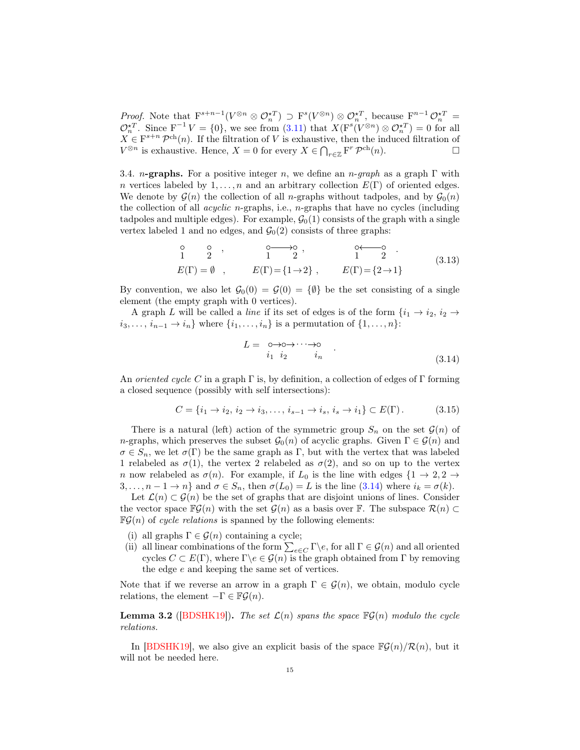*Proof.* Note that $\mathrm{F}^{s+n-1}(V^{\otimes n} \otimes \mathcal{O}_n^{\star T}) \supset \mathrm{F}^s(V^{\otimes n}) \otimes \mathcal{O}_n^{\star T}$, because $\mathrm{F}^{n-1}\,\mathcal{O}_n^{\star T} = \mathcal{O}_n^{\star T}$. Since $\mathrm{F}^{-1}\,V = \{0\}$, we see from (3.11) that $X(\mathrm{F}^s(V^{\otimes n}) \otimes \mathcal{O}_n^{\star T}) = 0$ for all $X \in \mathrm{F}^{s+n}\,\mathcal{P}^{\mathrm{ch}}(n)$. If the filtration of $V$ is exhaustive, then the induced filtration of $V^{\otimes n}$ is exhaustive. Hence, $X = 0$ for every $X \in \bigcap_{r\in\mathbb{Z}} \mathrm{F}^r\,\mathcal{P}^{\mathrm{ch}}(n)$. □

3.4. ***n*-graphs.** For a positive integer $n$, we define an *$n$-graph* as a graph $\Gamma$ with $n$ vertices labeled by $1, \dots, n$ and an arbitrary collection $E(\Gamma)$ of oriented edges. We denote by $\mathcal{G}(n)$ the collection of all $n$-graphs without tadpoles, and by $\mathcal{G}_0(n)$ the collection of all *acyclic* $n$-graphs, i.e., $n$-graphs that have no cycles (including tadpoles and multiple edges). For example, $\mathcal{G}_0(1)$ consists of the graph with a single vertex labeled 1 and no edges, and $\mathcal{G}_0(2)$ consists of three graphs:

$$\begin{array}{ccc} \underset{1}{\circ} \quad \underset{2}{\circ} \;, & \underset{1}{\circ}\!\longrightarrow\!\underset{2}{\circ}\;, & \underset{1}{\circ}\!\longleftarrow\!\underset{2}{\circ}\;. \\ E(\Gamma)=\emptyset \;, & E(\Gamma)=\{1\to 2\}\;, & E(\Gamma)=\{2\to 1\} \end{array} \tag{3.13}$$

By convention, we also let $\mathcal{G}_0(0) = \mathcal{G}(0) = \{\emptyset\}$ be the set consisting of a single element (the empty graph with 0 vertices).

A graph $L$ will be called a *line* if its set of edges is of the form $\{i_1 \to i_2,\, i_2 \to i_3, \dots,\, i_{n-1} \to i_n\}$ where $\{i_1, \dots, i_n\}$ is a permutation of $\{1, \dots, n\}$:

$$L = \underset{i_1}{\circ}\!\to\!\underset{i_2}{\circ}\!\to\!\cdots\!\to\!\underset{i_n}{\circ} \;. \tag{3.14}$$

An *oriented cycle* $C$ in a graph $\Gamma$ is, by definition, a collection of edges of $\Gamma$ forming a closed sequence (possibly with self intersections):

$$C = \{i_1 \to i_2,\, i_2 \to i_3, \dots,\, i_{s-1} \to i_s,\, i_s \to i_1\} \subset E(\Gamma)\,. \tag{3.15}$$

There is a natural (left) action of the symmetric group $S_n$ on the set $\mathcal{G}(n)$ of $n$-graphs, which preserves the subset $\mathcal{G}_0(n)$ of acyclic graphs. Given $\Gamma \in \mathcal{G}(n)$ and $\sigma \in S_n$, we let $\sigma(\Gamma)$ be the same graph as $\Gamma$, but with the vertex that was labeled 1 relabeled as $\sigma(1)$, the vertex 2 relabeled as $\sigma(2)$, and so on up to the vertex $n$ now relabeled as $\sigma(n)$. For example, if $L_0$ is the line with edges $\{1 \to 2, 2 \to 3, \dots, n-1 \to n\}$ and $\sigma \in S_n$, then $\sigma(L_0) = L$ is the line (3.14) where $i_k = \sigma(k)$.

Let $\mathcal{L}(n) \subset \mathcal{G}(n)$ be the set of graphs that are disjoint unions of lines. Consider the vector space $\mathbb{F}\mathcal{G}(n)$ with the set $\mathcal{G}(n)$ as a basis over $\mathbb{F}$. The subspace $\mathcal{R}(n) \subset \mathbb{F}\mathcal{G}(n)$ of *cycle relations* is spanned by the following elements:

(i) all graphs $\Gamma \in \mathcal{G}(n)$ containing a cycle;
(ii) all linear combinations of the form $\sum_{e\in C} \Gamma\backslash e$, for all $\Gamma \in \mathcal{G}(n)$ and all oriented cycles $C \subset E(\Gamma)$, where $\Gamma\backslash e \in \mathcal{G}(n)$ is the graph obtained from $\Gamma$ by removing the edge $e$ and keeping the same set of vertices.

Note that if we reverse an arrow in a graph $\Gamma \in \mathcal{G}(n)$, we obtain, modulo cycle relations, the element $-\Gamma \in \mathbb{F}\mathcal{G}(n)$.

**Lemma 3.2** ([BDSHK19]). *The set $\mathcal{L}(n)$ spans the space $\mathbb{F}\mathcal{G}(n)$ modulo the cycle relations.*

In [BDSHK19], we also give an explicit basis of the space $\mathbb{F}\mathcal{G}(n)/\mathcal{R}(n)$, but it will not be needed here.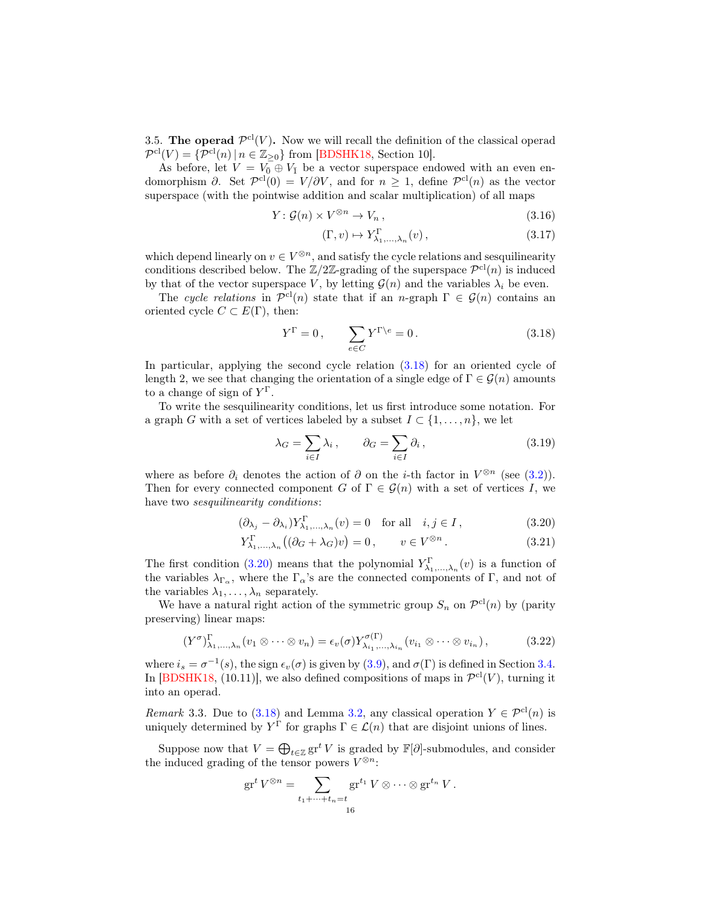3.5. **The operad $\mathcal{P}^{\mathrm{cl}}(V)$.** Now we will recall the definition of the classical operad $\mathcal{P}^{\mathrm{cl}}(V) = \{\mathcal{P}^{\mathrm{cl}}(n) \,|\, n \in \mathbb{Z}_{\geq 0}\}$ from [BDSHK18, Section 10].

As before, let $V = V_{\bar 0} \oplus V_{\bar 1}$ be a vector superspace endowed with an even endomorphism $\partial$. Set $\mathcal{P}^{\mathrm{cl}}(0) = V/\partial V$, and for $n \geq 1$, define $\mathcal{P}^{\mathrm{cl}}(n)$ as the vector superspace (with the pointwise addition and scalar multiplication) of all maps

$$Y \colon \mathcal{G}(n) \times V^{\otimes n} \to V_n \,, \tag{3.16}$$

$$(\Gamma, v) \mapsto Y^{\Gamma}_{\lambda_1,\dots,\lambda_n}(v) \,, \tag{3.17}$$

which depend linearly on $v \in V^{\otimes n}$, and satisfy the cycle relations and sesquilinearity conditions described below. The $\mathbb{Z}/2\mathbb{Z}$-grading of the superspace $\mathcal{P}^{\mathrm{cl}}(n)$ is induced by that of the vector superspace $V$, by letting $\mathcal{G}(n)$ and the variables $\lambda_i$ be even.

The *cycle relations* in $\mathcal{P}^{\mathrm{cl}}(n)$ state that if an $n$-graph $\Gamma \in \mathcal{G}(n)$ contains an oriented cycle $C \subset E(\Gamma)$, then:

$$Y^{\Gamma} = 0 \,, \qquad \sum_{e \in C} Y^{\Gamma \backslash e} = 0 \,. \tag{3.18}$$

In particular, applying the second cycle relation (3.18) for an oriented cycle of length 2, we see that changing the orientation of a single edge of $\Gamma \in \mathcal{G}(n)$ amounts to a change of sign of $Y^{\Gamma}$.

To write the sesquilinearity conditions, let us first introduce some notation. For a graph $G$ with a set of vertices labeled by a subset $I \subset \{1, \dots, n\}$, we let

$$\lambda_G = \sum_{i \in I} \lambda_i \,, \qquad \partial_G = \sum_{i \in I} \partial_i \,, \tag{3.19}$$

where as before $\partial_i$ denotes the action of $\partial$ on the $i$-th factor in $V^{\otimes n}$ (see (3.2)). Then for every connected component $G$ of $\Gamma \in \mathcal{G}(n)$ with a set of vertices $I$, we have two *sesquilinearity conditions*:

$$(\partial_{\lambda_j} - \partial_{\lambda_i}) Y^{\Gamma}_{\lambda_1,\dots,\lambda_n}(v) = 0 \quad \text{for all} \quad i, j \in I \,, \tag{3.20}$$

$$Y^{\Gamma}_{\lambda_1,\dots,\lambda_n}\big((\partial_G + \lambda_G) v\big) = 0 \,, \qquad v \in V^{\otimes n} \,. \tag{3.21}$$

The first condition (3.20) means that the polynomial $Y^{\Gamma}_{\lambda_1,\dots,\lambda_n}(v)$ is a function of the variables $\lambda_{\Gamma_\alpha}$, where the $\Gamma_\alpha$'s are the connected components of $\Gamma$, and not of the variables $\lambda_1, \dots, \lambda_n$ separately.

We have a natural right action of the symmetric group $S_n$ on $\mathcal{P}^{\mathrm{cl}}(n)$ by (parity preserving) linear maps:

$$(Y^{\sigma})^{\Gamma}_{\lambda_1,\dots,\lambda_n}(v_1 \otimes \dots \otimes v_n) = \epsilon_v(\sigma) Y^{\sigma(\Gamma)}_{\lambda_{i_1},\dots,\lambda_{i_n}}(v_{i_1} \otimes \dots \otimes v_{i_n}) \,, \tag{3.22}$$

where $i_s = \sigma^{-1}(s)$, the sign $\epsilon_v(\sigma)$ is given by (3.9), and $\sigma(\Gamma)$ is defined in Section 3.4. In [BDSHK18, (10.11)], we also defined compositions of maps in $\mathcal{P}^{\mathrm{cl}}(V)$, turning it into an operad.

*Remark* 3.3. Due to (3.18) and Lemma 3.2, any classical operation $Y \in \mathcal{P}^{\mathrm{cl}}(n)$ is uniquely determined by $Y^{\Gamma}$ for graphs $\Gamma \in \mathcal{L}(n)$ that are disjoint unions of lines.

Suppose now that $V = \bigoplus_{t \in \mathbb{Z}} \mathrm{gr}^t V$ is graded by $\mathbb{F}[\partial]$-submodules, and consider the induced grading of the tensor powers $V^{\otimes n}$:

$$\mathrm{gr}^t V^{\otimes n} = \sum_{t_1 + \dots + t_n = t} \mathrm{gr}^{t_1} V \otimes \dots \otimes \mathrm{gr}^{t_n} V \,.$$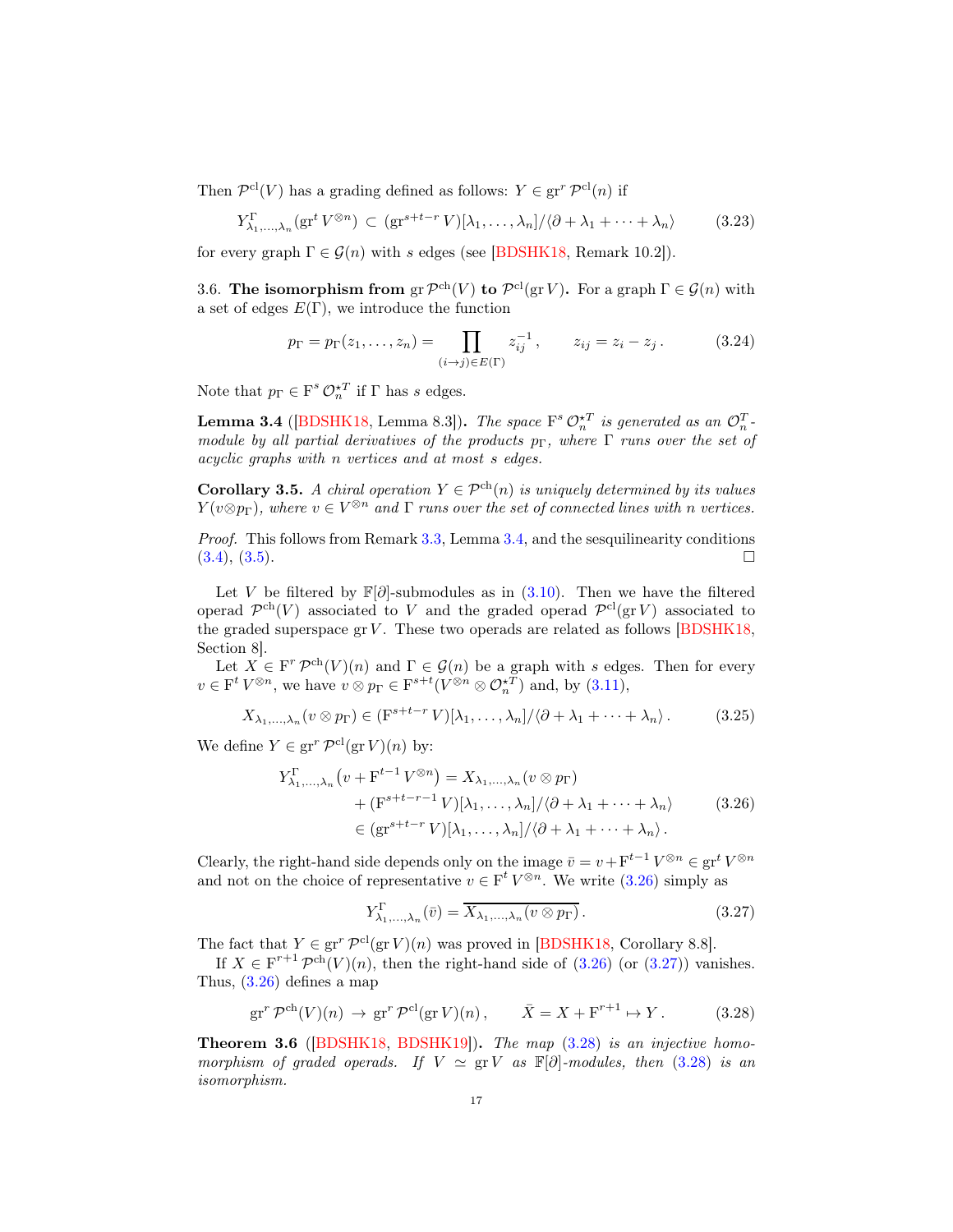Then $\mathcal{P}^{\mathrm{cl}}(V)$ has a grading defined as follows: $Y \in \operatorname{gr}^r \mathcal{P}^{\mathrm{cl}}(n)$ if

$$Y^{\Gamma}_{\lambda_1,\dots,\lambda_n}(\operatorname{gr}^t V^{\otimes n}) \subset (\operatorname{gr}^{s+t-r} V)[\lambda_1,\dots,\lambda_n]/\langle \partial+\lambda_1+\dots+\lambda_n\rangle \tag{3.23}$$

for every graph $\Gamma \in \mathcal{G}(n)$ with $s$ edges (see [BDSHK18, Remark 10.2]).

### 3.6. The isomorphism from $\operatorname{gr}\mathcal{P}^{\mathrm{ch}}(V)$ to $\mathcal{P}^{\mathrm{cl}}(\operatorname{gr} V)$.

For a graph $\Gamma \in \mathcal{G}(n)$ with a set of edges $E(\Gamma)$, we introduce the function

$$p_\Gamma = p_\Gamma(z_1,\dots,z_n) = \prod_{(i\to j)\in E(\Gamma)} z_{ij}^{-1}, \qquad z_{ij} = z_i - z_j. \tag{3.24}$$

Note that $p_\Gamma \in \mathrm{F}^s\,\mathcal{O}_n^{\star T}$ if $\Gamma$ has $s$ edges.

**Lemma 3.4** ([BDSHK18, Lemma 8.3]). *The space $\mathrm{F}^s\,\mathcal{O}_n^{\star T}$ is generated as an $\mathcal{O}_n^T$-module by all partial derivatives of the products $p_\Gamma$, where $\Gamma$ runs over the set of acyclic graphs with $n$ vertices and at most $s$ edges.*

**Corollary 3.5.** *A chiral operation $Y \in \mathcal{P}^{\mathrm{ch}}(n)$ is uniquely determined by its values $Y(v\otimes p_\Gamma)$, where $v \in V^{\otimes n}$ and $\Gamma$ runs over the set of connected lines with $n$ vertices.*

*Proof.* This follows from Remark 3.3, Lemma 3.4, and the sesquilinearity conditions (3.4), (3.5). □

Let $V$ be filtered by $\mathbb{F}[\partial]$-submodules as in (3.10). Then we have the filtered operad $\mathcal{P}^{\mathrm{ch}}(V)$ associated to $V$ and the graded operad $\mathcal{P}^{\mathrm{cl}}(\operatorname{gr} V)$ associated to the graded superspace $\operatorname{gr} V$. These two operads are related as follows [BDSHK18, Section 8].

Let $X \in \mathrm{F}^r\,\mathcal{P}^{\mathrm{ch}}(V)(n)$ and $\Gamma \in \mathcal{G}(n)$ be a graph with $s$ edges. Then for every $v \in \mathrm{F}^t\,V^{\otimes n}$, we have $v\otimes p_\Gamma \in \mathrm{F}^{s+t}(V^{\otimes n}\otimes \mathcal{O}_n^{\star T})$ and, by (3.11),

$$X_{\lambda_1,\dots,\lambda_n}(v\otimes p_\Gamma) \in (\mathrm{F}^{s+t-r}\,V)[\lambda_1,\dots,\lambda_n]/\langle \partial+\lambda_1+\dots+\lambda_n\rangle. \tag{3.25}$$

We define $Y \in \operatorname{gr}^r \mathcal{P}^{\mathrm{cl}}(\operatorname{gr} V)(n)$ by:

$$\begin{aligned} Y^{\Gamma}_{\lambda_1,\dots,\lambda_n}\big(v + \mathrm{F}^{t-1}\,V^{\otimes n}\big) &= X_{\lambda_1,\dots,\lambda_n}(v\otimes p_\Gamma) \\ &\quad + (\mathrm{F}^{s+t-r-1}\,V)[\lambda_1,\dots,\lambda_n]/\langle \partial+\lambda_1+\dots+\lambda_n\rangle \\ &\in (\operatorname{gr}^{s+t-r}\,V)[\lambda_1,\dots,\lambda_n]/\langle \partial+\lambda_1+\dots+\lambda_n\rangle. \end{aligned} \tag{3.26}$$

Clearly, the right-hand side depends only on the image $\bar v = v + \mathrm{F}^{t-1}\,V^{\otimes n} \in \operatorname{gr}^t V^{\otimes n}$ and not on the choice of representative $v \in \mathrm{F}^t\,V^{\otimes n}$. We write (3.26) simply as

$$Y^{\Gamma}_{\lambda_1,\dots,\lambda_n}(\bar v) = \overline{X_{\lambda_1,\dots,\lambda_n}(v\otimes p_\Gamma)}. \tag{3.27}$$

The fact that $Y \in \operatorname{gr}^r \mathcal{P}^{\mathrm{cl}}(\operatorname{gr} V)(n)$ was proved in [BDSHK18, Corollary 8.8].

If $X \in \mathrm{F}^{r+1}\,\mathcal{P}^{\mathrm{ch}}(V)(n)$, then the right-hand side of (3.26) (or (3.27)) vanishes. Thus, (3.26) defines a map

$$\operatorname{gr}^r \mathcal{P}^{\mathrm{ch}}(V)(n) \to \operatorname{gr}^r \mathcal{P}^{\mathrm{cl}}(\operatorname{gr} V)(n), \qquad \bar X = X + \mathrm{F}^{r+1} \mapsto Y. \tag{3.28}$$

**Theorem 3.6** ([BDSHK18, BDSHK19]). *The map (3.28) is an injective homomorphism of graded operads. If $V \simeq \operatorname{gr} V$ as $\mathbb{F}[\partial]$-modules, then (3.28) is an isomorphism.*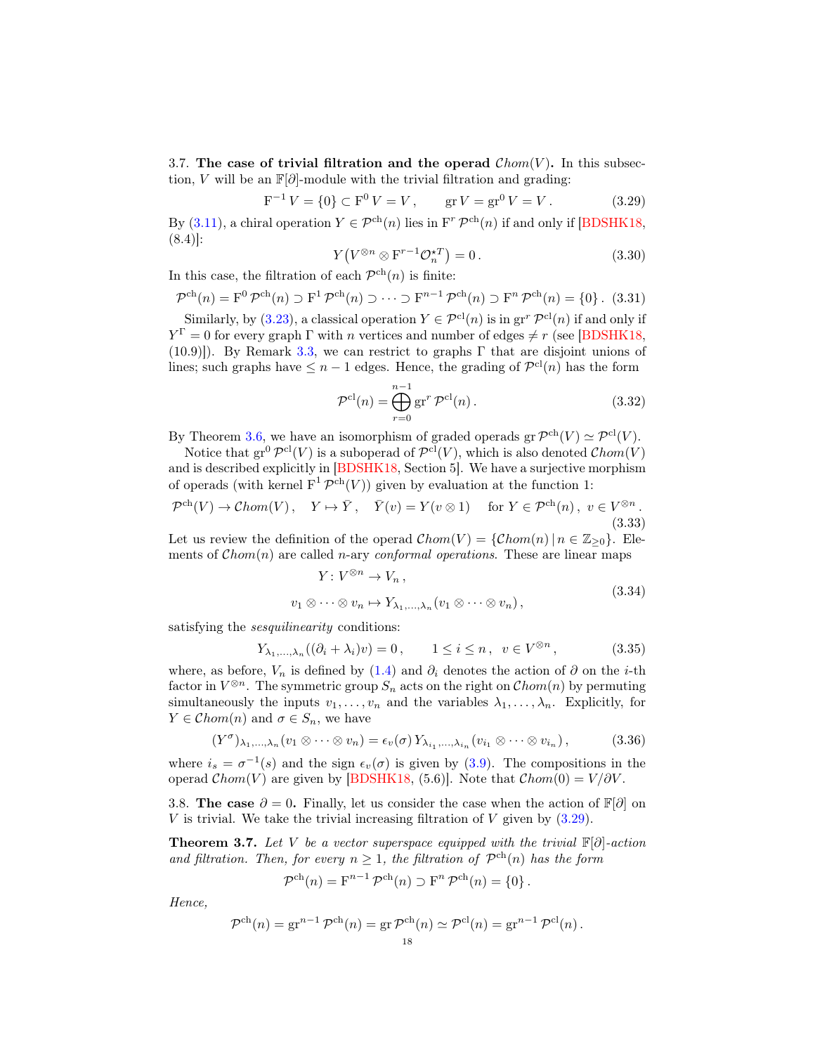3.7. **The case of trivial filtration and the operad $\mathcal{C}hom(V)$.** In this subsection, $V$ will be an $\mathbb{F}[\partial]$-module with the trivial filtration and grading:

$$\mathrm{F}^{-1} V = \{0\} \subset \mathrm{F}^0 V = V\,, \qquad \mathrm{gr}\, V = \mathrm{gr}^0 V = V\,. \tag{3.29}$$

By (3.11), a chiral operation $Y \in \mathcal{P}^{\mathrm{ch}}(n)$ lies in $\mathrm{F}^r \mathcal{P}^{\mathrm{ch}}(n)$ if and only if [BDSHK18, (8.4)]:

$$Y\big(V^{\otimes n} \otimes \mathrm{F}^{r-1}\mathcal{O}_n^{\star T}\big) = 0\,. \tag{3.30}$$

In this case, the filtration of each $\mathcal{P}^{\mathrm{ch}}(n)$ is finite:

$$\mathcal{P}^{\mathrm{ch}}(n) = \mathrm{F}^0 \mathcal{P}^{\mathrm{ch}}(n) \supset \mathrm{F}^1 \mathcal{P}^{\mathrm{ch}}(n) \supset \cdots \supset \mathrm{F}^{n-1} \mathcal{P}^{\mathrm{ch}}(n) \supset \mathrm{F}^n \mathcal{P}^{\mathrm{ch}}(n) = \{0\}\,. \tag{3.31}$$

Similarly, by (3.23), a classical operation $Y \in \mathcal{P}^{\mathrm{cl}}(n)$ is in $\mathrm{gr}^r \mathcal{P}^{\mathrm{cl}}(n)$ if and only if $Y^\Gamma = 0$ for every graph $\Gamma$ with $n$ vertices and number of edges $\neq r$ (see [BDSHK18, (10.9)]). By Remark 3.3, we can restrict to graphs $\Gamma$ that are disjoint unions of lines; such graphs have $\leq n-1$ edges. Hence, the grading of $\mathcal{P}^{\mathrm{cl}}(n)$ has the form

$$\mathcal{P}^{\mathrm{cl}}(n) = \bigoplus_{r=0}^{n-1} \mathrm{gr}^r \mathcal{P}^{\mathrm{cl}}(n)\,. \tag{3.32}$$

By Theorem 3.6, we have an isomorphism of graded operads $\mathrm{gr}\,\mathcal{P}^{\mathrm{ch}}(V) \simeq \mathcal{P}^{\mathrm{cl}}(V)$.

Notice that $\mathrm{gr}^0 \mathcal{P}^{\mathrm{cl}}(V)$ is a suboperad of $\mathcal{P}^{\mathrm{cl}}(V)$, which is also denoted $\mathcal{C}hom(V)$ and is described explicitly in [BDSHK18, Section 5]. We have a surjective morphism of operads (with kernel $\mathrm{F}^1 \mathcal{P}^{\mathrm{ch}}(V)$) given by evaluation at the function 1:

$$\mathcal{P}^{\mathrm{ch}}(V) \to \mathcal{C}hom(V)\,, \quad Y \mapsto \bar{Y}\,, \quad \bar{Y}(v) = Y(v \otimes 1) \quad \text{for } Y \in \mathcal{P}^{\mathrm{ch}}(n)\,,\ v \in V^{\otimes n}\,. \tag{3.33}$$

Let us review the definition of the operad $\mathcal{C}hom(V) = \{\mathcal{C}hom(n) \,|\, n \in \mathbb{Z}_{\geq 0}\}$. Elements of $\mathcal{C}hom(n)$ are called $n$-ary *conformal operations*. These are linear maps

$$\begin{aligned} Y \colon V^{\otimes n} &\to V_n\,, \\ v_1 \otimes \cdots \otimes v_n &\mapsto Y_{\lambda_1,\dots,\lambda_n}(v_1 \otimes \cdots \otimes v_n)\,, \end{aligned} \tag{3.34}$$

satisfying the *sesquilinearity* conditions:

$$Y_{\lambda_1,\dots,\lambda_n}((\partial_i + \lambda_i)v) = 0\,, \qquad 1 \leq i \leq n\,,\ \ v \in V^{\otimes n}\,, \tag{3.35}$$

where, as before, $V_n$ is defined by (1.4) and $\partial_i$ denotes the action of $\partial$ on the $i$-th factor in $V^{\otimes n}$. The symmetric group $S_n$ acts on the right on $\mathcal{C}hom(n)$ by permuting simultaneously the inputs $v_1,\dots,v_n$ and the variables $\lambda_1,\dots,\lambda_n$. Explicitly, for $Y \in \mathcal{C}hom(n)$ and $\sigma \in S_n$, we have

$$(Y^\sigma)_{\lambda_1,\dots,\lambda_n}(v_1 \otimes \cdots \otimes v_n) = \epsilon_v(\sigma)\, Y_{\lambda_{i_1},\dots,\lambda_{i_n}}(v_{i_1} \otimes \cdots \otimes v_{i_n})\,, \tag{3.36}$$

where $i_s = \sigma^{-1}(s)$ and the sign $\epsilon_v(\sigma)$ is given by (3.9). The compositions in the operad $\mathcal{C}hom(V)$ are given by [BDSHK18, (5.6)]. Note that $\mathcal{C}hom(0) = V/\partial V$.

3.8. **The case $\partial = 0$.** Finally, let us consider the case when the action of $\mathbb{F}[\partial]$ on $V$ is trivial. We take the trivial increasing filtration of $V$ given by (3.29).

**Theorem 3.7.** *Let $V$ be a vector superspace equipped with the trivial $\mathbb{F}[\partial]$-action and filtration. Then, for every $n \geq 1$, the filtration of $\mathcal{P}^{\mathrm{ch}}(n)$ has the form*

$$\mathcal{P}^{\mathrm{ch}}(n) = \mathrm{F}^{n-1} \mathcal{P}^{\mathrm{ch}}(n) \supset \mathrm{F}^n \mathcal{P}^{\mathrm{ch}}(n) = \{0\}\,.$$

*Hence,*

$$\mathcal{P}^{\mathrm{ch}}(n) = \mathrm{gr}^{n-1} \mathcal{P}^{\mathrm{ch}}(n) = \mathrm{gr}\,\mathcal{P}^{\mathrm{ch}}(n) \simeq \mathcal{P}^{\mathrm{cl}}(n) = \mathrm{gr}^{n-1} \mathcal{P}^{\mathrm{cl}}(n)\,.$$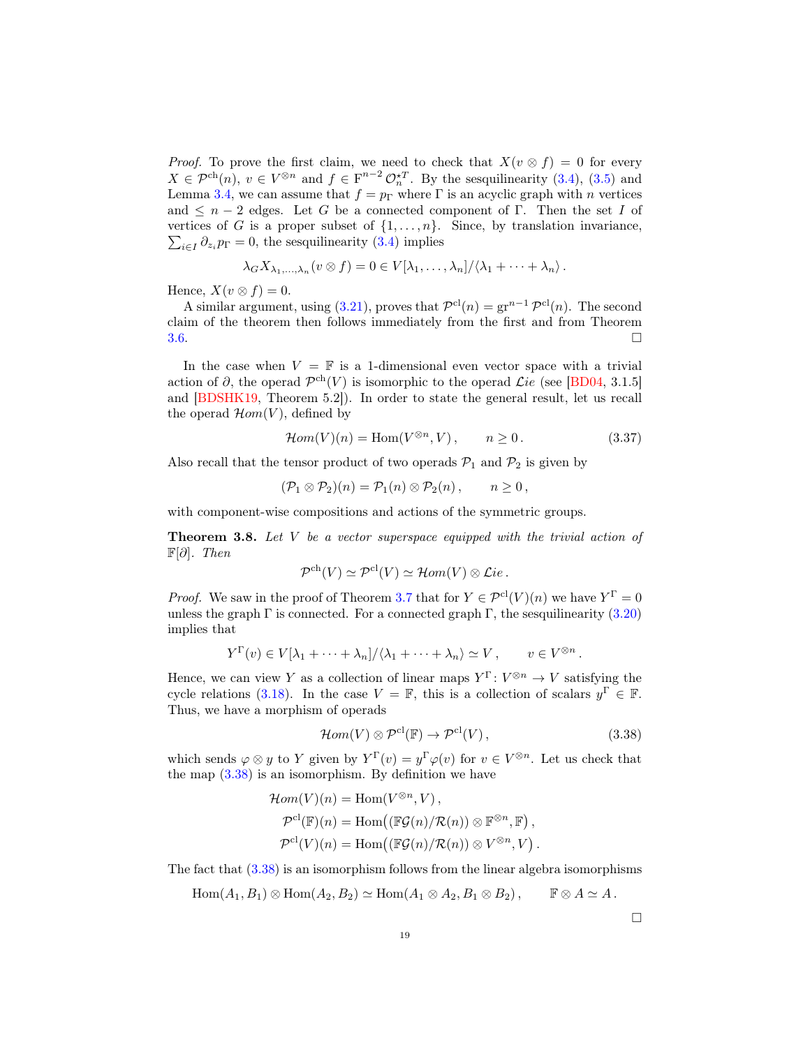*Proof.* To prove the first claim, we need to check that $X(v \otimes f) = 0$ for every $X \in \mathcal{P}^{\mathrm{ch}}(n)$, $v \in V^{\otimes n}$ and $f \in \mathrm{F}^{n-2}\,\mathcal{O}_n^{\star T}$. By the sesquilinearity (3.4), (3.5) and Lemma 3.4, we can assume that $f = p_\Gamma$ where $\Gamma$ is an acyclic graph with $n$ vertices and $\leq n-2$ edges. Let $G$ be a connected component of $\Gamma$. Then the set $I$ of vertices of $G$ is a proper subset of $\{1,\dots,n\}$. Since, by translation invariance, $\sum_{i\in I} \partial_{z_i} p_\Gamma = 0$, the sesquilinearity (3.4) implies

$$\lambda_G X_{\lambda_1,\dots,\lambda_n}(v \otimes f) = 0 \in V[\lambda_1,\dots,\lambda_n]/\langle \lambda_1 + \dots + \lambda_n \rangle\,.$$

Hence, $X(v\otimes f) = 0$.

A similar argument, using (3.21), proves that $\mathcal{P}^{\mathrm{cl}}(n) = \mathrm{gr}^{n-1}\,\mathcal{P}^{\mathrm{cl}}(n)$. The second claim of the theorem then follows immediately from the first and from Theorem 3.6. $\square$

In the case when $V = \mathbb{F}$ is a 1-dimensional even vector space with a trivial action of $\partial$, the operad $\mathcal{P}^{\mathrm{ch}}(V)$ is isomorphic to the operad $\mathcal{L}ie$ (see [BD04, 3.1.5] and [BDSHK19, Theorem 5.2]). In order to state the general result, let us recall the operad $\mathcal{H}om(V)$, defined by

$$\mathcal{H}om(V)(n) = \mathrm{Hom}(V^{\otimes n}, V)\,, \qquad n \geq 0\,. \tag{3.37}$$

Also recall that the tensor product of two operads $\mathcal{P}_1$ and $\mathcal{P}_2$ is given by

$$(\mathcal{P}_1 \otimes \mathcal{P}_2)(n) = \mathcal{P}_1(n) \otimes \mathcal{P}_2(n)\,, \qquad n \geq 0\,,$$

with component-wise compositions and actions of the symmetric groups.

**Theorem 3.8.** *Let $V$ be a vector superspace equipped with the trivial action of $\mathbb{F}[\partial]$. Then*

$$\mathcal{P}^{\mathrm{ch}}(V) \simeq \mathcal{P}^{\mathrm{cl}}(V) \simeq \mathcal{H}om(V) \otimes \mathcal{L}ie\,.$$

*Proof.* We saw in the proof of Theorem 3.7 that for $Y \in \mathcal{P}^{\mathrm{cl}}(V)(n)$ we have $Y^\Gamma = 0$ unless the graph $\Gamma$ is connected. For a connected graph $\Gamma$, the sesquilinearity (3.20) implies that

$$Y^\Gamma(v) \in V[\lambda_1 + \dots + \lambda_n]/\langle \lambda_1 + \dots + \lambda_n \rangle \simeq V\,, \qquad v \in V^{\otimes n}\,.$$

Hence, we can view $Y$ as a collection of linear maps $Y^\Gamma \colon V^{\otimes n} \to V$ satisfying the cycle relations (3.18). In the case $V = \mathbb{F}$, this is a collection of scalars $y^\Gamma \in \mathbb{F}$. Thus, we have a morphism of operads

$$\mathcal{H}om(V) \otimes \mathcal{P}^{\mathrm{cl}}(\mathbb{F}) \to \mathcal{P}^{\mathrm{cl}}(V)\,, \tag{3.38}$$

which sends $\varphi \otimes y$ to $Y$ given by $Y^\Gamma(v) = y^\Gamma \varphi(v)$ for $v \in V^{\otimes n}$. Let us check that the map (3.38) is an isomorphism. By definition we have

$$\begin{aligned}
\mathcal{H}om(V)(n) &= \mathrm{Hom}(V^{\otimes n}, V)\,,\\
\mathcal{P}^{\mathrm{cl}}(\mathbb{F})(n) &= \mathrm{Hom}\big((\mathbb{F}\mathcal{G}(n)/\mathcal{R}(n)) \otimes \mathbb{F}^{\otimes n}, \mathbb{F}\big)\,,\\
\mathcal{P}^{\mathrm{cl}}(V)(n) &= \mathrm{Hom}\big((\mathbb{F}\mathcal{G}(n)/\mathcal{R}(n)) \otimes V^{\otimes n}, V\big)\,.
\end{aligned}$$

The fact that (3.38) is an isomorphism follows from the linear algebra isomorphisms

$$\mathrm{Hom}(A_1, B_1) \otimes \mathrm{Hom}(A_2, B_2) \simeq \mathrm{Hom}(A_1 \otimes A_2, B_1 \otimes B_2)\,, \qquad \mathbb{F} \otimes A \simeq A\,.$$

$\square$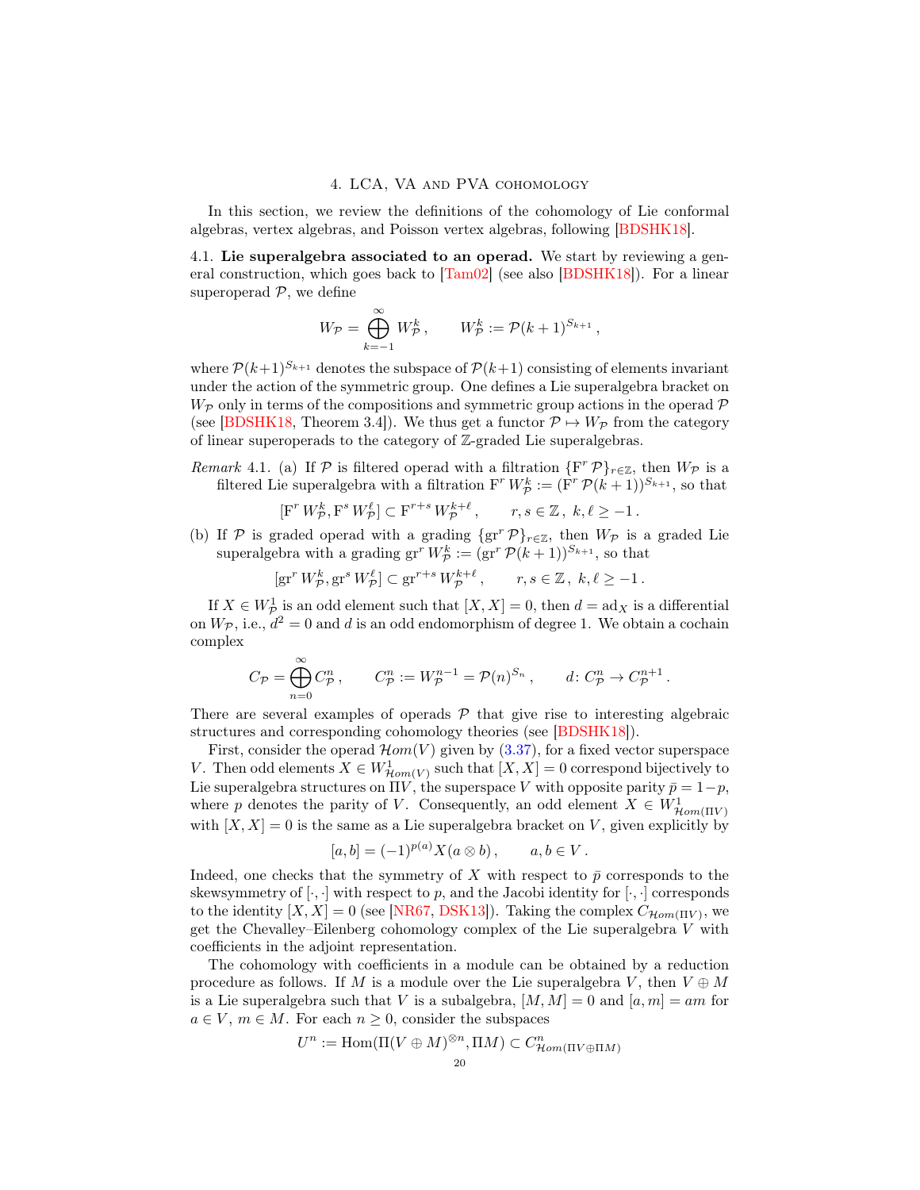## 4. LCA, VA and PVA cohomology

In this section, we review the definitions of the cohomology of Lie conformal algebras, vertex algebras, and Poisson vertex algebras, following [BDSHK18].

**4.1. Lie superalgebra associated to an operad.** We start by reviewing a general construction, which goes back to [Tam02] (see also [BDSHK18]). For a linear superoperad $\mathcal{P}$, we define

$$W_{\mathcal{P}} = \bigoplus_{k=-1}^{\infty} W_{\mathcal{P}}^k \,, \qquad W_{\mathcal{P}}^k := \mathcal{P}(k+1)^{S_{k+1}} \,,$$

where $\mathcal{P}(k+1)^{S_{k+1}}$ denotes the subspace of $\mathcal{P}(k+1)$ consisting of elements invariant under the action of the symmetric group. One defines a Lie superalgebra bracket on $W_{\mathcal{P}}$ only in terms of the compositions and symmetric group actions in the operad $\mathcal{P}$ (see [BDSHK18, Theorem 3.4]). We thus get a functor $\mathcal{P} \mapsto W_{\mathcal{P}}$ from the category of linear superoperads to the category of $\mathbb{Z}$-graded Lie superalgebras.

*Remark* 4.1. (a) If $\mathcal{P}$ is filtered operad with a filtration $\{\mathrm{F}^r \mathcal{P}\}_{r\in\mathbb{Z}}$, then $W_{\mathcal{P}}$ is a filtered Lie superalgebra with a filtration $\mathrm{F}^r W_{\mathcal{P}}^k := (\mathrm{F}^r \mathcal{P}(k+1))^{S_{k+1}}$, so that

$$[\mathrm{F}^r W_{\mathcal{P}}^k, \mathrm{F}^s W_{\mathcal{P}}^\ell] \subset \mathrm{F}^{r+s} W_{\mathcal{P}}^{k+\ell} \,, \qquad r,s \in \mathbb{Z}\,,\ k,\ell \geq -1 \,.$$

(b) If $\mathcal{P}$ is graded operad with a grading $\{\mathrm{gr}^r \mathcal{P}\}_{r\in\mathbb{Z}}$, then $W_{\mathcal{P}}$ is a graded Lie superalgebra with a grading $\mathrm{gr}^r W_{\mathcal{P}}^k := (\mathrm{gr}^r \mathcal{P}(k+1))^{S_{k+1}}$, so that

$$[\mathrm{gr}^r W_{\mathcal{P}}^k, \mathrm{gr}^s W_{\mathcal{P}}^\ell] \subset \mathrm{gr}^{r+s} W_{\mathcal{P}}^{k+\ell} \,, \qquad r,s \in \mathbb{Z}\,,\ k,\ell \geq -1 \,.$$

If $X \in W_{\mathcal{P}}^1$ is an odd element such that $[X,X]=0$, then $d = \mathrm{ad}_X$ is a differential on $W_{\mathcal{P}}$, i.e., $d^2=0$ and $d$ is an odd endomorphism of degree 1. We obtain a cochain complex

$$C_{\mathcal{P}} = \bigoplus_{n=0}^{\infty} C_{\mathcal{P}}^n \,, \qquad C_{\mathcal{P}}^n := W_{\mathcal{P}}^{n-1} = \mathcal{P}(n)^{S_n} \,, \qquad d\colon C_{\mathcal{P}}^n \to C_{\mathcal{P}}^{n+1} \,.$$

There are several examples of operads $\mathcal{P}$ that give rise to interesting algebraic structures and corresponding cohomology theories (see [BDSHK18]).

First, consider the operad $\mathcal{H}om(V)$ given by (3.37), for a fixed vector superspace $V$. Then odd elements $X \in W_{\mathcal{H}om(V)}^1$ such that $[X,X]=0$ correspond bijectively to Lie superalgebra structures on $\Pi V$, the superspace $V$ with opposite parity $\bar{p} = 1-p$, where $p$ denotes the parity of $V$. Consequently, an odd element $X \in W_{\mathcal{H}om(\Pi V)}^1$ with $[X,X]=0$ is the same as a Lie superalgebra bracket on $V$, given explicitly by

$$[a,b] = (-1)^{p(a)} X(a \otimes b) \,, \qquad a,b \in V \,.$$

Indeed, one checks that the symmetry of $X$ with respect to $\bar{p}$ corresponds to the skewsymmetry of $[\cdot,\cdot]$ with respect to $p$, and the Jacobi identity for $[\cdot,\cdot]$ corresponds to the identity $[X,X]=0$ (see [NR67, DSK13]). Taking the complex $C_{\mathcal{H}om(\Pi V)}$, we get the Chevalley–Eilenberg cohomology complex of the Lie superalgebra $V$ with coefficients in the adjoint representation.

The cohomology with coefficients in a module can be obtained by a reduction procedure as follows. If $M$ is a module over the Lie superalgebra $V$, then $V \oplus M$ is a Lie superalgebra such that $V$ is a subalgebra, $[M,M]=0$ and $[a,m]=am$ for $a \in V$, $m \in M$. For each $n \geq 0$, consider the subspaces

$$U^n := \mathrm{Hom}(\Pi(V\oplus M)^{\otimes n}, \Pi M) \subset C_{\mathcal{H}om(\Pi V \oplus \Pi M)}^n$$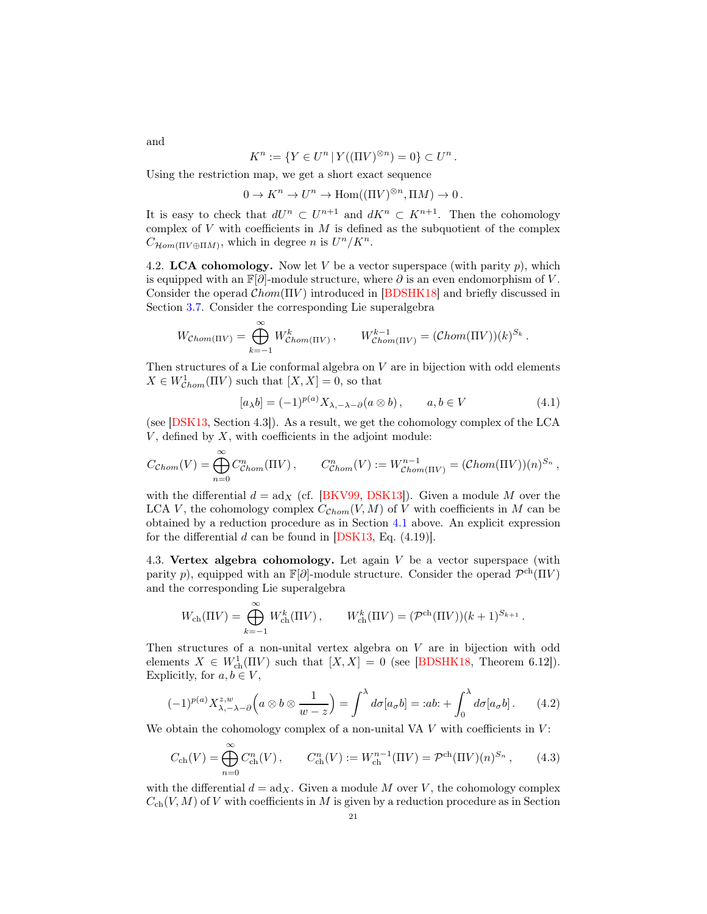and

$$K^n := \{Y \in U^n \,|\, Y((\Pi V)^{\otimes n}) = 0\} \subset U^n .$$

Using the restriction map, we get a short exact sequence

$$0 \to K^n \to U^n \to \mathrm{Hom}((\Pi V)^{\otimes n}, \Pi M) \to 0 .$$

It is easy to check that $dU^n \subset U^{n+1}$ and $dK^n \subset K^{n+1}$. Then the cohomology complex of $V$ with coefficients in $M$ is defined as the subquotient of the complex $C_{\mathcal{H}om(\Pi V \oplus \Pi M)}$, which in degree $n$ is $U^n/K^n$.

4.2. **LCA cohomology.** Now let $V$ be a vector superspace (with parity $p$), which is equipped with an $\mathbb{F}[\partial]$-module structure, where $\partial$ is an even endomorphism of $V$. Consider the operad $\mathcal{C}hom(\Pi V)$ introduced in [BDSHK18] and briefly discussed in Section 3.7. Consider the corresponding Lie superalgebra

$$W_{\mathcal{C}hom(\Pi V)} = \bigoplus_{k=-1}^{\infty} W^k_{\mathcal{C}hom(\Pi V)} , \qquad W^{k-1}_{\mathcal{C}hom(\Pi V)} = (\mathcal{C}hom(\Pi V))(k)^{S_k} .$$

Then structures of a Lie conformal algebra on $V$ are in bijection with odd elements $X \in W^1_{\mathcal{C}hom}(\Pi V)$ such that $[X, X] = 0$, so that

$$[a_\lambda b] = (-1)^{p(a)} X_{\lambda,-\lambda-\partial}(a \otimes b) , \qquad a, b \in V \tag{4.1}$$

(see [DSK13, Section 4.3]). As a result, we get the cohomology complex of the LCA $V$, defined by $X$, with coefficients in the adjoint module:

$$C_{\mathcal{C}hom}(V) = \bigoplus_{n=0}^{\infty} C^n_{\mathcal{C}hom}(\Pi V) , \qquad C^n_{\mathcal{C}hom}(V) := W^{n-1}_{\mathcal{C}hom(\Pi V)} = (\mathcal{C}hom(\Pi V))(n)^{S_n} ,$$

with the differential $d = \mathrm{ad}_X$ (cf. [BKV99, DSK13]). Given a module $M$ over the LCA $V$, the cohomology complex $C_{\mathcal{C}hom}(V, M)$ of $V$ with coefficients in $M$ can be obtained by a reduction procedure as in Section 4.1 above. An explicit expression for the differential $d$ can be found in [DSK13, Eq. (4.19)].

4.3. **Vertex algebra cohomology.** Let again $V$ be a vector superspace (with parity $p$), equipped with an $\mathbb{F}[\partial]$-module structure. Consider the operad $\mathcal{P}^{\mathrm{ch}}(\Pi V)$ and the corresponding Lie superalgebra

$$W_{\mathrm{ch}}(\Pi V) = \bigoplus_{k=-1}^{\infty} W^k_{\mathrm{ch}}(\Pi V) , \qquad W^k_{\mathrm{ch}}(\Pi V) = (\mathcal{P}^{\mathrm{ch}}(\Pi V))(k+1)^{S_{k+1}} .$$

Then structures of a non-unital vertex algebra on $V$ are in bijection with odd elements $X \in W^1_{\mathrm{ch}}(\Pi V)$ such that $[X, X] = 0$ (see [BDSHK18, Theorem 6.12]). Explicitly, for $a, b \in V$,

$$(-1)^{p(a)} X^{z,w}_{\lambda,-\lambda-\partial}\Big(a \otimes b \otimes \frac{1}{w-z}\Big) = \int^{\lambda} d\sigma [a_\sigma b] = {:}ab{:} + \int_0^{\lambda} d\sigma [a_\sigma b] . \tag{4.2}$$

We obtain the cohomology complex of a non-unital VA $V$ with coefficients in $V$:

$$C_{\mathrm{ch}}(V) = \bigoplus_{n=0}^{\infty} C^n_{\mathrm{ch}}(V) , \qquad C^n_{\mathrm{ch}}(V) := W^{n-1}_{\mathrm{ch}}(\Pi V) = \mathcal{P}^{\mathrm{ch}}(\Pi V)(n)^{S_n} , \tag{4.3}$$

with the differential $d = \mathrm{ad}_X$. Given a module $M$ over $V$, the cohomology complex $C_{\mathrm{ch}}(V, M)$ of $V$ with coefficients in $M$ is given by a reduction procedure as in Section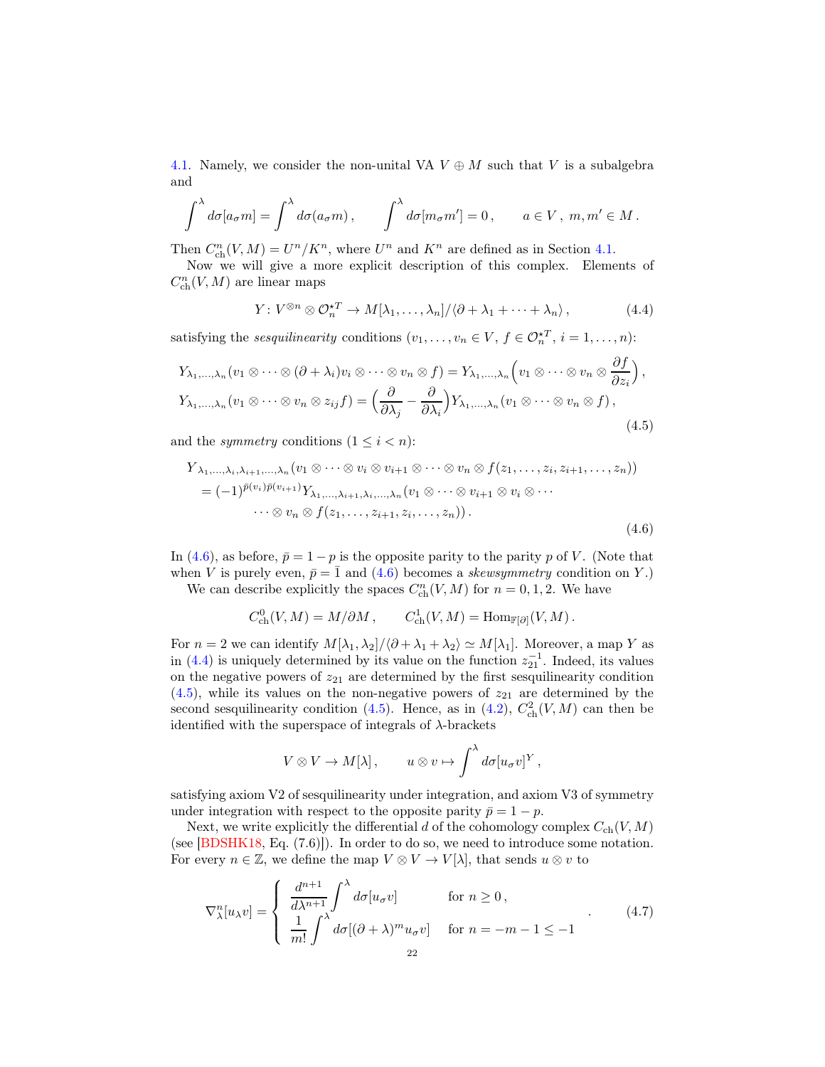4.1. Namely, we consider the non-unital VA $V \oplus M$ such that $V$ is a subalgebra and

$$\int^{\lambda} d\sigma [a_\sigma m] = \int^{\lambda} d\sigma (a_\sigma m) , \qquad \int^{\lambda} d\sigma [m_\sigma m'] = 0 , \qquad a \in V , \ m, m' \in M .$$

Then $C^n_{\mathrm{ch}}(V, M) = U^n/K^n$, where $U^n$ and $K^n$ are defined as in Section 4.1.

Now we will give a more explicit description of this complex. Elements of $C^n_{\mathrm{ch}}(V, M)$ are linear maps

$$Y : V^{\otimes n} \otimes \mathcal{O}^{\star T}_n \to M[\lambda_1, \dots, \lambda_n]/\langle \partial + \lambda_1 + \dots + \lambda_n \rangle , \tag{4.4}$$

satisfying the *sesquilinearity* conditions ($v_1, \dots, v_n \in V$, $f \in \mathcal{O}^{\star T}_n$, $i = 1, \dots, n$):

$$\begin{aligned}
&Y_{\lambda_1,\dots,\lambda_n}(v_1 \otimes \dots \otimes (\partial + \lambda_i) v_i \otimes \dots \otimes v_n \otimes f) = Y_{\lambda_1,\dots,\lambda_n}\Big(v_1 \otimes \dots \otimes v_n \otimes \frac{\partial f}{\partial z_i}\Big) , \\
&Y_{\lambda_1,\dots,\lambda_n}(v_1 \otimes \dots \otimes v_n \otimes z_{ij} f) = \Big(\frac{\partial}{\partial \lambda_j} - \frac{\partial}{\partial \lambda_i}\Big) Y_{\lambda_1,\dots,\lambda_n}(v_1 \otimes \dots \otimes v_n \otimes f) ,
\end{aligned} \tag{4.5}$$

and the *symmetry* conditions ($1 \leq i < n$):

$$\begin{aligned}
&Y_{\lambda_1,\dots,\lambda_i,\lambda_{i+1},\dots,\lambda_n}(v_1 \otimes \dots \otimes v_i \otimes v_{i+1} \otimes \dots \otimes v_n \otimes f(z_1, \dots, z_i, z_{i+1}, \dots, z_n)) \\
&\quad = (-1)^{\bar{p}(v_i)\bar{p}(v_{i+1})} Y_{\lambda_1,\dots,\lambda_{i+1},\lambda_i,\dots,\lambda_n}(v_1 \otimes \dots \otimes v_{i+1} \otimes v_i \otimes \cdots \\
&\qquad \cdots \otimes v_n \otimes f(z_1, \dots, z_{i+1}, z_i, \dots, z_n)) .
\end{aligned} \tag{4.6}$$

In (4.6), as before, $\bar{p} = 1 - p$ is the opposite parity to the parity $p$ of $V$. (Note that when $V$ is purely even, $\bar{p} = \bar{1}$ and (4.6) becomes a *skewsymmetry* condition on $Y$.)

We can describe explicitly the spaces $C^n_{\mathrm{ch}}(V, M)$ for $n = 0, 1, 2$. We have

$$C^0_{\mathrm{ch}}(V, M) = M/\partial M , \qquad C^1_{\mathrm{ch}}(V, M) = \mathrm{Hom}_{\mathbb{F}[\partial]}(V, M) .$$

For $n = 2$ we can identify $M[\lambda_1, \lambda_2]/\langle \partial + \lambda_1 + \lambda_2 \rangle \simeq M[\lambda_1]$. Moreover, a map $Y$ as in (4.4) is uniquely determined by its value on the function $z_{21}^{-1}$. Indeed, its values on the negative powers of $z_{21}$ are determined by the first sesquilinearity condition (4.5), while its values on the non-negative powers of $z_{21}$ are determined by the second sesquilinearity condition (4.5). Hence, as in (4.2), $C^2_{\mathrm{ch}}(V, M)$ can then be identified with the superspace of integrals of $\lambda$-brackets

$$V \otimes V \to M[\lambda] , \qquad u \otimes v \mapsto \int^{\lambda} d\sigma [u_\sigma v]^Y ,$$

satisfying axiom V2 of sesquilinearity under integration, and axiom V3 of symmetry under integration with respect to the opposite parity $\bar{p} = 1 - p$.

Next, we write explicitly the differential $d$ of the cohomology complex $C_{\mathrm{ch}}(V, M)$ (see [BDSHK18, Eq. (7.6)]). In order to do so, we need to introduce some notation. For every $n \in \mathbb{Z}$, we define the map $V \otimes V \to V[\lambda]$, that sends $u \otimes v$ to

$$\nabla^n_\lambda [u_\lambda v] = \left\{ \begin{array}{ll} \dfrac{d^{n+1}}{d\lambda^{n+1}} \displaystyle\int^{\lambda} d\sigma [u_\sigma v] & \text{for } n \geq 0 , \\ \dfrac{1}{m!} \displaystyle\int^{\lambda} d\sigma [(\partial + \lambda)^m u_\sigma v] & \text{for } n = -m - 1 \leq -1 \end{array} \right. . \tag{4.7}$$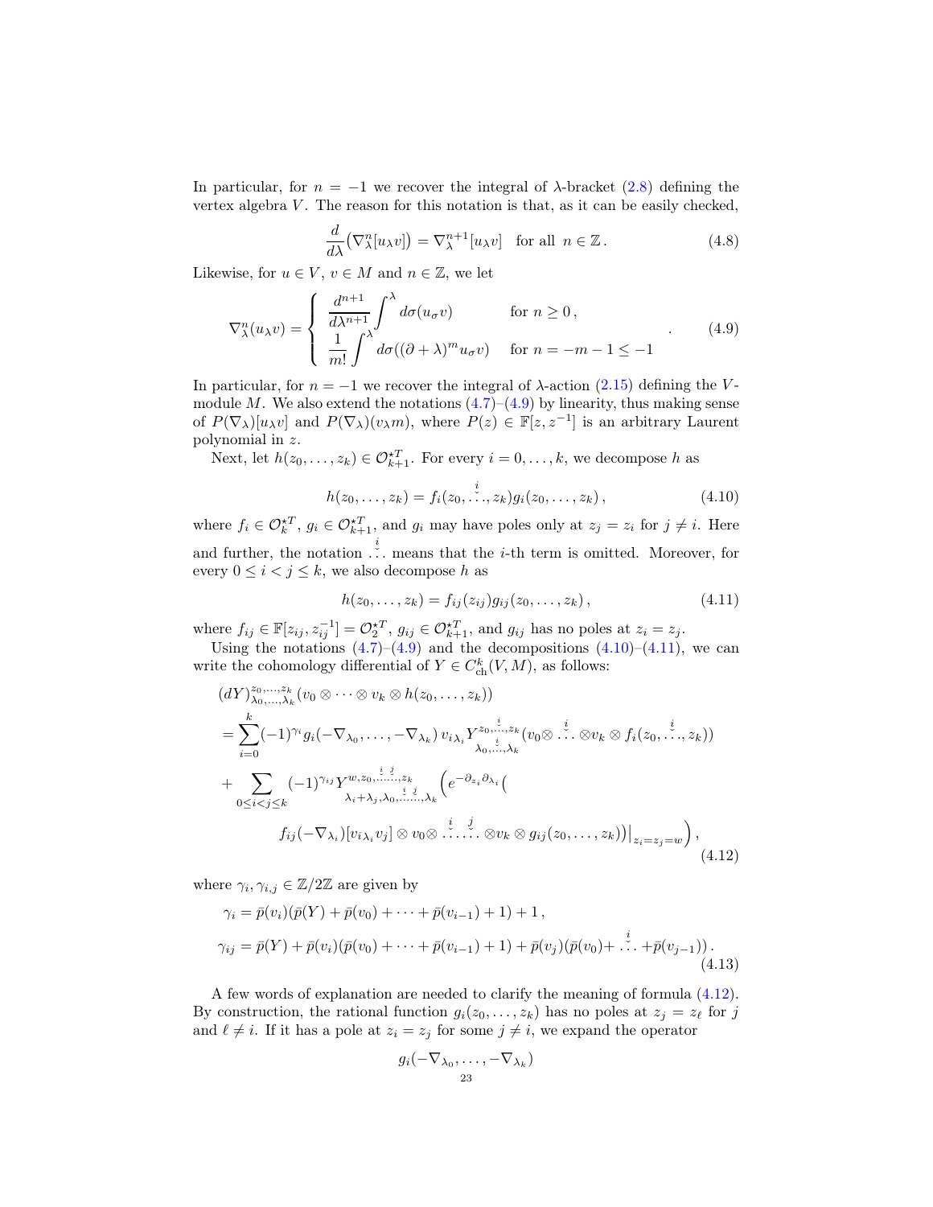In particular, for $n = -1$ we recover the integral of $\lambda$-bracket (2.8) defining the vertex algebra $V$. The reason for this notation is that, as it can be easily checked,

$$\frac{d}{d\lambda}\big(\nabla^n_\lambda[u_\lambda v]\big) = \nabla^{n+1}_\lambda[u_\lambda v] \quad \text{for all } \; n \in \mathbb{Z}\,. \tag{4.8}$$

Likewise, for $u \in V$, $v \in M$ and $n \in \mathbb{Z}$, we let

$$\nabla^n_\lambda(u_\lambda v) = \begin{cases} \dfrac{d^{n+1}}{d\lambda^{n+1}} \displaystyle\int^\lambda d\sigma(u_\sigma v) & \text{for } n \geq 0\,, \\ \dfrac{1}{m!} \displaystyle\int^\lambda d\sigma((\partial+\lambda)^m u_\sigma v) & \text{for } n = -m-1 \leq -1 \end{cases} \,. \tag{4.9}$$

In particular, for $n = -1$ we recover the integral of $\lambda$-action (2.15) defining the $V$-module $M$. We also extend the notations (4.7)–(4.9) by linearity, thus making sense of $P(\nabla_\lambda)[u_\lambda v]$ and $P(\nabla_\lambda)(v_\lambda m)$, where $P(z) \in \mathbb{F}[z, z^{-1}]$ is an arbitrary Laurent polynomial in $z$.

Next, let $h(z_0, \dots, z_k) \in \mathcal{O}^{\star T}_{k+1}$. For every $i = 0, \dots, k$, we decompose $h$ as

$$h(z_0, \dots, z_k) = f_i(z_0, \overset{i}{\check{\dots}}, z_k) g_i(z_0, \dots, z_k)\,, \tag{4.10}$$

where $f_i \in \mathcal{O}^{\star T}_k$, $g_i \in \mathcal{O}^{\star T}_{k+1}$, and $g_i$ may have poles only at $z_j = z_i$ for $j \neq i$. Here and further, the notation $\overset{i}{\check{\dots}}$ means that the $i$-th term is omitted. Moreover, for every $0 \leq i < j \leq k$, we also decompose $h$ as

$$h(z_0, \dots, z_k) = f_{ij}(z_{ij}) g_{ij}(z_0, \dots, z_k)\,, \tag{4.11}$$

where $f_{ij} \in \mathbb{F}[z_{ij}, z_{ij}^{-1}] = \mathcal{O}^{\star T}_2$, $g_{ij} \in \mathcal{O}^{\star T}_{k+1}$, and $g_{ij}$ has no poles at $z_i = z_j$.

Using the notations (4.7)–(4.9) and the decompositions (4.10)–(4.11), we can write the cohomology differential of $Y \in C^k_{\mathrm{ch}}(V, M)$, as follows:

$$\begin{aligned}
&(dY)^{z_0, \dots, z_k}_{\lambda_0, \dots, \lambda_k}(v_0 \otimes \dots \otimes v_k \otimes h(z_0, \dots, z_k)) \\
&= \sum_{i=0}^k (-1)^{\gamma_i} g_i(-\nabla_{\lambda_0}, \dots, -\nabla_{\lambda_k})\, {v_i}_{\lambda_i} Y^{z_0, \overset{i}{\check{\dots}}, z_k}_{\lambda_0, \overset{i}{\check{\dots}}, \lambda_k}(v_0 \otimes \overset{i}{\check{\dots}} \otimes v_k \otimes f_i(z_0, \overset{i}{\check{\dots}}, z_k)) \\
&+ \sum_{0 \leq i < j \leq k} (-1)^{\gamma_{ij}} Y^{w, z_0, \overset{i}{\check{\dots}} \overset{j}{\check{\dots}}, z_k}_{\lambda_i+\lambda_j, \lambda_0, \overset{i}{\check{\dots}} \overset{j}{\check{\dots}}, \lambda_k}\Big(e^{-\partial_{z_i}\partial_{\lambda_i}}\big( \\
&\qquad f_{ij}(-\nabla_{\lambda_i})[{v_i}_{\lambda_i} v_j] \otimes v_0 \otimes \overset{i}{\check{\dots}} \overset{j}{\check{\dots}} \otimes v_k \otimes g_{ij}(z_0, \dots, z_k)\big)\big|_{z_i = z_j = w}\Big)\,,
\end{aligned} \tag{4.12}$$

where $\gamma_i, \gamma_{i,j} \in \mathbb{Z}/2\mathbb{Z}$ are given by

$$\begin{aligned}
\gamma_i &= \bar{p}(v_i)(\bar{p}(Y) + \bar{p}(v_0) + \dots + \bar{p}(v_{i-1}) + 1) + 1\,, \\
\gamma_{ij} &= \bar{p}(Y) + \bar{p}(v_i)(\bar{p}(v_0) + \dots + \bar{p}(v_{i-1}) + 1) + \bar{p}(v_j)(\bar{p}(v_0) + \overset{i}{\check{\dots}} + \bar{p}(v_{j-1}))\,.
\end{aligned} \tag{4.13}$$

A few words of explanation are needed to clarify the meaning of formula (4.12). By construction, the rational function $g_i(z_0, \dots, z_k)$ has no poles at $z_j = z_\ell$ for $j$ and $\ell \neq i$. If it has a pole at $z_i = z_j$ for some $j \neq i$, we expand the operator

$$g_i(-\nabla_{\lambda_0}, \dots, -\nabla_{\lambda_k})$$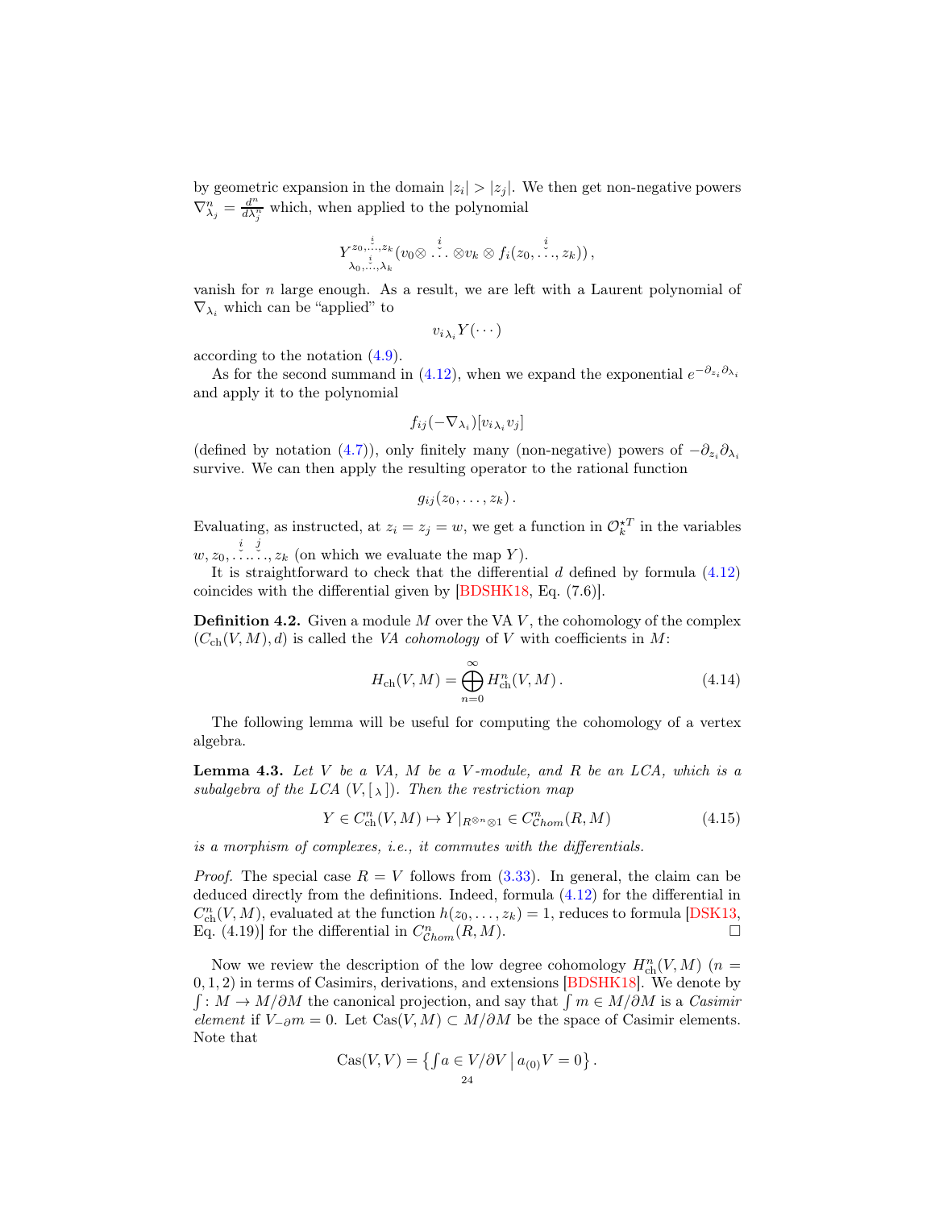by geometric expansion in the domain $|z_i| > |z_j|$. We then get non-negative powers $\nabla_{\lambda_j}^n = \frac{d^n}{d\lambda_j^n}$ which, when applied to the polynomial

$$
Y^{z_0, \overset{i}{\check{\ldots}}, z_k}_{\lambda_0, \overset{i}{\check{\ldots}}, \lambda_k}(v_0 \otimes \overset{i}{\check{\ldots}} \otimes v_k \otimes f_i(z_0, \overset{i}{\check{\ldots}}, z_k))\,,
$$

vanish for $n$ large enough. As a result, we are left with a Laurent polynomial of $\nabla_{\lambda_i}$ which can be "applied" to

$$
v_{i\,\lambda_i} Y(\cdots)
$$

according to the notation (4.9).

As for the second summand in (4.12), when we expand the exponential $e^{-\partial_{z_i}\partial_{\lambda_i}}$ and apply it to the polynomial

$$
f_{ij}(-\nabla_{\lambda_i})[v_{i\,\lambda_i} v_j]
$$

(defined by notation (4.7)), only finitely many (non-negative) powers of $-\partial_{z_i}\partial_{\lambda_i}$ survive. We can then apply the resulting operator to the rational function

$$
g_{ij}(z_0, \ldots, z_k)\,.
$$

Evaluating, as instructed, at $z_i = z_j = w$, we get a function in $\mathcal{O}_k^{\star T}$ in the variables $w, z_0, \overset{i}{\check{\ldots}}\overset{j}{\check{\ldots}}, z_k$ (on which we evaluate the map $Y$).

It is straightforward to check that the differential $d$ defined by formula (4.12) coincides with the differential given by [BDSHK18, Eq. (7.6)].

**Definition 4.2.** Given a module $M$ over the VA $V$, the cohomology of the complex $(C_{\mathrm{ch}}(V, M), d)$ is called the *VA cohomology* of $V$ with coefficients in $M$:

$$
H_{\mathrm{ch}}(V, M) = \bigoplus_{n=0}^{\infty} H^n_{\mathrm{ch}}(V, M)\,. \tag{4.14}
$$

The following lemma will be useful for computing the cohomology of a vertex algebra.

**Lemma 4.3.** *Let $V$ be a VA, $M$ be a $V$-module, and $R$ be an LCA, which is a subalgebra of the LCA $(V, [\,{}_\lambda\,])$. Then the restriction map*

$$
Y \in C^n_{\mathrm{ch}}(V, M) \mapsto Y|_{R^{\otimes n} \otimes 1} \in C^n_{\mathcal{C}hom}(R, M) \tag{4.15}
$$

*is a morphism of complexes, i.e., it commutes with the differentials.*

*Proof.* The special case $R = V$ follows from (3.33). In general, the claim can be deduced directly from the definitions. Indeed, formula (4.12) for the differential in $C^n_{\mathrm{ch}}(V, M)$, evaluated at the function $h(z_0, \ldots, z_k) = 1$, reduces to formula [DSK13, Eq. (4.19)] for the differential in $C^n_{\mathcal{C}hom}(R, M)$. □

Now we review the description of the low degree cohomology $H^n_{\mathrm{ch}}(V, M)$ ($n = 0, 1, 2$) in terms of Casimirs, derivations, and extensions [BDSHK18]. We denote by $\int : M \to M/\partial M$ the canonical projection, and say that $\int m \in M/\partial M$ is a *Casimir element* if $V_{-\partial} m = 0$. Let $\mathrm{Cas}(V, M) \subset M/\partial M$ be the space of Casimir elements. Note that

$$
\mathrm{Cas}(V, V) = \left\{ \textstyle\int a \in V/\partial V \,\middle|\, a_{(0)} V = 0 \right\}.
$$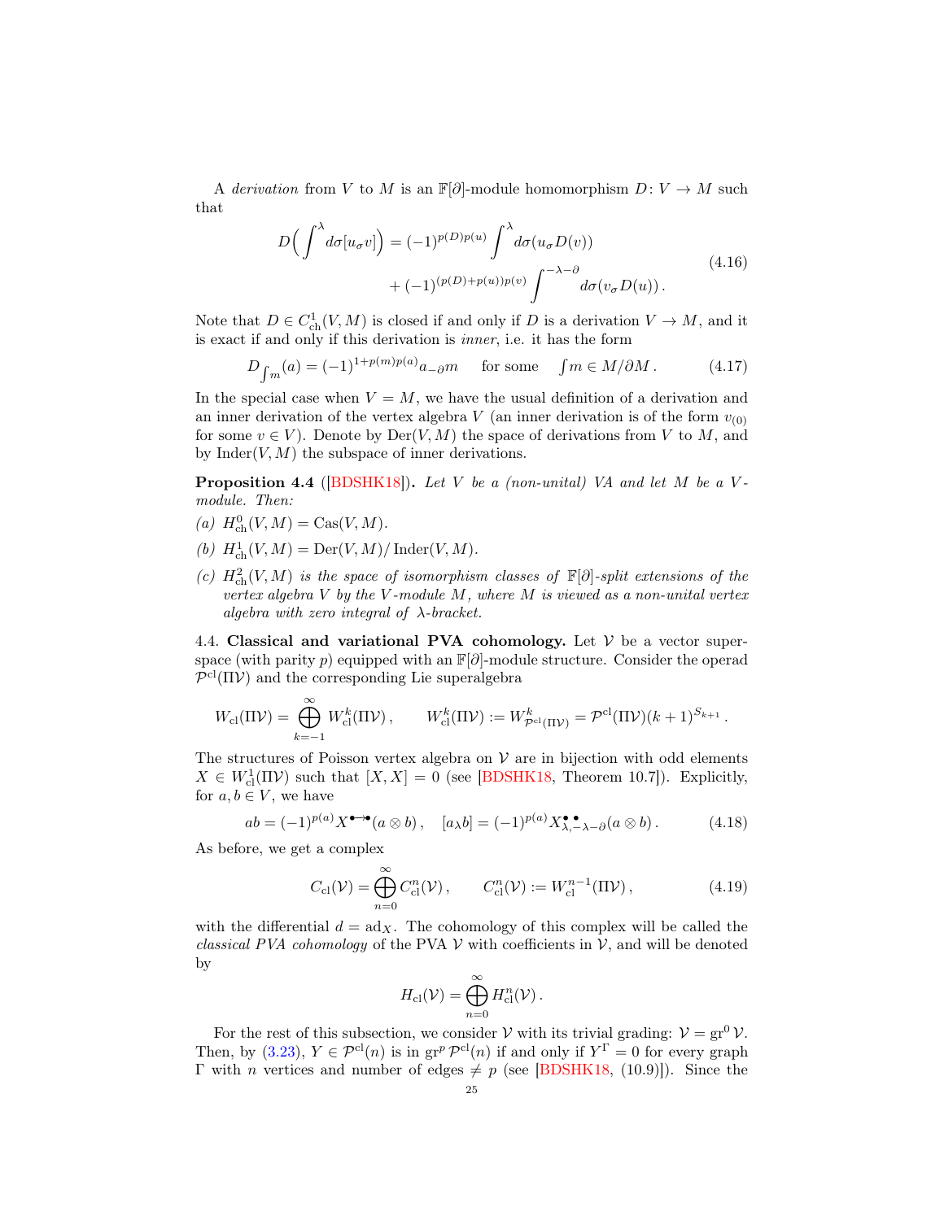A *derivation* from $V$ to $M$ is an $\mathbb{F}[\partial]$-module homomorphism $D\colon V \to M$ such that

$$
\begin{aligned}
D\Big( \int^{\lambda} d\sigma [u_\sigma v] \Big) = (-1)^{p(D)p(u)} \int^{\lambda} d\sigma (u_\sigma D(v)) \\
+ (-1)^{(p(D)+p(u))p(v)} \int^{-\lambda-\partial} d\sigma (v_\sigma D(u)) .
\end{aligned}
\tag{4.16}
$$

Note that $D \in C^1_{\mathrm{ch}}(V,M)$ is closed if and only if $D$ is a derivation $V \to M$, and it is exact if and only if this derivation is *inner*, i.e. it has the form

$$
D_{\int m}(a) = (-1)^{1+p(m)p(a)} a_{-\partial} m \qquad \text{for some} \quad \int m \in M/\partial M . \tag{4.17}
$$

In the special case when $V = M$, we have the usual definition of a derivation and an inner derivation of the vertex algebra $V$ (an inner derivation is of the form $v_{(0)}$ for some $v \in V$). Denote by $\mathrm{Der}(V,M)$ the space of derivations from $V$ to $M$, and by $\mathrm{Inder}(V,M)$ the subspace of inner derivations.

**Proposition 4.4** ([BDSHK18]). *Let $V$ be a (non-unital) VA and let $M$ be a $V$-module. Then:*

*(a)* $H^0_{\mathrm{ch}}(V,M) = \mathrm{Cas}(V,M)$.

*(b)* $H^1_{\mathrm{ch}}(V,M) = \mathrm{Der}(V,M)/\mathrm{Inder}(V,M)$.

*(c) $H^2_{\mathrm{ch}}(V,M)$ is the space of isomorphism classes of $\mathbb{F}[\partial]$-split extensions of the vertex algebra $V$ by the $V$-module $M$, where $M$ is viewed as a non-unital vertex algebra with zero integral of $\lambda$-bracket.*

4.4. **Classical and variational PVA cohomology.** Let $\mathcal{V}$ be a vector superspace (with parity $p$) equipped with an $\mathbb{F}[\partial]$-module structure. Consider the operad $\mathcal{P}^{\mathrm{cl}}(\Pi\mathcal{V})$ and the corresponding Lie superalgebra

$$
W_{\mathrm{cl}}(\Pi\mathcal{V}) = \bigoplus_{k=-1}^{\infty} W^k_{\mathrm{cl}}(\Pi\mathcal{V}) , \qquad W^k_{\mathrm{cl}}(\Pi\mathcal{V}) := W^k_{\mathcal{P}^{\mathrm{cl}}(\Pi\mathcal{V})} = \mathcal{P}^{\mathrm{cl}}(\Pi\mathcal{V})(k+1)^{S_{k+1}} .
$$

The structures of Poisson vertex algebra on $\mathcal{V}$ are in bijection with odd elements $X \in W^1_{\mathrm{cl}}(\Pi\mathcal{V})$ such that $[X,X] = 0$ (see [BDSHK18, Theorem 10.7]). Explicitly, for $a,b \in V$, we have

$$
ab = (-1)^{p(a)} X^{\bullet \!\to\! \bullet}(a \otimes b) , \quad [a_\lambda b] = (-1)^{p(a)} X^{\bullet\;\bullet}_{\lambda,-\lambda-\partial}(a \otimes b) . \tag{4.18}
$$

As before, we get a complex

$$
C_{\mathrm{cl}}(\mathcal{V}) = \bigoplus_{n=0}^{\infty} C^n_{\mathrm{cl}}(\mathcal{V}) , \qquad C^n_{\mathrm{cl}}(\mathcal{V}) := W^{n-1}_{\mathrm{cl}}(\Pi\mathcal{V}) , \tag{4.19}
$$

with the differential $d = \mathrm{ad}_X$. The cohomology of this complex will be called the *classical PVA cohomology* of the PVA $\mathcal{V}$ with coefficients in $\mathcal{V}$, and will be denoted by

$$
H_{\mathrm{cl}}(\mathcal{V}) = \bigoplus_{n=0}^{\infty} H^n_{\mathrm{cl}}(\mathcal{V}) .
$$

For the rest of this subsection, we consider $\mathcal{V}$ with its trivial grading: $\mathcal{V} = \mathrm{gr}^0 \mathcal{V}$. Then, by (3.23), $Y \in \mathcal{P}^{\mathrm{cl}}(n)$ is in $\mathrm{gr}^p \mathcal{P}^{\mathrm{cl}}(n)$ if and only if $Y^\Gamma = 0$ for every graph $\Gamma$ with $n$ vertices and number of edges $\neq p$ (see [BDSHK18, (10.9)]). Since the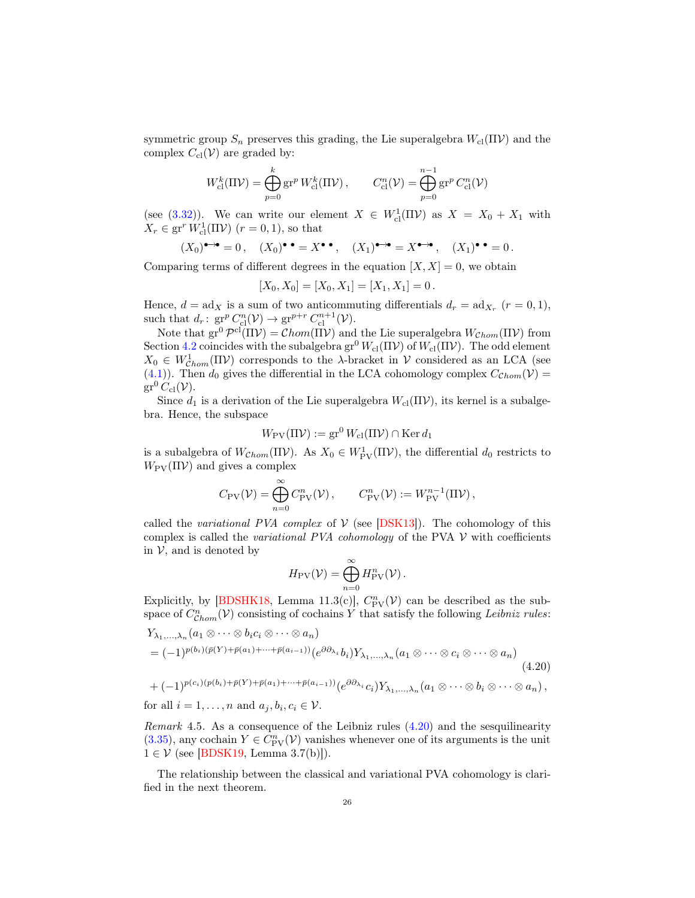symmetric group $S_n$ preserves this grading, the Lie superalgebra $W_{\mathrm{cl}}(\Pi\mathcal{V})$ and the complex $C_{\mathrm{cl}}(\mathcal{V})$ are graded by:

$$W^k_{\mathrm{cl}}(\Pi\mathcal{V}) = \bigoplus_{p=0}^{k} \operatorname{gr}^p W^k_{\mathrm{cl}}(\Pi\mathcal{V}), \qquad C^n_{\mathrm{cl}}(\mathcal{V}) = \bigoplus_{p=0}^{n-1} \operatorname{gr}^p C^n_{\mathrm{cl}}(\mathcal{V})$$

(see (3.32)). We can write our element $X \in W^1_{\mathrm{cl}}(\Pi\mathcal{V})$ as $X = X_0 + X_1$ with $X_r \in \operatorname{gr}^r W^1_{\mathrm{cl}}(\Pi\mathcal{V})$ $(r = 0, 1)$, so that

$$(X_0)^{\bullet\!\!\longrightarrow\!\!\bullet} = 0\,, \quad (X_0)^{\bullet\;\bullet} = X^{\bullet\;\bullet}\,, \quad (X_1)^{\bullet\!\!\longrightarrow\!\!\bullet} = X^{\bullet\!\!\longrightarrow\!\!\bullet}\,, \quad (X_1)^{\bullet\;\bullet} = 0\,.$$

Comparing terms of different degrees in the equation $[X, X] = 0$, we obtain

$$[X_0, X_0] = [X_0, X_1] = [X_1, X_1] = 0\,.$$

Hence, $d = \operatorname{ad}_X$ is a sum of two anticommuting differentials $d_r = \operatorname{ad}_{X_r}$ $(r = 0, 1)$, such that $d_r \colon \operatorname{gr}^p C^n_{\mathrm{cl}}(\mathcal{V}) \to \operatorname{gr}^{p+r} C^{n+1}_{\mathrm{cl}}(\mathcal{V})$.

Note that $\operatorname{gr}^0 \mathcal{P}^{\mathrm{cl}}(\Pi\mathcal{V}) = \mathcal{C}hom(\Pi\mathcal{V})$ and the Lie superalgebra $W_{\mathcal{C}hom}(\Pi\mathcal{V})$ from Section 4.2 coincides with the subalgebra $\operatorname{gr}^0 W_{\mathrm{cl}}(\Pi\mathcal{V})$ of $W_{\mathrm{cl}}(\Pi\mathcal{V})$. The odd element $X_0 \in W^1_{\mathcal{C}hom}(\Pi\mathcal{V})$ corresponds to the $\lambda$-bracket in $\mathcal{V}$ considered as an LCA (see (4.1)). Then $d_0$ gives the differential in the LCA cohomology complex $C_{\mathcal{C}hom}(\mathcal{V}) = \operatorname{gr}^0 C_{\mathrm{cl}}(\mathcal{V})$.

Since $d_1$ is a derivation of the Lie superalgebra $W_{\mathrm{cl}}(\Pi\mathcal{V})$, its kernel is a subalgebra. Hence, the subspace

$$W_{\mathrm{PV}}(\Pi\mathcal{V}) := \operatorname{gr}^0 W_{\mathrm{cl}}(\Pi\mathcal{V}) \cap \operatorname{Ker} d_1$$

is a subalgebra of $W_{\mathcal{C}hom}(\Pi\mathcal{V})$. As $X_0 \in W^1_{\mathrm{PV}}(\Pi\mathcal{V})$, the differential $d_0$ restricts to $W_{\mathrm{PV}}(\Pi\mathcal{V})$ and gives a complex

$$C_{\mathrm{PV}}(\mathcal{V}) = \bigoplus_{n=0}^{\infty} C^n_{\mathrm{PV}}(\mathcal{V})\,, \qquad C^n_{\mathrm{PV}}(\mathcal{V}) := W^{n-1}_{\mathrm{PV}}(\Pi\mathcal{V})\,,$$

called the *variational PVA complex* of $\mathcal{V}$ (see [DSK13]). The cohomology of this complex is called the *variational PVA cohomology* of the PVA $\mathcal{V}$ with coefficients in $\mathcal{V}$, and is denoted by

$$H_{\mathrm{PV}}(\mathcal{V}) = \bigoplus_{n=0}^{\infty} H^n_{\mathrm{PV}}(\mathcal{V})\,.$$

Explicitly, by [BDSHK18, Lemma 11.3(c)], $C^n_{\mathrm{PV}}(\mathcal{V})$ can be described as the subspace of $C^n_{\mathcal{C}hom}(\mathcal{V})$ consisting of cochains $Y$ that satisfy the following *Leibniz rules*:

$$\begin{aligned}
&Y_{\lambda_1,\dots,\lambda_n}(a_1 \otimes \cdots \otimes b_i c_i \otimes \cdots \otimes a_n) \\
&= (-1)^{p(b_i)(\bar p(Y)+\bar p(a_1)+\cdots+\bar p(a_{i-1}))}(e^{\partial \partial_{\lambda_i}} b_i) Y_{\lambda_1,\dots,\lambda_n}(a_1 \otimes \cdots \otimes c_i \otimes \cdots \otimes a_n) \\
&+ (-1)^{p(c_i)(p(b_i)+\bar p(Y)+\bar p(a_1)+\cdots+\bar p(a_{i-1}))}(e^{\partial \partial_{\lambda_i}} c_i) Y_{\lambda_1,\dots,\lambda_n}(a_1 \otimes \cdots \otimes b_i \otimes \cdots \otimes a_n)\,,
\end{aligned} \tag{4.20}$$

for all $i = 1, \dots, n$ and $a_j, b_i, c_i \in \mathcal{V}$.

*Remark* 4.5. As a consequence of the Leibniz rules (4.20) and the sesquilinearity (3.35), any cochain $Y \in C^n_{\mathrm{PV}}(\mathcal{V})$ vanishes whenever one of its arguments is the unit $1 \in \mathcal{V}$ (see [BDSK19, Lemma 3.7(b)]).

The relationship between the classical and variational PVA cohomology is clarified in the next theorem.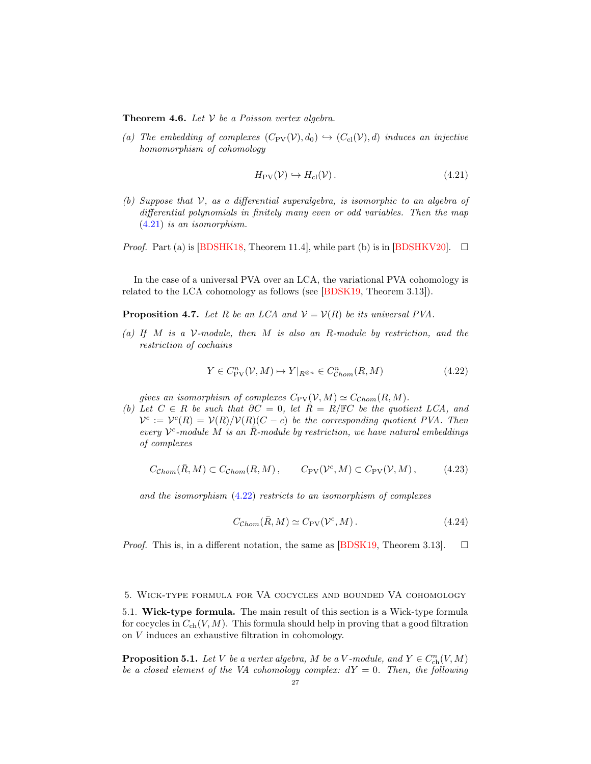**Theorem 4.6.** *Let $\mathcal{V}$ be a Poisson vertex algebra.*

*(a) The embedding of complexes $(C_{\mathrm{PV}}(\mathcal{V}), d_0) \hookrightarrow (C_{\mathrm{cl}}(\mathcal{V}), d)$ induces an injective homomorphism of cohomology*

$$H_{\mathrm{PV}}(\mathcal{V}) \hookrightarrow H_{\mathrm{cl}}(\mathcal{V})\,. \tag{4.21}$$

*(b) Suppose that $\mathcal{V}$, as a differential superalgebra, is isomorphic to an algebra of differential polynomials in finitely many even or odd variables. Then the map (4.21) is an isomorphism.*

*Proof.* Part (a) is [BDSHK18, Theorem 11.4], while part (b) is in [BDSHKV20]. □

In the case of a universal PVA over an LCA, the variational PVA cohomology is related to the LCA cohomology as follows (see [BDSK19, Theorem 3.13]).

**Proposition 4.7.** *Let $R$ be an LCA and $\mathcal{V} = \mathcal{V}(R)$ be its universal PVA.*

*(a) If $M$ is a $\mathcal{V}$-module, then $M$ is also an $R$-module by restriction, and the restriction of cochains*

$$Y \in C^n_{\mathrm{PV}}(\mathcal{V}, M) \mapsto Y|_{R^{\otimes n}} \in C^n_{\mathcal{C}hom}(R, M) \tag{4.22}$$

*gives an isomorphism of complexes $C_{\mathrm{PV}}(\mathcal{V}, M) \simeq C_{\mathcal{C}hom}(R, M)$.*

*(b) Let $C \in R$ be such that $\partial C = 0$, let $\bar{R} = R/\mathbb{F}C$ be the quotient LCA, and $\mathcal{V}^c := \mathcal{V}^c(R) = \mathcal{V}(R)/\mathcal{V}(R)(C - c)$ be the corresponding quotient PVA. Then every $\mathcal{V}^c$-module $M$ is an $\bar{R}$-module by restriction, we have natural embeddings of complexes*

$$C_{\mathcal{C}hom}(\bar{R}, M) \subset C_{\mathcal{C}hom}(R, M)\,, \qquad C_{\mathrm{PV}}(\mathcal{V}^c, M) \subset C_{\mathrm{PV}}(\mathcal{V}, M)\,, \tag{4.23}$$

*and the isomorphism (4.22) restricts to an isomorphism of complexes*

$$C_{\mathcal{C}hom}(\bar{R}, M) \simeq C_{\mathrm{PV}}(\mathcal{V}^c, M)\,. \tag{4.24}$$

*Proof.* This is, in a different notation, the same as [BDSK19, Theorem 3.13]. □

## 5. Wick-type formula for VA cocycles and bounded VA cohomology

### 5.1. Wick-type formula.

The main result of this section is a Wick-type formula for cocycles in $C_{\mathrm{ch}}(V, M)$. This formula should help in proving that a good filtration on $V$ induces an exhaustive filtration in cohomology.

**Proposition 5.1.** *Let $V$ be a vertex algebra, $M$ be a $V$-module, and $Y \in C^n_{\mathrm{ch}}(V, M)$ be a closed element of the VA cohomology complex: $dY = 0$. Then, the following*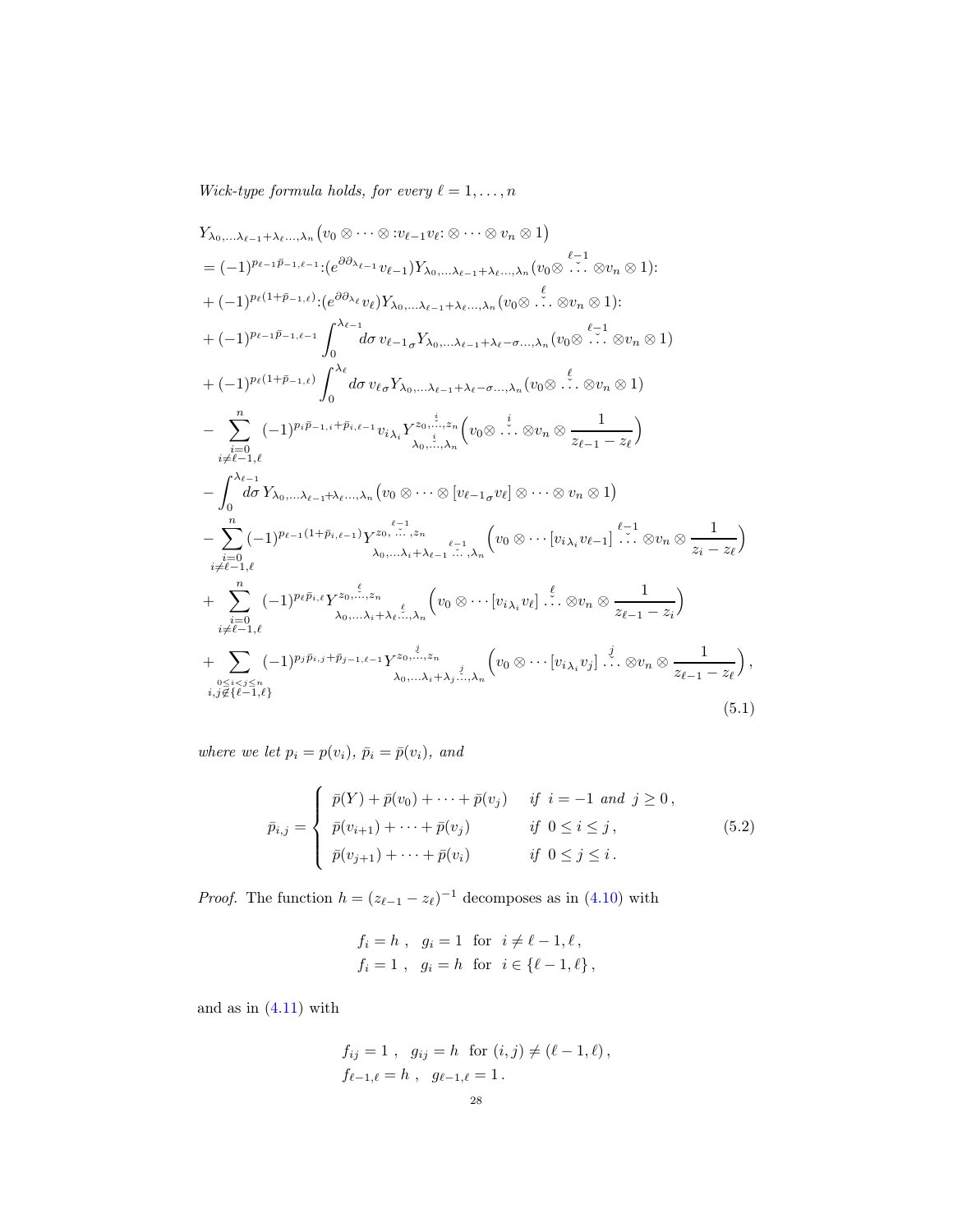*Wick-type formula holds, for every $\ell = 1, \dots, n$*

$$
\begin{aligned}
&Y_{\lambda_0,\dots\lambda_{\ell-1}+\lambda_\ell\dots,\lambda_n}\big(v_0\otimes\cdots\otimes{:}v_{\ell-1}v_\ell{:}\otimes\cdots\otimes v_n\otimes 1\big)\\
&=(-1)^{p_{\ell-1}\bar p_{-1,\ell-1}}{:}(e^{\partial\partial_{\lambda_{\ell-1}}}v_{\ell-1})Y_{\lambda_0,\dots\lambda_{\ell-1}+\lambda_\ell\dots,\lambda_n}(v_0\otimes\overset{\ell-1}{\check{\cdots}}\otimes v_n\otimes 1){:}\\
&+(-1)^{p_\ell(1+\bar p_{-1,\ell})}{:}(e^{\partial\partial_{\lambda_\ell}}v_\ell)Y_{\lambda_0,\dots\lambda_{\ell-1}+\lambda_\ell\dots,\lambda_n}(v_0\otimes\overset{\ell}{\check{\cdots}}\otimes v_n\otimes 1){:}\\
&+(-1)^{p_{\ell-1}\bar p_{-1,\ell-1}}\int_0^{\lambda_{\ell-1}}d\sigma\, v_{\ell-1\,\sigma}Y_{\lambda_0,\dots\lambda_{\ell-1}+\lambda_\ell-\sigma\dots,\lambda_n}(v_0\otimes\overset{\ell-1}{\check{\cdots}}\otimes v_n\otimes 1)\\
&+(-1)^{p_\ell(1+\bar p_{-1,\ell})}\int_0^{\lambda_\ell}d\sigma\, v_{\ell\,\sigma}Y_{\lambda_0,\dots\lambda_{\ell-1}+\lambda_\ell-\sigma\dots,\lambda_n}(v_0\otimes\overset{\ell}{\check{\cdots}}\otimes v_n\otimes 1)\\
&-\sum_{\substack{i=0\\ i\neq\ell-1,\ell}}^{n}(-1)^{p_i\bar p_{-1,i}+\bar p_{i,\ell-1}}v_{i\,\lambda_i}Y^{z_0,\overset{i}{\check{\dots}},z_n}_{\lambda_0,\overset{i}{\check{\dots}},\lambda_n}\Big(v_0\otimes\overset{i}{\check{\cdots}}\otimes v_n\otimes\frac{1}{z_{\ell-1}-z_\ell}\Big)\\
&-\int_0^{\lambda_{\ell-1}}d\sigma\, Y_{\lambda_0,\dots\lambda_{\ell-1}+\lambda_\ell\dots,\lambda_n}\big(v_0\otimes\cdots\otimes[v_{\ell-1\,\sigma}v_\ell]\otimes\cdots\otimes v_n\otimes 1\big)\\
&-\sum_{\substack{i=0\\ i\neq\ell-1,\ell}}^{n}(-1)^{p_{\ell-1}(1+\bar p_{i,\ell-1})}Y^{z_0,\overset{\ell-1}{\check{\dots}},z_n}_{\lambda_0,\dots\lambda_i+\lambda_{\ell-1}\overset{\ell-1}{\check{\dots}},\lambda_n}\Big(v_0\otimes\cdots[v_{i\,\lambda_i}v_{\ell-1}]\overset{\ell-1}{\check{\cdots}}\otimes v_n\otimes\frac{1}{z_i-z_\ell}\Big)\\
&+\sum_{\substack{i=0\\ i\neq\ell-1,\ell}}^{n}(-1)^{p_\ell\bar p_{i,\ell}}Y^{z_0,\overset{\ell}{\check{\dots}},z_n}_{\lambda_0,\dots\lambda_i+\lambda_\ell\overset{\ell}{\check{\dots}},\lambda_n}\Big(v_0\otimes\cdots[v_{i\,\lambda_i}v_\ell]\overset{\ell}{\check{\cdots}}\otimes v_n\otimes\frac{1}{z_{\ell-1}-z_i}\Big)\\
&+\sum_{\substack{0\le i<j\le n\\ i,j\notin\{\ell-1,\ell\}}}(-1)^{p_j\bar p_{i,j}+\bar p_{j-1,\ell-1}}Y^{z_0,\overset{j}{\check{\dots}},z_n}_{\lambda_0,\dots\lambda_i+\lambda_j\overset{j}{\check{\dots}},\lambda_n}\Big(v_0\otimes\cdots[v_{i\,\lambda_i}v_j]\overset{j}{\check{\cdots}}\otimes v_n\otimes\frac{1}{z_{\ell-1}-z_\ell}\Big),
\end{aligned}
\tag{5.1}
$$

*where we let $p_i = p(v_i)$, $\bar p_i = \bar p(v_i)$, and*

$$
\bar p_{i,j} = \begin{cases} \bar p(Y) + \bar p(v_0) + \cdots + \bar p(v_j) & \text{if } i=-1 \text{ and } j\geq 0\,,\\ \bar p(v_{i+1}) + \cdots + \bar p(v_j) & \text{if } 0\le i\le j\,,\\ \bar p(v_{j+1}) + \cdots + \bar p(v_i) & \text{if } 0\le j\le i\,. \end{cases}
\tag{5.2}
$$

*Proof.* The function $h = (z_{\ell-1} - z_\ell)^{-1}$ decomposes as in (4.10) with

$$
\begin{aligned}
&f_i = h\,,\ \ g_i = 1\ \text{ for }\ i\neq \ell-1,\ell\,,\\
&f_i = 1\,,\ \ g_i = h\ \text{ for }\ i\in\{\ell-1,\ell\}\,,
\end{aligned}
$$

and as in (4.11) with

$$
\begin{aligned}
&f_{ij} = 1\,,\ \ g_{ij} = h\ \text{ for } (i,j)\neq(\ell-1,\ell)\,,\\
&f_{\ell-1,\ell} = h\,,\ \ g_{\ell-1,\ell} = 1\,.
\end{aligned}
$$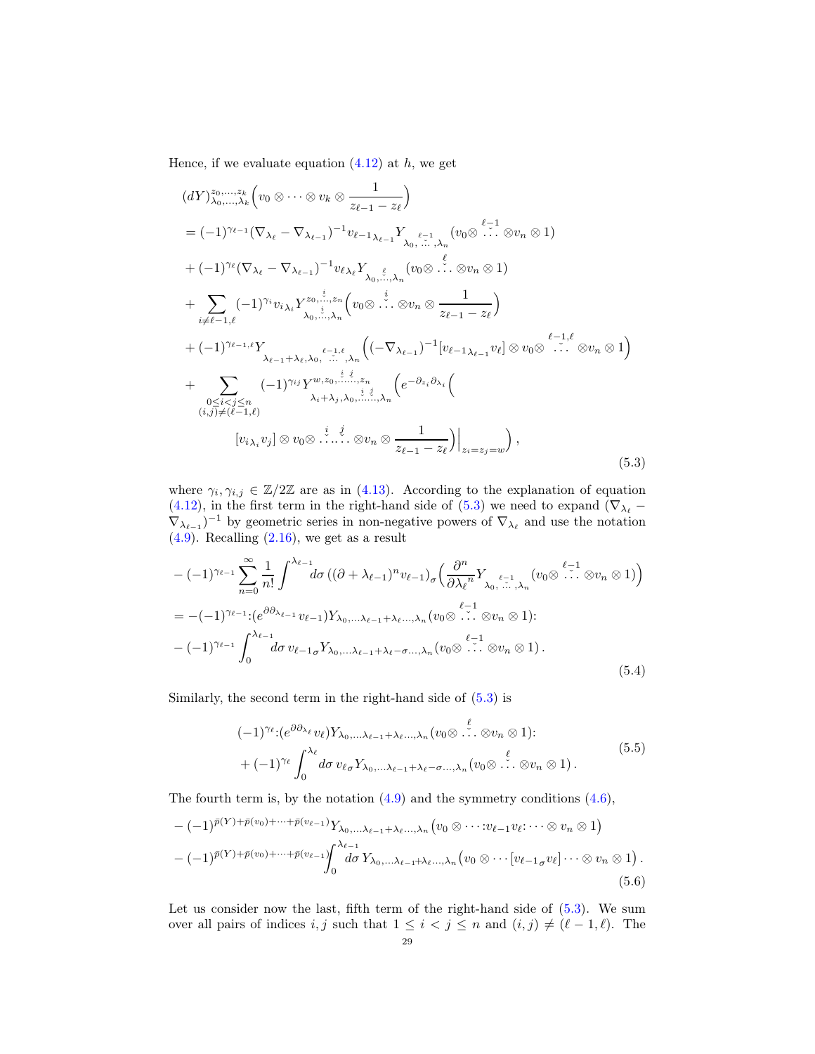Hence, if we evaluate equation (4.12) at $h$, we get

$$
\begin{aligned}
&(dY)^{z_0,\dots,z_k}_{\lambda_0,\dots,\lambda_k}\Big(v_0\otimes\cdots\otimes v_k\otimes\frac{1}{z_{\ell-1}-z_\ell}\Big)\\
&=(-1)^{\gamma_{\ell-1}}(\nabla_{\lambda_\ell}-\nabla_{\lambda_{\ell-1}})^{-1}v_{\ell-1\,\lambda_{\ell-1}}Y_{\lambda_0,\overset{\ell-1}{\check{\dots}},\lambda_n}(v_0\otimes\overset{\ell-1}{\check{\dots}}\otimes v_n\otimes 1)\\
&+(-1)^{\gamma_\ell}(\nabla_{\lambda_\ell}-\nabla_{\lambda_{\ell-1}})^{-1}v_{\ell\,\lambda_\ell}Y_{\lambda_0,\overset{\ell}{\check{\dots}},\lambda_n}(v_0\otimes\overset{\ell}{\check{\dots}}\otimes v_n\otimes 1)\\
&+\sum_{i\neq\ell-1,\ell}(-1)^{\gamma_i}v_{i\,\lambda_i}Y^{z_0,\overset{i}{\check{\dots}},z_n}_{\lambda_0,\overset{i}{\check{\dots}},\lambda_n}\Big(v_0\otimes\overset{i}{\check{\dots}}\otimes v_n\otimes\frac{1}{z_{\ell-1}-z_\ell}\Big)\\
&+(-1)^{\gamma_{\ell-1,\ell}}Y_{\lambda_{\ell-1}+\lambda_\ell,\lambda_0,\overset{\ell-1,\ell}{\check{\dots}},\lambda_n}\Big((-\nabla_{\lambda_{\ell-1}})^{-1}[v_{\ell-1\,\lambda_{\ell-1}}v_\ell]\otimes v_0\otimes\overset{\ell-1,\ell}{\check{\dots}}\otimes v_n\otimes 1\Big)\\
&+\sum_{\substack{0\leq i<j\leq n\\(i,j)\neq(\ell-1,\ell)}}(-1)^{\gamma_{ij}}Y^{w,z_0,\overset{i}{\check{\dots}}\overset{j}{\check{\dots}},z_n}_{\lambda_i+\lambda_j,\lambda_0,\overset{i}{\check{\dots}}\overset{j}{\check{\dots}},\lambda_n}\Big(e^{-\partial_{z_i}\partial_{\lambda_i}}\Big(\\
&\qquad[v_{i\,\lambda_i}v_j]\otimes v_0\otimes\overset{i}{\check{\dots}}\overset{j}{\check{\dots}}\otimes v_n\otimes\frac{1}{z_{\ell-1}-z_\ell}\Big)\Big|_{z_i=z_j=w}\Big)\,,
\end{aligned}
\tag{5.3}
$$

where $\gamma_i,\gamma_{i,j}\in\mathbb{Z}/2\mathbb{Z}$ are as in (4.13). According to the explanation of equation (4.12), in the first term in the right-hand side of (5.3) we need to expand $(\nabla_{\lambda_\ell}-\nabla_{\lambda_{\ell-1}})^{-1}$ by geometric series in non-negative powers of $\nabla_{\lambda_\ell}$ and use the notation (4.9). Recalling (2.16), we get as a result

$$
\begin{aligned}
&-(-1)^{\gamma_{\ell-1}}\sum_{n=0}^{\infty}\frac{1}{n!}\int^{\lambda_{\ell-1}}d\sigma\,((\partial+\lambda_{\ell-1})^n v_{\ell-1})_\sigma\Big(\frac{\partial^n}{\partial\lambda_\ell{}^n}Y_{\lambda_0,\overset{\ell-1}{\check{\dots}},\lambda_n}(v_0\otimes\overset{\ell-1}{\check{\dots}}\otimes v_n\otimes 1)\Big)\\
&=-(-1)^{\gamma_{\ell-1}}{:}(e^{\partial\partial_{\lambda_{\ell-1}}}v_{\ell-1})Y_{\lambda_0,\dots\lambda_{\ell-1}+\lambda_\ell\dots,\lambda_n}(v_0\otimes\overset{\ell-1}{\check{\dots}}\otimes v_n\otimes 1){:}\\
&-(-1)^{\gamma_{\ell-1}}\int_0^{\lambda_{\ell-1}}d\sigma\,v_{\ell-1\,\sigma}Y_{\lambda_0,\dots\lambda_{\ell-1}+\lambda_\ell-\sigma\dots,\lambda_n}(v_0\otimes\overset{\ell-1}{\check{\dots}}\otimes v_n\otimes 1)\,.
\end{aligned}
\tag{5.4}
$$

Similarly, the second term in the right-hand side of (5.3) is

$$
\begin{aligned}
&(-1)^{\gamma_\ell}{:}(e^{\partial\partial_{\lambda_\ell}}v_\ell)Y_{\lambda_0,\dots\lambda_{\ell-1}+\lambda_\ell\dots,\lambda_n}(v_0\otimes\overset{\ell}{\check{\dots}}\otimes v_n\otimes 1){:}\\
&+(-1)^{\gamma_\ell}\int_0^{\lambda_\ell}d\sigma\,v_{\ell\,\sigma}Y_{\lambda_0,\dots\lambda_{\ell-1}+\lambda_\ell-\sigma\dots,\lambda_n}(v_0\otimes\overset{\ell}{\check{\dots}}\otimes v_n\otimes 1)\,.
\end{aligned}
\tag{5.5}
$$

The fourth term is, by the notation (4.9) and the symmetry conditions (4.6),

$$
\begin{aligned}
&-(-1)^{\bar p(Y)+\bar p(v_0)+\cdots+\bar p(v_{\ell-1})}Y_{\lambda_0,\dots\lambda_{\ell-1}+\lambda_\ell\dots,\lambda_n}\big(v_0\otimes\cdots{:}v_{\ell-1}v_\ell{:}\cdots\otimes v_n\otimes 1\big)\\
&-(-1)^{\bar p(Y)+\bar p(v_0)+\cdots+\bar p(v_{\ell-1})}\int_0^{\lambda_{\ell-1}}d\sigma\,Y_{\lambda_0,\dots\lambda_{\ell-1}+\lambda_\ell\dots,\lambda_n}\big(v_0\otimes\cdots[v_{\ell-1\,\sigma}v_\ell]\cdots\otimes v_n\otimes 1\big)\,.
\end{aligned}
\tag{5.6}
$$

Let us consider now the last, fifth term of the right-hand side of (5.3). We sum over all pairs of indices $i,j$ such that $1\leq i<j\leq n$ and $(i,j)\neq(\ell-1,\ell)$. The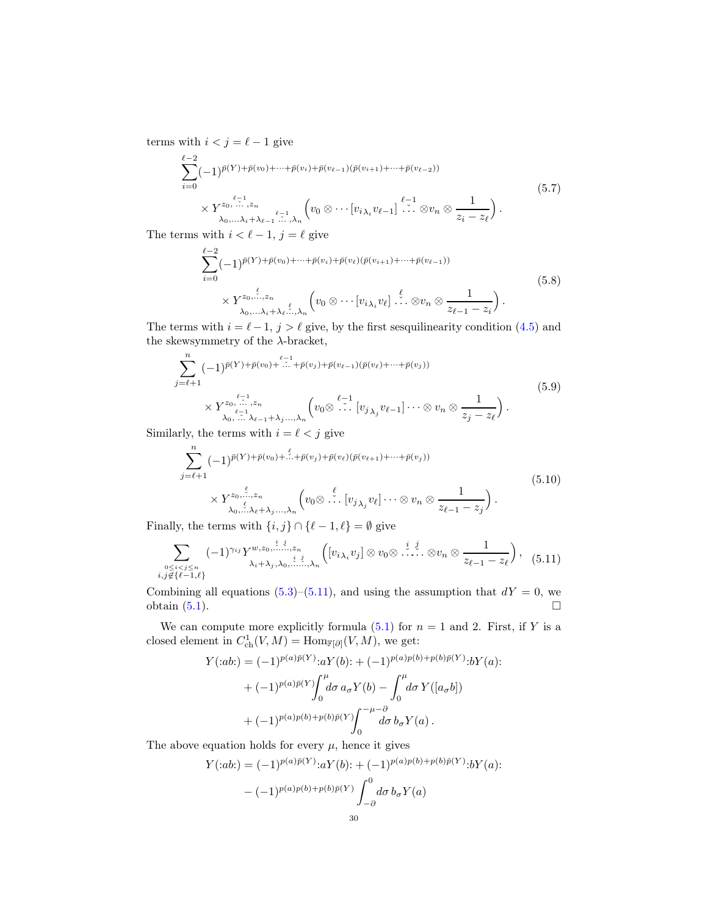terms with $i < j = \ell - 1$ give

$$
\sum_{i=0}^{\ell-2} (-1)^{\bar{p}(Y)+\bar{p}(v_0)+\cdots+\bar{p}(v_i)+\bar{p}(v_{\ell-1})(\bar{p}(v_{i+1})+\cdots+\bar{p}(v_{\ell-2}))} \times Y^{z_0, \overset{\ell-1}{\check{\cdots}}, z_n}_{\lambda_0, \dots \lambda_i + \lambda_{\ell-1} \overset{\ell-1}{\check{\cdots}}, \lambda_n} \Big( v_0 \otimes \cdots [v_{i\,\lambda_i} v_{\ell-1}] \overset{\ell-1}{\check{\cdots}} \otimes v_n \otimes \frac{1}{z_i - z_\ell} \Big) . \tag{5.7}
$$

The terms with $i < \ell - 1$, $j = \ell$ give

$$
\sum_{i=0}^{\ell-2} (-1)^{\bar{p}(Y)+\bar{p}(v_0)+\cdots+\bar{p}(v_i)+\bar{p}(v_\ell)(\bar{p}(v_{i+1})+\cdots+\bar{p}(v_{\ell-1}))} \times Y^{z_0, \overset{\ell}{\check{\cdots}}, z_n}_{\lambda_0, \dots \lambda_i + \lambda_\ell \overset{\ell}{\check{\cdots}}, \lambda_n} \Big( v_0 \otimes \cdots [v_{i\,\lambda_i} v_\ell] \overset{\ell}{\check{\cdots}} \otimes v_n \otimes \frac{1}{z_{\ell-1} - z_i} \Big) . \tag{5.8}
$$

The terms with $i = \ell - 1$, $j > \ell$ give, by the first sesquilinearity condition (4.5) and the skewsymmetry of the $\lambda$-bracket,

$$
\sum_{j=\ell+1}^{n} (-1)^{\bar{p}(Y)+\bar{p}(v_0)+\overset{\ell-1}{\check{\cdots}}+\bar{p}(v_j)+\bar{p}(v_{\ell-1})(\bar{p}(v_\ell)+\cdots+\bar{p}(v_j))} \times Y^{z_0, \overset{\ell-1}{\check{\cdots}}, z_n}_{\lambda_0, \overset{\ell-1}{\check{\cdots}} \lambda_{\ell-1}+\lambda_j \dots, \lambda_n} \Big( v_0 \otimes \overset{\ell-1}{\check{\cdots}} [v_{j\,\lambda_j} v_{\ell-1}] \cdots \otimes v_n \otimes \frac{1}{z_j - z_\ell} \Big) . \tag{5.9}
$$

Similarly, the terms with $i = \ell < j$ give

$$
\sum_{j=\ell+1}^{n} (-1)^{\bar{p}(Y)+\bar{p}(v_0)+\overset{\ell}{\check{\cdots}}+\bar{p}(v_j)+\bar{p}(v_\ell)(\bar{p}(v_{\ell+1})+\cdots+\bar{p}(v_j))} \times Y^{z_0, \overset{\ell}{\check{\cdots}}, z_n}_{\lambda_0, \overset{\ell}{\check{\cdots}} \lambda_\ell+\lambda_j \dots, \lambda_n} \Big( v_0 \otimes \overset{\ell}{\check{\cdots}} [v_{j\,\lambda_j} v_\ell] \cdots \otimes v_n \otimes \frac{1}{z_{\ell-1} - z_j} \Big) . \tag{5.10}
$$

Finally, the terms with $\{i, j\} \cap \{\ell - 1, \ell\} = \emptyset$ give

$$
\sum_{\substack{0 \le i < j \le n \\ i,j \notin \{\ell-1,\ell\}}} (-1)^{\gamma_{ij}} Y^{w, z_0, \overset{i}{\check{\cdots}} \overset{j}{\check{\cdots}}, z_n}_{\lambda_i+\lambda_j, \lambda_0, \overset{i}{\check{\cdots}} \overset{j}{\check{\cdots}}, \lambda_n} \Big( [v_{i\,\lambda_i} v_j] \otimes v_0 \otimes \overset{i}{\check{\cdots}} \overset{j}{\check{\cdots}} \otimes v_n \otimes \frac{1}{z_{\ell-1} - z_\ell} \Big) , \tag{5.11}
$$

Combining all equations (5.3)–(5.11), and using the assumption that $dY = 0$, we obtain (5.1). $\square$

We can compute more explicitly formula (5.1) for $n = 1$ and 2. First, if $Y$ is a closed element in $C^1_{\mathrm{ch}}(V, M) = \mathrm{Hom}_{\mathbb{F}[\partial]}(V, M)$, we get:

$$
\begin{aligned}
Y({:}ab{:}) = {} & (-1)^{p(a)\bar{p}(Y)} {:}aY(b){:} + (-1)^{p(a)p(b)+p(b)\bar{p}(Y)} {:}bY(a){:} \\
& + (-1)^{p(a)\bar{p}(Y)} \int_0^\mu d\sigma\, a_\sigma Y(b) - \int_0^\mu d\sigma\, Y([a_\sigma b]) \\
& + (-1)^{p(a)p(b)+p(b)\bar{p}(Y)} \int_0^{-\mu-\partial} d\sigma\, b_\sigma Y(a) .
\end{aligned}
$$

The above equation holds for every $\mu$, hence it gives

$$
\begin{aligned}
Y({:}ab{:}) = {} & (-1)^{p(a)\bar{p}(Y)} {:}aY(b){:} + (-1)^{p(a)p(b)+p(b)\bar{p}(Y)} {:}bY(a){:} \\
& - (-1)^{p(a)p(b)+p(b)\bar{p}(Y)} \int_{-\partial}^0 d\sigma\, b_\sigma Y(a)
\end{aligned}
$$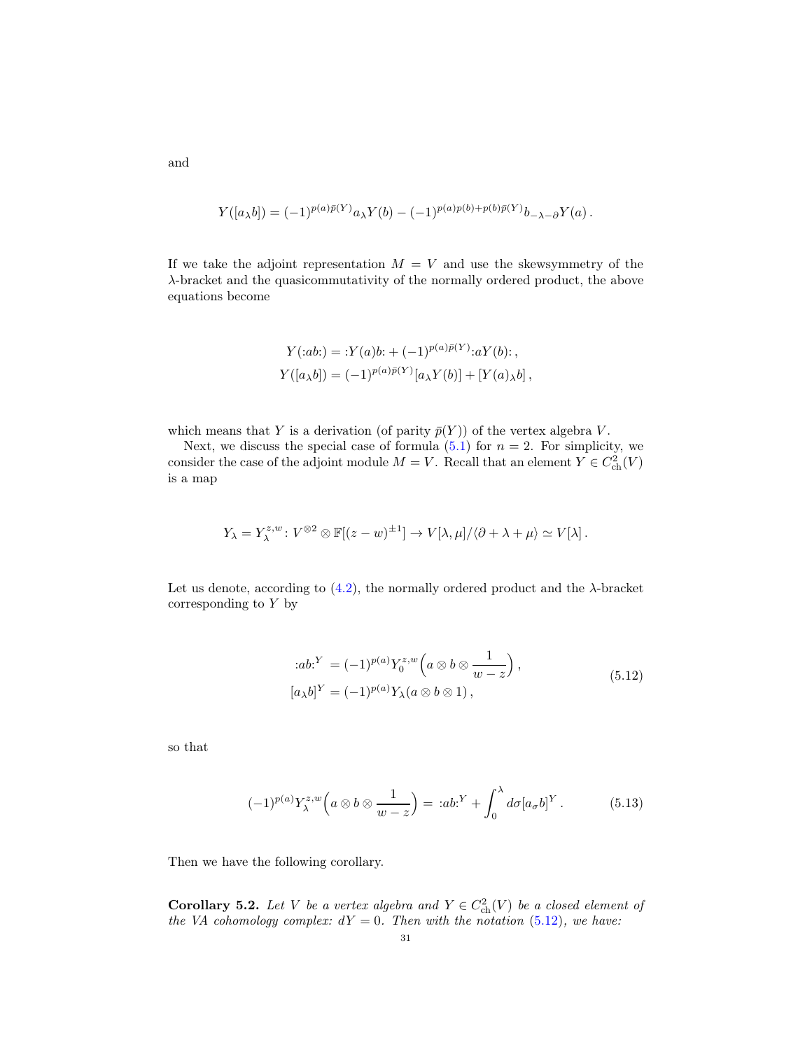and

$$Y([a_\lambda b]) = (-1)^{p(a)\bar{p}(Y)} a_\lambda Y(b) - (-1)^{p(a)p(b)+p(b)\bar{p}(Y)} b_{-\lambda-\partial} Y(a)\,.$$

If we take the adjoint representation $M = V$ and use the skewsymmetry of the $\lambda$-bracket and the quasicommutativity of the normally ordered product, the above equations become

$$\begin{aligned}
Y(:ab:) &= :Y(a)b: + (-1)^{p(a)\bar{p}(Y)} :aY(b):\,,\\
Y([a_\lambda b]) &= (-1)^{p(a)\bar{p}(Y)} [a_\lambda Y(b)] + [Y(a)_\lambda b]\,,
\end{aligned}$$

which means that $Y$ is a derivation (of parity $\bar{p}(Y)$) of the vertex algebra $V$.

Next, we discuss the special case of formula (5.1) for $n = 2$. For simplicity, we consider the case of the adjoint module $M = V$. Recall that an element $Y \in C^2_{\mathrm{ch}}(V)$ is a map

$$Y_\lambda = Y_\lambda^{z,w} \colon V^{\otimes 2} \otimes \mathbb{F}[(z-w)^{\pm 1}] \to V[\lambda,\mu]/\langle \partial + \lambda + \mu \rangle \simeq V[\lambda]\,.$$

Let us denote, according to (4.2), the normally ordered product and the $\lambda$-bracket corresponding to $Y$ by

$$\begin{aligned}
:ab:^Y &= (-1)^{p(a)} Y_0^{z,w}\Big( a \otimes b \otimes \frac{1}{w-z} \Big)\,,\\
[a_\lambda b]^Y &= (-1)^{p(a)} Y_\lambda (a \otimes b \otimes 1)\,,
\end{aligned} \tag{5.12}$$

so that

$$(-1)^{p(a)} Y_\lambda^{z,w}\Big( a \otimes b \otimes \frac{1}{w-z} \Big) = \,:ab:^Y + \int_0^\lambda d\sigma [a_\sigma b]^Y\,. \tag{5.13}$$

Then we have the following corollary.

**Corollary 5.2.** *Let $V$ be a vertex algebra and $Y \in C^2_{\mathrm{ch}}(V)$ be a closed element of the VA cohomology complex: $dY = 0$. Then with the notation (5.12), we have:*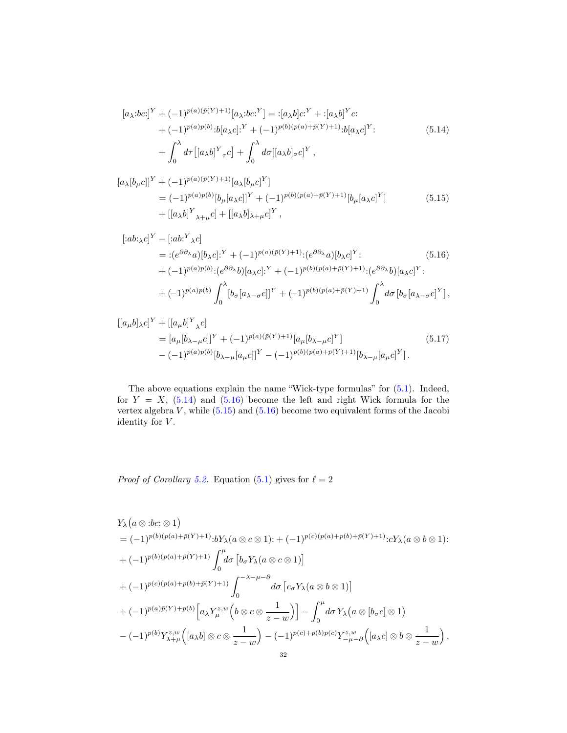$$
\begin{aligned}
&[a_\lambda {:}bc{:}]^Y + (-1)^{p(a)(\bar p(Y)+1)}[a_\lambda {:}bc{:}^Y] = {:}[a_\lambda b]c{:}^Y + {:}[a_\lambda b]^Y c{:} \\
&\quad + (-1)^{p(a)p(b)}{:}b[a_\lambda c]{:}^Y + (-1)^{p(b)(p(a)+\bar p(Y)+1)}{:}b[a_\lambda c]^Y{:} \\
&\quad + \int_0^\lambda d\tau \big[[a_\lambda b]^Y{}_\tau c\big] + \int_0^\lambda d\sigma [[a_\lambda b]_\sigma c]^Y \,,
\end{aligned}
\tag{5.14}
$$

$$
\begin{aligned}
&[a_\lambda[b_\mu c]]^Y + (-1)^{p(a)(\bar p(Y)+1)}[a_\lambda [b_\mu c]^Y] \\
&\quad = (-1)^{p(a)p(b)}[b_\mu[a_\lambda c]]^Y + (-1)^{p(b)(p(a)+\bar p(Y)+1)}[b_\mu [a_\lambda c]^Y] \\
&\quad + [[a_\lambda b]^Y{}_{\lambda+\mu} c] + [[a_\lambda b]_{\lambda+\mu} c]^Y \,,
\end{aligned}
\tag{5.15}
$$

$$
\begin{aligned}
&[{:}ab{:}_\lambda c]^Y - [{:}ab{:}^Y{}_\lambda c] \\
&\quad = {:}(e^{\partial \partial_\lambda} a)[b_\lambda c]{:}^Y + (-1)^{p(a)(\bar p(Y)+1)}{:}(e^{\partial\partial_\lambda} a)[b_\lambda c]^Y{:} \\
&\quad + (-1)^{p(a)p(b)}{:}(e^{\partial\partial_\lambda} b)[a_\lambda c]{:}^Y + (-1)^{p(b)(p(a)+\bar p(Y)+1)}{:}(e^{\partial\partial_\lambda} b)[a_\lambda c]^Y{:} \\
&\quad + (-1)^{p(a)p(b)} \int_0^\lambda [b_\sigma [a_{\lambda-\sigma} c]]^Y + (-1)^{p(b)(p(a)+\bar p(Y)+1)} \int_0^\lambda d\sigma\, [b_\sigma [a_{\lambda-\sigma} c]^Y] \,,
\end{aligned}
\tag{5.16}
$$

$$
\begin{aligned}
&[[a_\mu b]_\lambda c]^Y + [[a_\mu b]^Y{}_\lambda c] \\
&\quad = [a_\mu [b_{\lambda-\mu} c]]^Y + (-1)^{p(a)(\bar p(Y)+1)}[a_\mu [b_{\lambda-\mu} c]^Y] \\
&\quad - (-1)^{p(a)p(b)}[b_{\lambda-\mu}[a_\mu c]]^Y - (-1)^{p(b)(p(a)+\bar p(Y)+1)}[b_{\lambda-\mu}[a_\mu c]^Y] \,.
\end{aligned}
\tag{5.17}
$$

The above equations explain the name "Wick-type formulas" for (5.1). Indeed, for $Y = X$, (5.14) and (5.16) become the left and right Wick formula for the vertex algebra $V$, while (5.15) and (5.16) become two equivalent forms of the Jacobi identity for $V$.

*Proof of Corollary 5.2.* Equation (5.1) gives for $\ell = 2$

$$
\begin{aligned}
&Y_\lambda\big(a \otimes {:}bc{:} \otimes 1\big) \\
&= (-1)^{p(b)(p(a)+\bar p(Y)+1)}{:}bY_\lambda(a\otimes c\otimes 1){:} + (-1)^{p(c)(p(a)+p(b)+\bar p(Y)+1)}{:}cY_\lambda(a\otimes b\otimes 1){:} \\
&+ (-1)^{p(b)(p(a)+\bar p(Y)+1)} \int_0^\mu d\sigma \,\big[b_\sigma Y_\lambda(a\otimes c\otimes 1)\big] \\
&+ (-1)^{p(c)(p(a)+p(b)+\bar p(Y)+1)} \int_0^{-\lambda-\mu-\partial} d\sigma\, \big[c_\sigma Y_\lambda(a\otimes b\otimes 1)\big] \\
&+ (-1)^{p(a)\bar p(Y)+p(b)} \Big[a_\lambda Y^{z,w}_\mu\Big(b\otimes c\otimes \frac{1}{z-w}\Big)\Big] - \int_0^\mu d\sigma\, Y_\lambda\big(a\otimes [b_\sigma c]\otimes 1\big) \\
&- (-1)^{p(b)} Y^{z,w}_{\lambda+\mu}\Big([a_\lambda b]\otimes c\otimes \frac{1}{z-w}\Big) - (-1)^{p(c)+p(b)p(c)} Y^{z,w}_{-\mu-\partial}\Big([a_\lambda c]\otimes b\otimes \frac{1}{z-w}\Big)\,,
\end{aligned}
$$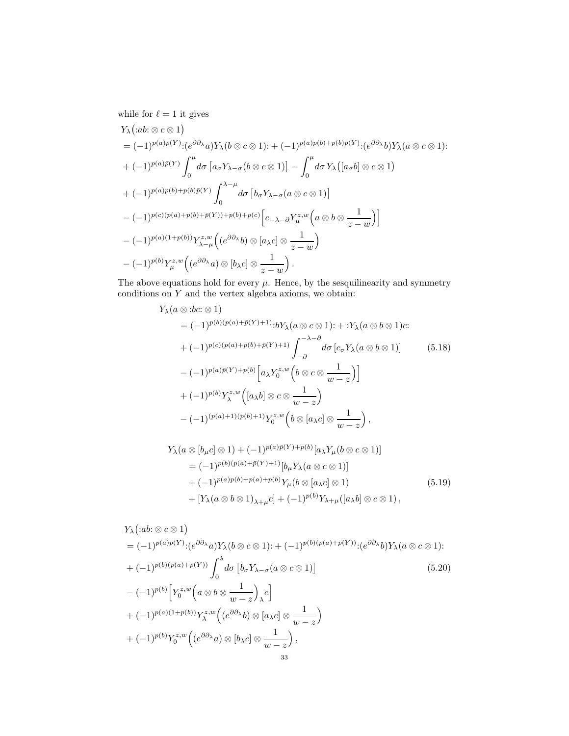while for $\ell = 1$ it gives

$$
\begin{aligned}
& Y_\lambda\big({:}ab{:} \otimes c \otimes 1\big) \\
&= (-1)^{p(a)\bar{p}(Y)} {:}(e^{\partial \partial_\lambda} a) Y_\lambda(b \otimes c \otimes 1){:} + (-1)^{p(a)p(b)+p(b)\bar{p}(Y)} {:}(e^{\partial \partial_\lambda} b) Y_\lambda(a \otimes c \otimes 1){:} \\
&+ (-1)^{p(a)\bar{p}(Y)} \int_0^\mu d\sigma \left[a_\sigma Y_{\lambda-\sigma}(b \otimes c \otimes 1)\right] - \int_0^\mu d\sigma\, Y_\lambda\big([a_\sigma b] \otimes c \otimes 1\big) \\
&+ (-1)^{p(a)p(b)+p(b)\bar{p}(Y)} \int_0^{\lambda-\mu} d\sigma \left[b_\sigma Y_{\lambda-\sigma}(a \otimes c \otimes 1)\right] \\
&- (-1)^{p(c)(p(a)+p(b)+\bar{p}(Y))+p(b)+p(c)} \Big[c_{-\lambda-\partial} Y_\mu^{z,w}\Big(a \otimes b \otimes \frac{1}{z-w}\Big)\Big] \\
&- (-1)^{p(a)(1+p(b))} Y_{\lambda-\mu}^{z,w}\Big((e^{\partial \partial_\lambda} b) \otimes [a_\lambda c] \otimes \frac{1}{z-w}\Big) \\
&- (-1)^{p(b)} Y_\mu^{z,w}\Big((e^{\partial \partial_\lambda} a) \otimes [b_\lambda c] \otimes \frac{1}{z-w}\Big).
\end{aligned}
$$

The above equations hold for every $\mu$. Hence, by the sesquilinearity and symmetry conditions on $Y$ and the vertex algebra axioms, we obtain:

$$
\begin{aligned}
Y_\lambda(a \otimes {:}bc{:} \otimes 1)
&= (-1)^{p(b)(p(a)+\bar{p}(Y)+1)} {:}b Y_\lambda(a \otimes c \otimes 1){:} + {:}Y_\lambda(a \otimes b \otimes 1)c{:} \\
&+ (-1)^{p(c)(p(a)+p(b)+\bar{p}(Y)+1)} \int_{-\partial}^{-\lambda-\partial} d\sigma \left[c_\sigma Y_\lambda(a \otimes b \otimes 1)\right] \\
&- (-1)^{p(a)\bar{p}(Y)+p(b)} \Big[a_\lambda Y_0^{z,w}\Big(b \otimes c \otimes \frac{1}{w-z}\Big)\Big] \\
&+ (-1)^{p(b)} Y_\lambda^{z,w}\Big([a_\lambda b] \otimes c \otimes \frac{1}{w-z}\Big) \\
&- (-1)^{(p(a)+1)(p(b)+1)} Y_0^{z,w}\Big(b \otimes [a_\lambda c] \otimes \frac{1}{w-z}\Big),
\end{aligned}
\tag{5.18}
$$

$$
\begin{aligned}
Y_\lambda(a \otimes [b_\mu c] \otimes 1) &+ (-1)^{p(a)\bar{p}(Y)+p(b)} [a_\lambda Y_\mu(b \otimes c \otimes 1)] \\
&= (-1)^{p(b)(p(a)+\bar{p}(Y)+1)} [b_\mu Y_\lambda(a \otimes c \otimes 1)] \\
&+ (-1)^{p(a)p(b)+p(a)+p(b)} Y_\mu(b \otimes [a_\lambda c] \otimes 1) \\
&+ [Y_\lambda(a \otimes b \otimes 1)_{\lambda+\mu} c] + (-1)^{p(b)} Y_{\lambda+\mu}([a_\lambda b] \otimes c \otimes 1),
\end{aligned}
\tag{5.19}
$$

$$
\begin{aligned}
& Y_\lambda\big({:}ab{:} \otimes c \otimes 1\big) \\
&= (-1)^{p(a)\bar{p}(Y)} {:}(e^{\partial \partial_\lambda} a) Y_\lambda(b \otimes c \otimes 1){:} + (-1)^{p(b)(p(a)+\bar{p}(Y))} {:}(e^{\partial \partial_\lambda} b) Y_\lambda(a \otimes c \otimes 1){:} \\
&+ (-1)^{p(b)(p(a)+\bar{p}(Y))} \int_0^\lambda d\sigma \left[b_\sigma Y_{\lambda-\sigma}(a \otimes c \otimes 1)\right] \\
&- (-1)^{p(b)} \Big[Y_0^{z,w}\Big(a \otimes b \otimes \frac{1}{w-z}\Big)_\lambda c\Big] \\
&+ (-1)^{p(a)(1+p(b))} Y_\lambda^{z,w}\Big((e^{\partial \partial_\lambda} b) \otimes [a_\lambda c] \otimes \frac{1}{w-z}\Big) \\
&+ (-1)^{p(b)} Y_0^{z,w}\Big((e^{\partial \partial_\lambda} a) \otimes [b_\lambda c] \otimes \frac{1}{w-z}\Big),
\end{aligned}
\tag{5.20}
$$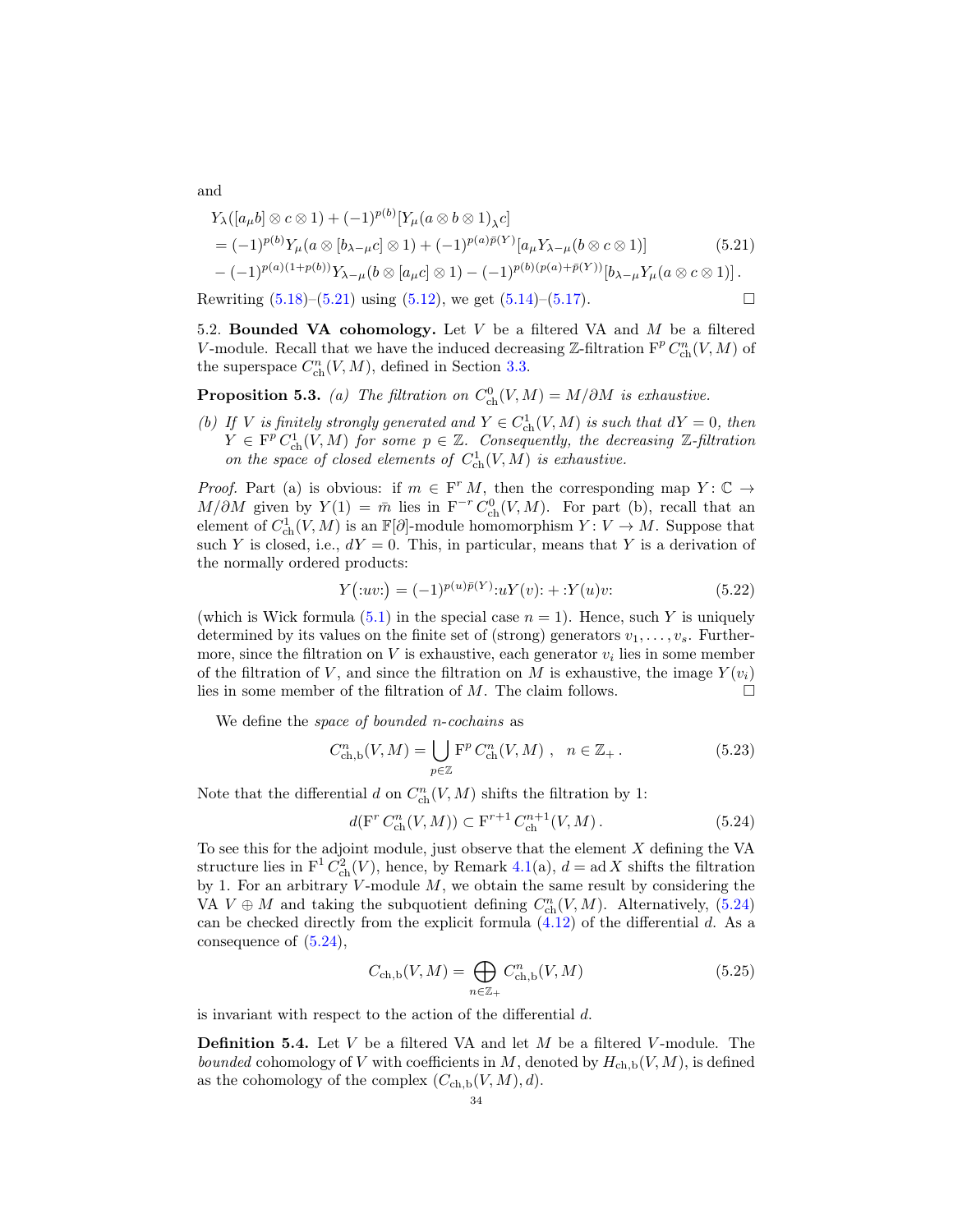and

$$
\begin{aligned}
&Y_\lambda([a_\mu b]\otimes c\otimes 1)+(-1)^{p(b)}[Y_\mu(a\otimes b\otimes 1)_\lambda c] \\
&=(-1)^{p(b)}Y_\mu(a\otimes [b_{\lambda-\mu}c]\otimes 1)+(-1)^{p(a)\bar{p}(Y)}[a_\mu Y_{\lambda-\mu}(b\otimes c\otimes 1)] \qquad (5.21)\\
&-(-1)^{p(a)(1+p(b))}Y_{\lambda-\mu}(b\otimes [a_\mu c]\otimes 1)-(-1)^{p(b)(p(a)+\bar{p}(Y))}[b_{\lambda-\mu}Y_\mu(a\otimes c\otimes 1)]\,.
\end{aligned}
$$

Rewriting (5.18)–(5.21) using (5.12), we get (5.14)–(5.17). □

5.2. **Bounded VA cohomology.** Let $V$ be a filtered VA and $M$ be a filtered $V$-module. Recall that we have the induced decreasing $\mathbb{Z}$-filtration $\mathrm{F}^p\, C^n_{\mathrm{ch}}(V,M)$ of the superspace $C^n_{\mathrm{ch}}(V,M)$, defined in Section 3.3.

**Proposition 5.3.** *(a) The filtration on $C^0_{\mathrm{ch}}(V,M)=M/\partial M$ is exhaustive.*

*(b) If $V$ is finitely strongly generated and $Y\in C^1_{\mathrm{ch}}(V,M)$ is such that $dY=0$, then $Y\in \mathrm{F}^p\, C^1_{\mathrm{ch}}(V,M)$ for some $p\in\mathbb{Z}$. Consequently, the decreasing $\mathbb{Z}$-filtration on the space of closed elements of $C^1_{\mathrm{ch}}(V,M)$ is exhaustive.*

*Proof.* Part (a) is obvious: if $m\in \mathrm{F}^r M$, then the corresponding map $Y\colon \mathbb{C}\to M/\partial M$ given by $Y(1)=\bar{m}$ lies in $\mathrm{F}^{-r}\, C^0_{\mathrm{ch}}(V,M)$. For part (b), recall that an element of $C^1_{\mathrm{ch}}(V,M)$ is an $\mathbb{F}[\partial]$-module homomorphism $Y\colon V\to M$. Suppose that such $Y$ is closed, i.e., $dY=0$. This, in particular, means that $Y$ is a derivation of the normally ordered products:

$$
Y\big({:}uv{:}\big)=(-1)^{p(u)\bar{p}(Y)}{:}uY(v){:}+{:}Y(u)v{:} \tag{5.22}
$$

(which is Wick formula (5.1) in the special case $n=1$). Hence, such $Y$ is uniquely determined by its values on the finite set of (strong) generators $v_1,\dots,v_s$. Furthermore, since the filtration on $V$ is exhaustive, each generator $v_i$ lies in some member of the filtration of $V$, and since the filtration on $M$ is exhaustive, the image $Y(v_i)$ lies in some member of the filtration of $M$. The claim follows. □

We define the *space of bounded $n$-cochains* as

$$
C^n_{\mathrm{ch,b}}(V,M)=\bigcup_{p\in\mathbb{Z}}\mathrm{F}^p\, C^n_{\mathrm{ch}}(V,M)\ ,\quad n\in\mathbb{Z}_+\,. \tag{5.23}
$$

Note that the differential $d$ on $C^n_{\mathrm{ch}}(V,M)$ shifts the filtration by 1:

$$
d(\mathrm{F}^r\, C^n_{\mathrm{ch}}(V,M))\subset \mathrm{F}^{r+1}\, C^{n+1}_{\mathrm{ch}}(V,M)\,. \tag{5.24}
$$

To see this for the adjoint module, just observe that the element $X$ defining the VA structure lies in $\mathrm{F}^1\, C^2_{\mathrm{ch}}(V)$, hence, by Remark 4.1(a), $d=\operatorname{ad}X$ shifts the filtration by 1. For an arbitrary $V$-module $M$, we obtain the same result by considering the VA $V\oplus M$ and taking the subquotient defining $C^n_{\mathrm{ch}}(V,M)$. Alternatively, (5.24) can be checked directly from the explicit formula (4.12) of the differential $d$. As a consequence of (5.24),

$$
C_{\mathrm{ch,b}}(V,M)=\bigoplus_{n\in\mathbb{Z}_+}C^n_{\mathrm{ch,b}}(V,M) \tag{5.25}
$$

is invariant with respect to the action of the differential $d$.

**Definition 5.4.** Let $V$ be a filtered VA and let $M$ be a filtered $V$-module. The *bounded* cohomology of $V$ with coefficients in $M$, denoted by $H_{\mathrm{ch,b}}(V,M)$, is defined as the cohomology of the complex $(C_{\mathrm{ch,b}}(V,M),d)$.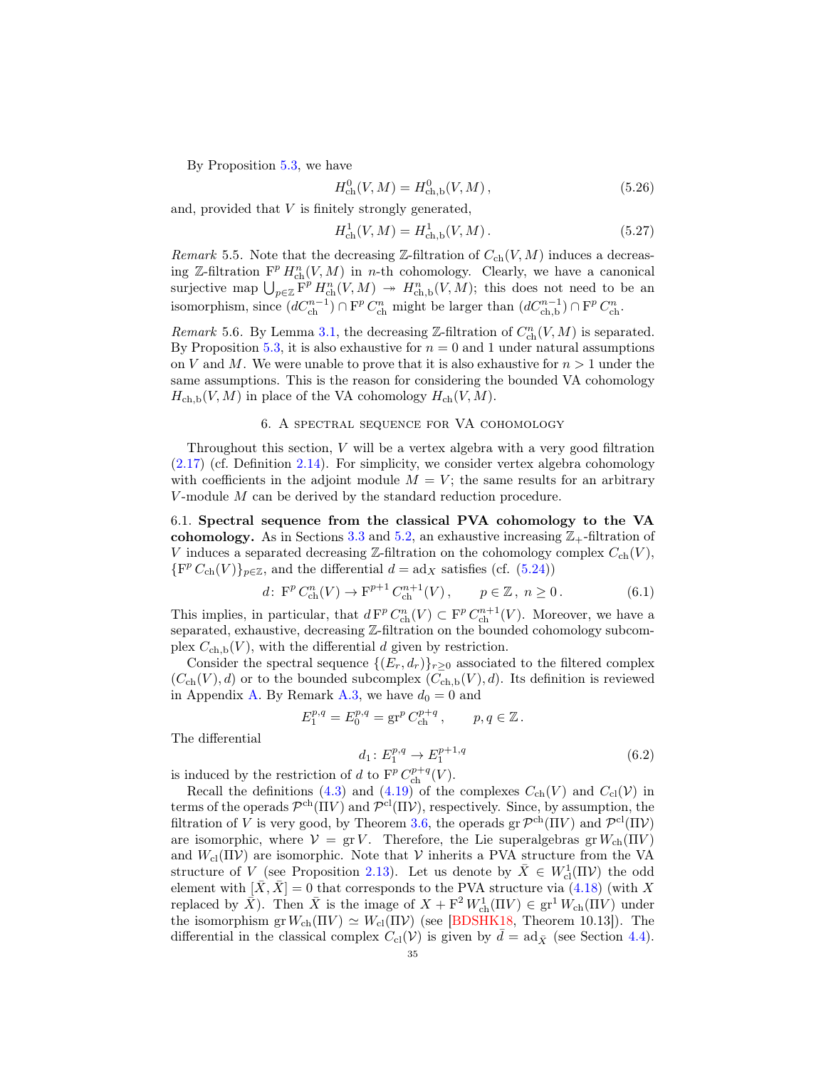By Proposition 5.3, we have

$$H^0_{\mathrm{ch}}(V,M) = H^0_{\mathrm{ch,b}}(V,M)\,, \tag{5.26}$$

and, provided that $V$ is finitely strongly generated,

$$H^1_{\mathrm{ch}}(V,M) = H^1_{\mathrm{ch,b}}(V,M)\,. \tag{5.27}$$

*Remark* 5.5. Note that the decreasing $\mathbb{Z}$-filtration of $C_{\mathrm{ch}}(V,M)$ induces a decreasing $\mathbb{Z}$-filtration $\mathrm{F}^p\, H^n_{\mathrm{ch}}(V,M)$ in $n$-th cohomology. Clearly, we have a canonical surjective map $\bigcup_{p\in\mathbb{Z}} \mathrm{F}^p\, H^n_{\mathrm{ch}}(V,M) \twoheadrightarrow H^n_{\mathrm{ch,b}}(V,M)$; this does not need to be an isomorphism, since $(dC^{n-1}_{\mathrm{ch}}) \cap \mathrm{F}^p\, C^n_{\mathrm{ch}}$ might be larger than $(dC^{n-1}_{\mathrm{ch,b}}) \cap \mathrm{F}^p\, C^n_{\mathrm{ch}}$.

*Remark* 5.6. By Lemma 3.1, the decreasing $\mathbb{Z}$-filtration of $C^n_{\mathrm{ch}}(V,M)$ is separated. By Proposition 5.3, it is also exhaustive for $n=0$ and $1$ under natural assumptions on $V$ and $M$. We were unable to prove that it is also exhaustive for $n>1$ under the same assumptions. This is the reason for considering the bounded VA cohomology $H_{\mathrm{ch,b}}(V,M)$ in place of the VA cohomology $H_{\mathrm{ch}}(V,M)$.

## 6. A spectral sequence for VA cohomology

Throughout this section, $V$ will be a vertex algebra with a very good filtration (2.17) (cf. Definition 2.14). For simplicity, we consider vertex algebra cohomology with coefficients in the adjoint module $M=V$; the same results for an arbitrary $V$-module $M$ can be derived by the standard reduction procedure.

**6.1. Spectral sequence from the classical PVA cohomology to the VA cohomology.** As in Sections 3.3 and 5.2, an exhaustive increasing $\mathbb{Z}_+$-filtration of $V$ induces a separated decreasing $\mathbb{Z}$-filtration on the cohomology complex $C_{\mathrm{ch}}(V)$, $\{\mathrm{F}^p\, C_{\mathrm{ch}}(V)\}_{p\in\mathbb{Z}}$, and the differential $d=\mathrm{ad}_X$ satisfies (cf. (5.24))

$$d\colon\ \mathrm{F}^p\, C^n_{\mathrm{ch}}(V) \to \mathrm{F}^{p+1}\, C^{n+1}_{\mathrm{ch}}(V)\,, \qquad p\in\mathbb{Z}\,,\ n\geq 0\,. \tag{6.1}$$

This implies, in particular, that $d\,\mathrm{F}^p\, C^n_{\mathrm{ch}}(V) \subset \mathrm{F}^p\, C^{n+1}_{\mathrm{ch}}(V)$. Moreover, we have a separated, exhaustive, decreasing $\mathbb{Z}$-filtration on the bounded cohomology subcomplex $C_{\mathrm{ch,b}}(V)$, with the differential $d$ given by restriction.

Consider the spectral sequence $\{(E_r,d_r)\}_{r\geq 0}$ associated to the filtered complex $(C_{\mathrm{ch}}(V),d)$ or to the bounded subcomplex $(C_{\mathrm{ch,b}}(V),d)$. Its definition is reviewed in Appendix A. By Remark A.3, we have $d_0=0$ and

$$E^{p,q}_1 = E^{p,q}_0 = \mathrm{gr}^p\, C^{p+q}_{\mathrm{ch}}\,, \qquad p,q\in\mathbb{Z}\,.$$

The differential

$$d_1\colon E^{p,q}_1 \to E^{p+1,q}_1 \tag{6.2}$$

is induced by the restriction of $d$ to $\mathrm{F}^p\, C^{p+q}_{\mathrm{ch}}(V)$.

Recall the definitions (4.3) and (4.19) of the complexes $C_{\mathrm{ch}}(V)$ and $C_{\mathrm{cl}}(\mathcal{V})$ in terms of the operads $\mathcal{P}^{\mathrm{ch}}(\Pi V)$ and $\mathcal{P}^{\mathrm{cl}}(\Pi\mathcal{V})$, respectively. Since, by assumption, the filtration of $V$ is very good, by Theorem 3.6, the operads $\mathrm{gr}\,\mathcal{P}^{\mathrm{ch}}(\Pi V)$ and $\mathcal{P}^{\mathrm{cl}}(\Pi\mathcal{V})$ are isomorphic, where $\mathcal{V}=\mathrm{gr}\,V$. Therefore, the Lie superalgebras $\mathrm{gr}\,W_{\mathrm{ch}}(\Pi V)$ and $W_{\mathrm{cl}}(\Pi\mathcal{V})$ are isomorphic. Note that $\mathcal{V}$ inherits a PVA structure from the VA structure of $V$ (see Proposition 2.13). Let us denote by $\bar X\in W^1_{\mathrm{cl}}(\Pi\mathcal{V})$ the odd element with $[\bar X,\bar X]=0$ that corresponds to the PVA structure via (4.18) (with $X$ replaced by $\bar X$). Then $\bar X$ is the image of $X+\mathrm{F}^2\, W^1_{\mathrm{ch}}(\Pi V)\in \mathrm{gr}^1\, W_{\mathrm{ch}}(\Pi V)$ under the isomorphism $\mathrm{gr}\,W_{\mathrm{ch}}(\Pi V)\simeq W_{\mathrm{cl}}(\Pi\mathcal{V})$ (see [BDSHK18, Theorem 10.13]). The differential in the classical complex $C_{\mathrm{cl}}(\mathcal{V})$ is given by $\bar d=\mathrm{ad}_{\bar X}$ (see Section 4.4).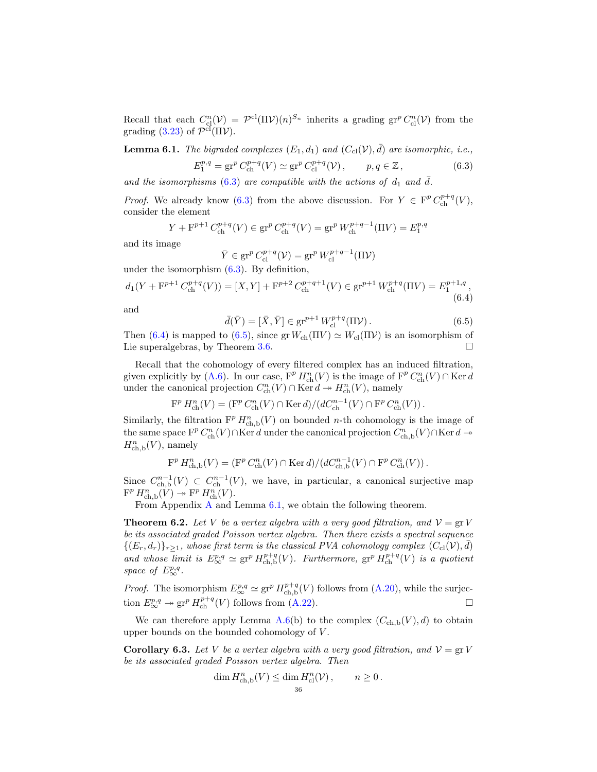Recall that each $C^n_{\mathrm{cl}}(\mathcal{V}) = \mathcal{P}^{\mathrm{cl}}(\Pi\mathcal{V})(n)^{S_n}$ inherits a grading $\operatorname{gr}^p C^n_{\mathrm{cl}}(\mathcal{V})$ from the grading (3.23) of $\mathcal{P}^{\mathrm{cl}}(\Pi\mathcal{V})$.

**Lemma 6.1.** *The bigraded complexes $(E_1, d_1)$ and $(C_{\mathrm{cl}}(\mathcal{V}), \bar{d})$ are isomorphic, i.e.,*

$$E_1^{p,q} = \operatorname{gr}^p C^{p+q}_{\mathrm{ch}}(V) \simeq \operatorname{gr}^p C^{p+q}_{\mathrm{cl}}(\mathcal{V}), \qquad p, q \in \mathbb{Z}, \tag{6.3}$$

*and the isomorphisms (6.3) are compatible with the actions of $d_1$ and $\bar{d}$.*

*Proof.* We already know (6.3) from the above discussion. For $Y \in \mathrm{F}^p C^{p+q}_{\mathrm{ch}}(V)$, consider the element

$$Y + \mathrm{F}^{p+1} C^{p+q}_{\mathrm{ch}}(V) \in \operatorname{gr}^p C^{p+q}_{\mathrm{ch}}(V) = \operatorname{gr}^p W^{p+q-1}_{\mathrm{ch}}(\Pi V) = E_1^{p,q}$$

and its image

$$\bar{Y} \in \operatorname{gr}^p C^{p+q}_{\mathrm{cl}}(\mathcal{V}) = \operatorname{gr}^p W^{p+q-1}_{\mathrm{cl}}(\Pi\mathcal{V})$$

under the isomorphism (6.3). By definition,

$$d_1(Y + \mathrm{F}^{p+1} C^{p+q}_{\mathrm{ch}}(V)) = [X, Y] + \mathrm{F}^{p+2} C^{p+q+1}_{\mathrm{ch}}(V) \in \operatorname{gr}^{p+1} W^{p+q}_{\mathrm{ch}}(\Pi V) = E_1^{p+1,q}, \tag{6.4}$$

and

$$\bar{d}(\bar{Y}) = [\bar{X}, \bar{Y}] \in \operatorname{gr}^{p+1} W^{p+q}_{\mathrm{cl}}(\Pi\mathcal{V}). \tag{6.5}$$

Then (6.4) is mapped to (6.5), since $\operatorname{gr} W_{\mathrm{ch}}(\Pi V) \simeq W_{\mathrm{cl}}(\Pi\mathcal{V})$ is an isomorphism of Lie superalgebras, by Theorem 3.6. $\square$

Recall that the cohomology of every filtered complex has an induced filtration, given explicitly by (A.6). In our case, $\mathrm{F}^p H^n_{\mathrm{ch}}(V)$ is the image of $\mathrm{F}^p C^n_{\mathrm{ch}}(V) \cap \operatorname{Ker} d$ under the canonical projection $C^n_{\mathrm{ch}}(V) \cap \operatorname{Ker} d \twoheadrightarrow H^n_{\mathrm{ch}}(V)$, namely

$$\mathrm{F}^p H^n_{\mathrm{ch}}(V) = (\mathrm{F}^p C^n_{\mathrm{ch}}(V) \cap \operatorname{Ker} d)/(dC^{n-1}_{\mathrm{ch}}(V) \cap \mathrm{F}^p C^n_{\mathrm{ch}}(V)).$$

Similarly, the filtration $\mathrm{F}^p H^n_{\mathrm{ch,b}}(V)$ on bounded $n$-th cohomology is the image of the same space $\mathrm{F}^p C^n_{\mathrm{ch}}(V) \cap \operatorname{Ker} d$ under the canonical projection $C^n_{\mathrm{ch,b}}(V) \cap \operatorname{Ker} d \twoheadrightarrow H^n_{\mathrm{ch,b}}(V)$, namely

$$\mathrm{F}^p H^n_{\mathrm{ch,b}}(V) = (\mathrm{F}^p C^n_{\mathrm{ch}}(V) \cap \operatorname{Ker} d)/(dC^{n-1}_{\mathrm{ch,b}}(V) \cap \mathrm{F}^p C^n_{\mathrm{ch}}(V)).$$

Since $C^{n-1}_{\mathrm{ch,b}}(V) \subset C^{n-1}_{\mathrm{ch}}(V)$, we have, in particular, a canonical surjective map $\mathrm{F}^p H^n_{\mathrm{ch,b}}(V) \twoheadrightarrow \mathrm{F}^p H^n_{\mathrm{ch}}(V)$.

From Appendix A and Lemma 6.1, we obtain the following theorem.

**Theorem 6.2.** *Let $V$ be a vertex algebra with a very good filtration, and $\mathcal{V} = \operatorname{gr} V$ be its associated graded Poisson vertex algebra. Then there exists a spectral sequence $\{(E_r, d_r)\}_{r \geq 1}$, whose first term is the classical PVA cohomology complex $(C_{\mathrm{cl}}(\mathcal{V}), \bar{d})$ and whose limit is $E_\infty^{p,q} \simeq \operatorname{gr}^p H^{p+q}_{\mathrm{ch,b}}(V)$. Furthermore, $\operatorname{gr}^p H^{p+q}_{\mathrm{ch}}(V)$ is a quotient space of $E_\infty^{p,q}$.*

*Proof.* The isomorphism $E_\infty^{p,q} \simeq \operatorname{gr}^p H^{p+q}_{\mathrm{ch,b}}(V)$ follows from (A.20), while the surjection $E_\infty^{p,q} \twoheadrightarrow \operatorname{gr}^p H^{p+q}_{\mathrm{ch}}(V)$ follows from (A.22). $\square$

We can therefore apply Lemma A.6(b) to the complex $(C_{\mathrm{ch,b}}(V), d)$ to obtain upper bounds on the bounded cohomology of $V$.

**Corollary 6.3.** *Let $V$ be a vertex algebra with a very good filtration, and $\mathcal{V} = \operatorname{gr} V$ be its associated graded Poisson vertex algebra. Then*

$$\dim H^n_{\mathrm{ch,b}}(V) \leq \dim H^n_{\mathrm{cl}}(\mathcal{V}), \qquad n \geq 0.$$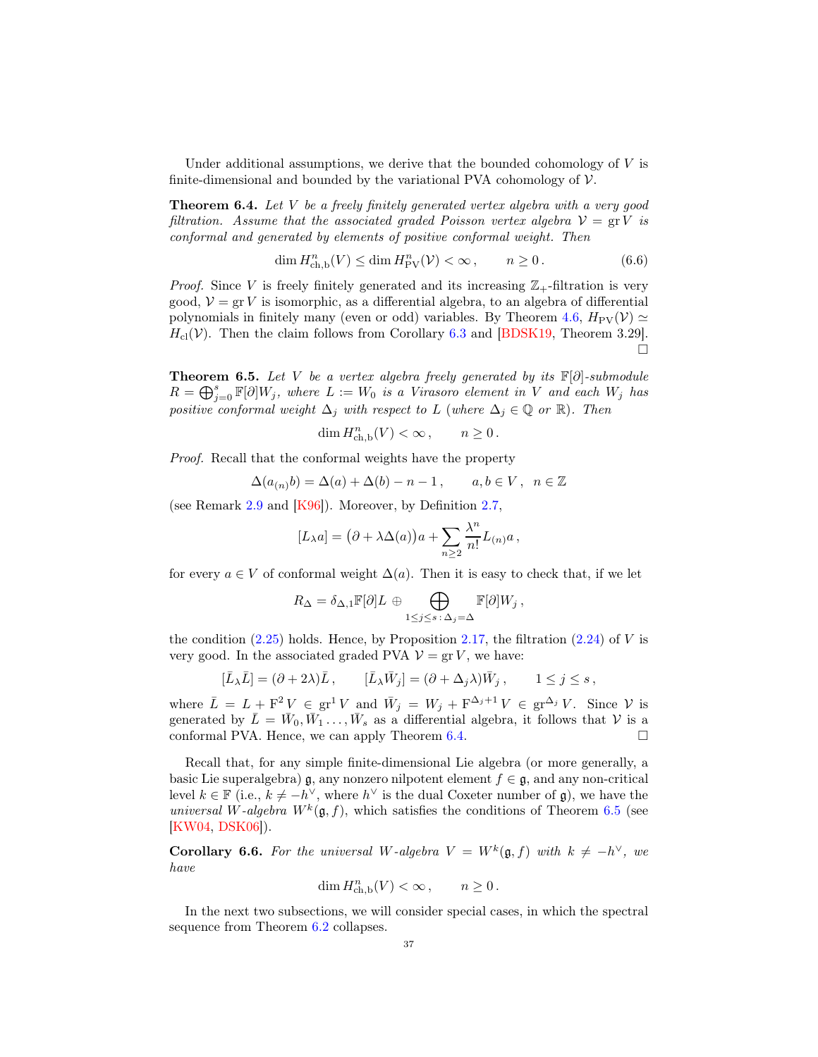Under additional assumptions, we derive that the bounded cohomology of $V$ is finite-dimensional and bounded by the variational PVA cohomology of $\mathcal{V}$.

**Theorem 6.4.** *Let $V$ be a freely finitely generated vertex algebra with a very good filtration. Assume that the associated graded Poisson vertex algebra $\mathcal{V} = \operatorname{gr} V$ is conformal and generated by elements of positive conformal weight. Then*

$$\dim H^n_{\mathrm{ch,b}}(V) \le \dim H^n_{\mathrm{PV}}(\mathcal{V}) < \infty\,, \qquad n \ge 0\,. \tag{6.6}$$

*Proof.* Since $V$ is freely finitely generated and its increasing $\mathbb{Z}_+$-filtration is very good, $\mathcal{V} = \operatorname{gr} V$ is isomorphic, as a differential algebra, to an algebra of differential polynomials in finitely many (even or odd) variables. By Theorem 4.6, $H_{\mathrm{PV}}(\mathcal{V}) \simeq H_{\mathrm{cl}}(\mathcal{V})$. Then the claim follows from Corollary 6.3 and [BDSK19, Theorem 3.29]. □

**Theorem 6.5.** *Let $V$ be a vertex algebra freely generated by its $\mathbb{F}[\partial]$-submodule $R = \bigoplus_{j=0}^s \mathbb{F}[\partial]W_j$, where $L := W_0$ is a Virasoro element in $V$ and each $W_j$ has positive conformal weight $\Delta_j$ with respect to $L$ (where $\Delta_j \in \mathbb{Q}$ or $\mathbb{R}$). Then*

$$\dim H^n_{\mathrm{ch,b}}(V) < \infty\,, \qquad n \ge 0\,.$$

*Proof.* Recall that the conformal weights have the property

$$\Delta(a_{(n)}b) = \Delta(a) + \Delta(b) - n - 1\,, \qquad a, b \in V\,, \ \ n \in \mathbb{Z}$$

(see Remark 2.9 and [K96]). Moreover, by Definition 2.7,

$$[L_\lambda a] = \big(\partial + \lambda\Delta(a)\big)a + \sum_{n\ge 2} \frac{\lambda^n}{n!} L_{(n)}a\,,$$

for every $a \in V$ of conformal weight $\Delta(a)$. Then it is easy to check that, if we let

$$R_\Delta = \delta_{\Delta,1}\mathbb{F}[\partial]L \oplus \bigoplus_{1\le j\le s\,:\,\Delta_j=\Delta} \mathbb{F}[\partial]W_j\,,$$

the condition (2.25) holds. Hence, by Proposition 2.17, the filtration (2.24) of $V$ is very good. In the associated graded PVA $\mathcal{V} = \operatorname{gr} V$, we have:

$$[\bar{L}_\lambda \bar{L}] = (\partial + 2\lambda)\bar{L}\,, \qquad [\bar{L}_\lambda \bar{W}_j] = (\partial + \Delta_j\lambda)\bar{W}_j\,, \qquad 1 \le j \le s\,,$$

where $\bar{L} = L + \mathrm{F}^2 V \in \operatorname{gr}^1 V$ and $\bar{W}_j = W_j + \mathrm{F}^{\Delta_j+1} V \in \operatorname{gr}^{\Delta_j} V$. Since $\mathcal{V}$ is generated by $\bar{L} = \bar{W}_0, \bar{W}_1 \dots, \bar{W}_s$ as a differential algebra, it follows that $\mathcal{V}$ is a conformal PVA. Hence, we can apply Theorem 6.4. □

Recall that, for any simple finite-dimensional Lie algebra (or more generally, a basic Lie superalgebra) $\mathfrak{g}$, any nonzero nilpotent element $f \in \mathfrak{g}$, and any non-critical level $k \in \mathbb{F}$ (i.e., $k \ne -h^\vee$, where $h^\vee$ is the dual Coxeter number of $\mathfrak{g}$), we have the *universal W-algebra* $W^k(\mathfrak{g}, f)$, which satisfies the conditions of Theorem 6.5 (see [KW04, DSK06]).

**Corollary 6.6.** *For the universal W-algebra $V = W^k(\mathfrak{g}, f)$ with $k \ne -h^\vee$, we have*

$$\dim H^n_{\mathrm{ch,b}}(V) < \infty\,, \qquad n \ge 0\,.$$

In the next two subsections, we will consider special cases, in which the spectral sequence from Theorem 6.2 collapses.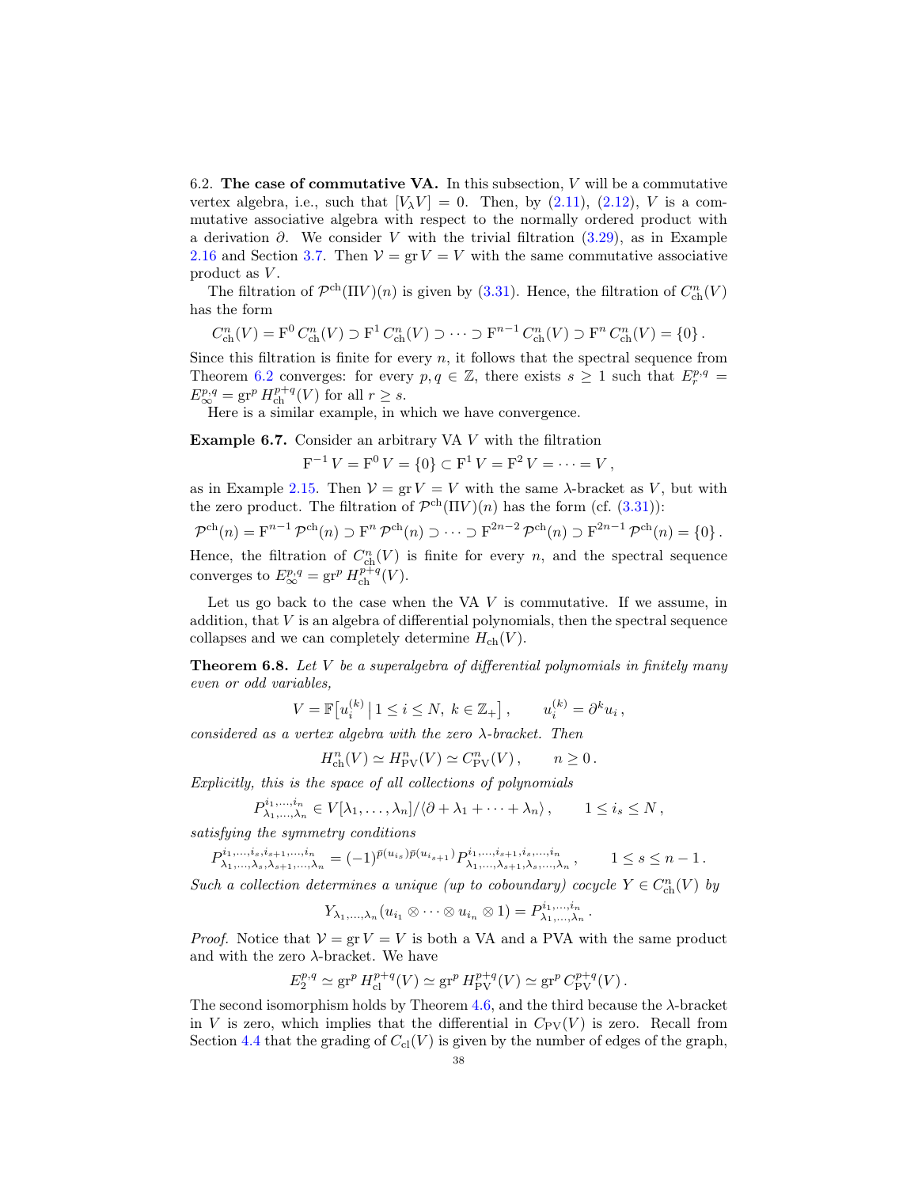6.2. **The case of commutative VA.** In this subsection, $V$ will be a commutative vertex algebra, i.e., such that $[V_\lambda V]=0$. Then, by (2.11), (2.12), $V$ is a commutative associative algebra with respect to the normally ordered product with a derivation $\partial$. We consider $V$ with the trivial filtration (3.29), as in Example 2.16 and Section 3.7. Then $\mathcal{V}=\operatorname{gr} V=V$ with the same commutative associative product as $V$.

The filtration of $\mathcal{P}^{\mathrm{ch}}(\Pi V)(n)$ is given by (3.31). Hence, the filtration of $C^n_{\mathrm{ch}}(V)$ has the form

$$
C^n_{\mathrm{ch}}(V)=\mathrm{F}^0\, C^n_{\mathrm{ch}}(V)\supset \mathrm{F}^1\, C^n_{\mathrm{ch}}(V)\supset\cdots\supset \mathrm{F}^{n-1}\, C^n_{\mathrm{ch}}(V)\supset \mathrm{F}^n\, C^n_{\mathrm{ch}}(V)=\{0\}\,.
$$

Since this filtration is finite for every $n$, it follows that the spectral sequence from Theorem 6.2 converges: for every $p,q\in\mathbb{Z}$, there exists $s\geq 1$ such that $E_r^{p,q}=E_\infty^{p,q}=\operatorname{gr}^p H^{p+q}_{\mathrm{ch}}(V)$ for all $r\geq s$.

Here is a similar example, in which we have convergence.

**Example 6.7.** Consider an arbitrary VA $V$ with the filtration

$$
\mathrm{F}^{-1}\, V=\mathrm{F}^0\, V=\{0\}\subset \mathrm{F}^1\, V=\mathrm{F}^2\, V=\cdots=V\,,
$$

as in Example 2.15. Then $\mathcal{V}=\operatorname{gr} V=V$ with the same $\lambda$-bracket as $V$, but with the zero product. The filtration of $\mathcal{P}^{\mathrm{ch}}(\Pi V)(n)$ has the form (cf. (3.31)):

$$
\mathcal{P}^{\mathrm{ch}}(n)=\mathrm{F}^{n-1}\,\mathcal{P}^{\mathrm{ch}}(n)\supset \mathrm{F}^{n}\,\mathcal{P}^{\mathrm{ch}}(n)\supset\cdots\supset \mathrm{F}^{2n-2}\,\mathcal{P}^{\mathrm{ch}}(n)\supset \mathrm{F}^{2n-1}\,\mathcal{P}^{\mathrm{ch}}(n)=\{0\}\,.
$$

Hence, the filtration of $C^n_{\mathrm{ch}}(V)$ is finite for every $n$, and the spectral sequence converges to $E_\infty^{p,q}=\operatorname{gr}^p H^{p+q}_{\mathrm{ch}}(V)$.

Let us go back to the case when the VA $V$ is commutative. If we assume, in addition, that $V$ is an algebra of differential polynomials, then the spectral sequence collapses and we can completely determine $H_{\mathrm{ch}}(V)$.

**Theorem 6.8.** *Let $V$ be a superalgebra of differential polynomials in finitely many even or odd variables,*

$$
V=\mathbb{F}\big[u_i^{(k)}\,\big|\,1\leq i\leq N,\ k\in\mathbb{Z}_+\big]\,,\qquad u_i^{(k)}=\partial^k u_i\,,
$$

*considered as a vertex algebra with the zero $\lambda$-bracket. Then*

$$
H^n_{\mathrm{ch}}(V)\simeq H^n_{\mathrm{PV}}(V)\simeq C^n_{\mathrm{PV}}(V)\,,\qquad n\geq 0\,.
$$

*Explicitly, this is the space of all collections of polynomials*

$$
P^{i_1,\dots,i_n}_{\lambda_1,\dots,\lambda_n}\in V[\lambda_1,\dots,\lambda_n]/\langle\partial+\lambda_1+\cdots+\lambda_n\rangle\,,\qquad 1\leq i_s\leq N\,,
$$

*satisfying the symmetry conditions*

$$
P^{i_1,\dots,i_s,i_{s+1},\dots,i_n}_{\lambda_1,\dots,\lambda_s,\lambda_{s+1},\dots,\lambda_n}=(-1)^{\bar p(u_{i_s})\bar p(u_{i_{s+1}})}P^{i_1,\dots,i_{s+1},i_s,\dots,i_n}_{\lambda_1,\dots,\lambda_{s+1},\lambda_s,\dots,\lambda_n}\,,\qquad 1\leq s\leq n-1\,.
$$

*Such a collection determines a unique (up to coboundary) cocycle $Y\in C^n_{\mathrm{ch}}(V)$ by*

$$
Y_{\lambda_1,\dots,\lambda_n}(u_{i_1}\otimes\cdots\otimes u_{i_n}\otimes 1)=P^{i_1,\dots,i_n}_{\lambda_1,\dots,\lambda_n}\,.
$$

*Proof.* Notice that $\mathcal{V}=\operatorname{gr} V=V$ is both a VA and a PVA with the same product and with the zero $\lambda$-bracket. We have

$$
E_2^{p,q}\simeq\operatorname{gr}^p H^{p+q}_{\mathrm{cl}}(V)\simeq\operatorname{gr}^p H^{p+q}_{\mathrm{PV}}(V)\simeq\operatorname{gr}^p C^{p+q}_{\mathrm{PV}}(V)\,.
$$

The second isomorphism holds by Theorem 4.6, and the third because the $\lambda$-bracket in $V$ is zero, which implies that the differential in $C_{\mathrm{PV}}(V)$ is zero. Recall from Section 4.4 that the grading of $C_{\mathrm{cl}}(V)$ is given by the number of edges of the graph,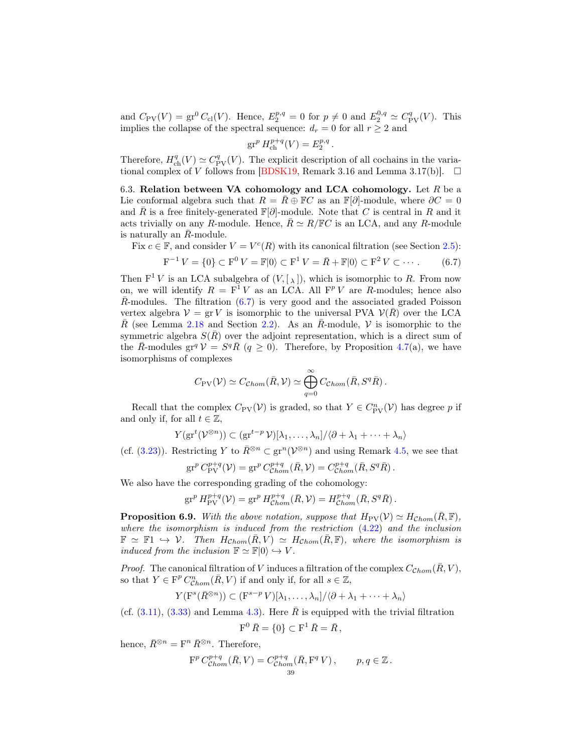and $C_{\mathrm{PV}}(V) = \mathrm{gr}^0 C_{\mathrm{cl}}(V)$. Hence, $E_2^{p,q} = 0$ for $p \neq 0$ and $E_2^{0,q} \simeq C^q_{\mathrm{PV}}(V)$. This implies the collapse of the spectral sequence: $d_r = 0$ for all $r \geq 2$ and

$$\mathrm{gr}^p H^{p+q}_{\mathrm{ch}}(V) = E_2^{p,q}\,.$$

Therefore, $H^q_{\mathrm{ch}}(V) \simeq C^q_{\mathrm{PV}}(V)$. The explicit description of all cochains in the variational complex of $V$ follows from [BDSK19, Remark 3.16 and Lemma 3.17(b)]. $\square$

6.3. **Relation between VA cohomology and LCA cohomology.** Let $R$ be a Lie conformal algebra such that $R = \bar{R} \oplus \mathbb{F}C$ as an $\mathbb{F}[\partial]$-module, where $\partial C = 0$ and $\bar{R}$ is a free finitely-generated $\mathbb{F}[\partial]$-module. Note that $C$ is central in $R$ and it acts trivially on any $R$-module. Hence, $\bar{R} \simeq R/\mathbb{F}C$ is an LCA, and any $R$-module is naturally an $\bar{R}$-module.

Fix $c \in \mathbb{F}$, and consider $V = V^c(R)$ with its canonical filtration (see Section 2.5):

$$\mathrm{F}^{-1} V = \{0\} \subset \mathrm{F}^0 V = \mathbb{F}|0\rangle \subset \mathrm{F}^1 V = \bar{R} + \mathbb{F}|0\rangle \subset \mathrm{F}^2 V \subset \cdots\,. \tag{6.7}$$

Then $\mathrm{F}^1 V$ is an LCA subalgebra of $(V, [\,{}_\lambda\,])$, which is isomorphic to $R$. From now on, we will identify $R = \mathrm{F}^1 V$ as an LCA. All $\mathrm{F}^p V$ are $R$-modules; hence also $\bar{R}$-modules. The filtration (6.7) is very good and the associated graded Poisson vertex algebra $\mathcal{V} = \mathrm{gr}\, V$ is isomorphic to the universal PVA $\mathcal{V}(\bar{R})$ over the LCA $\bar{R}$ (see Lemma 2.18 and Section 2.2). As an $\bar{R}$-module, $\mathcal{V}$ is isomorphic to the symmetric algebra $S(\bar{R})$ over the adjoint representation, which is a direct sum of the $\bar{R}$-modules $\mathrm{gr}^q \mathcal{V} = S^q \bar{R}$ ($q \geq 0$). Therefore, by Proposition 4.7(a), we have isomorphisms of complexes

$$C_{\mathrm{PV}}(\mathcal{V}) \simeq C_{\mathcal{C}hom}(\bar{R}, \mathcal{V}) \simeq \bigoplus_{q=0}^{\infty} C_{\mathcal{C}hom}(\bar{R}, S^q \bar{R})\,.$$

Recall that the complex $C_{\mathrm{PV}}(\mathcal{V})$ is graded, so that $Y \in C^n_{\mathrm{PV}}(\mathcal{V})$ has degree $p$ if and only if, for all $t \in \mathbb{Z}$,

$$Y(\mathrm{gr}^t(\mathcal{V}^{\otimes n})) \subset (\mathrm{gr}^{t-p} \mathcal{V})[\lambda_1, \dots, \lambda_n]/\langle \partial + \lambda_1 + \cdots + \lambda_n \rangle$$

(cf. (3.23)). Restricting $Y$ to $\bar{R}^{\otimes n} \subset \mathrm{gr}^n(\mathcal{V}^{\otimes n})$ and using Remark 4.5, we see that

$$\mathrm{gr}^p C^{p+q}_{\mathrm{PV}}(\mathcal{V}) = \mathrm{gr}^p C^{p+q}_{\mathcal{C}hom}(\bar{R}, \mathcal{V}) = C^{p+q}_{\mathcal{C}hom}(\bar{R}, S^q \bar{R})\,.$$

We also have the corresponding grading of the cohomology:

$$\mathrm{gr}^p H^{p+q}_{\mathrm{PV}}(\mathcal{V}) = \mathrm{gr}^p H^{p+q}_{\mathcal{C}hom}(\bar{R}, \mathcal{V}) = H^{p+q}_{\mathcal{C}hom}(\bar{R}, S^q \bar{R})\,.$$

**Proposition 6.9.** *With the above notation, suppose that $H_{\mathrm{PV}}(\mathcal{V}) \simeq H_{\mathcal{C}hom}(\bar{R}, \mathbb{F})$, where the isomorphism is induced from the restriction (4.22) and the inclusion $\mathbb{F} \simeq \mathbb{F}1 \hookrightarrow \mathcal{V}$. Then $H_{\mathcal{C}hom}(\bar{R}, V) \simeq H_{\mathcal{C}hom}(\bar{R}, \mathbb{F})$, where the isomorphism is induced from the inclusion $\mathbb{F} \simeq \mathbb{F}|0\rangle \hookrightarrow V$.*

*Proof.* The canonical filtration of $V$ induces a filtration of the complex $C_{\mathcal{C}hom}(\bar{R}, V)$, so that $Y \in \mathrm{F}^p C^n_{\mathcal{C}hom}(\bar{R}, V)$ if and only if, for all $s \in \mathbb{Z}$,

$$Y(\mathrm{F}^s(\bar{R}^{\otimes n})) \subset (\mathrm{F}^{s-p} V)[\lambda_1, \dots, \lambda_n]/\langle \partial + \lambda_1 + \cdots + \lambda_n \rangle$$

(cf. (3.11), (3.33) and Lemma 4.3). Here $\bar{R}$ is equipped with the trivial filtration

$$\mathrm{F}^0 \bar{R} = \{0\} \subset \mathrm{F}^1 \bar{R} = \bar{R}\,,$$

hence, $\bar{R}^{\otimes n} = \mathrm{F}^n \bar{R}^{\otimes n}$. Therefore,

$$\mathrm{F}^p C^{p+q}_{\mathcal{C}hom}(\bar{R}, V) = C^{p+q}_{\mathcal{C}hom}(\bar{R}, \mathrm{F}^q V)\,, \qquad p, q \in \mathbb{Z}\,.$$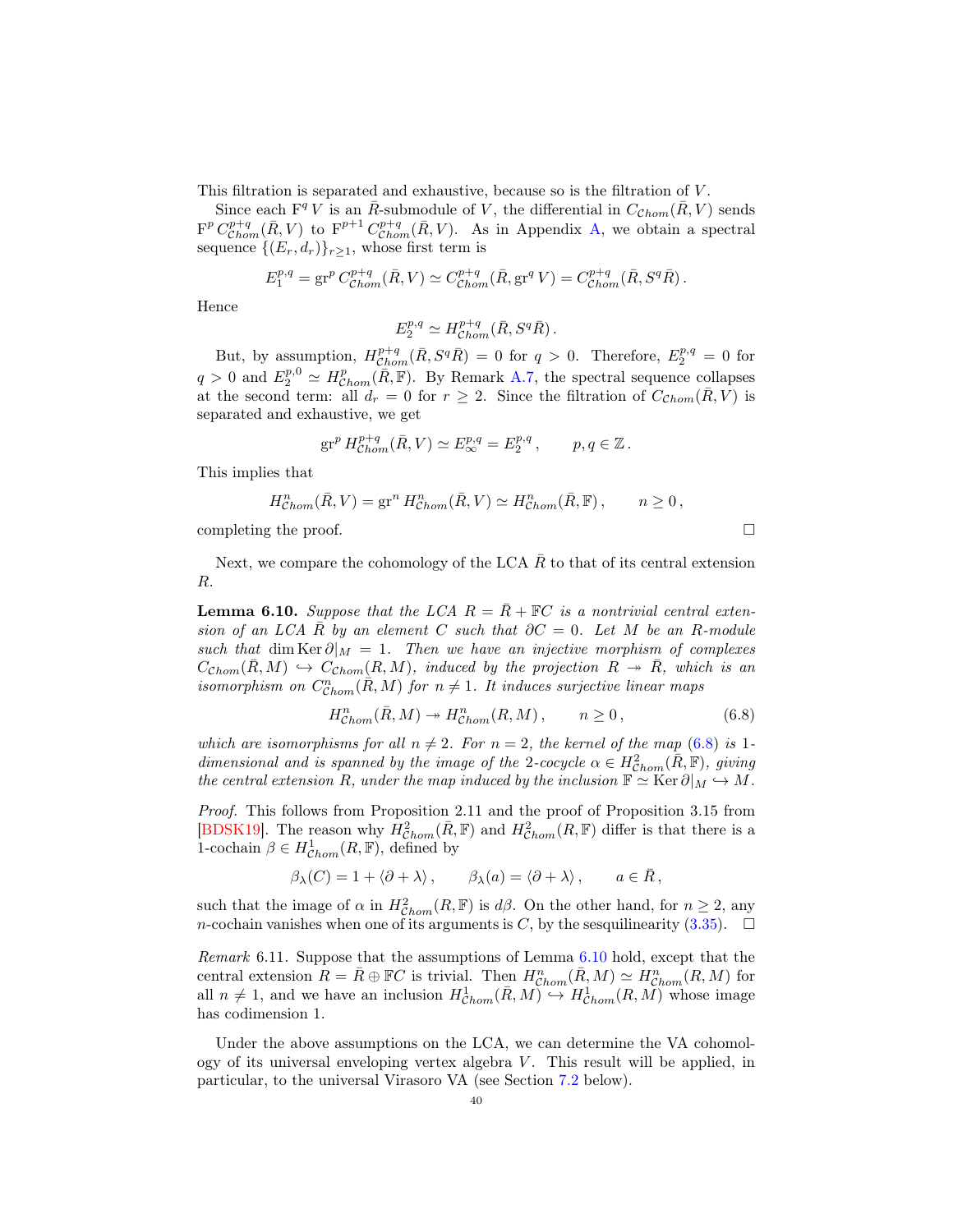This filtration is separated and exhaustive, because so is the filtration of $V$.

Since each $\mathrm{F}^q V$ is an $\bar{R}$-submodule of $V$, the differential in $C_{\mathcal{C}hom}(\bar{R}, V)$ sends $\mathrm{F}^p C^{p+q}_{\mathcal{C}hom}(\bar{R}, V)$ to $\mathrm{F}^{p+1} C^{p+q}_{\mathcal{C}hom}(\bar{R}, V)$. As in Appendix A, we obtain a spectral sequence $\{(E_r, d_r)\}_{r\geq 1}$, whose first term is

$$E_1^{p,q} = \mathrm{gr}^p\, C^{p+q}_{\mathcal{C}hom}(\bar{R}, V) \simeq C^{p+q}_{\mathcal{C}hom}(\bar{R}, \mathrm{gr}^q V) = C^{p+q}_{\mathcal{C}hom}(\bar{R}, S^q \bar{R}) \,.$$

Hence

$$E_2^{p,q} \simeq H^{p+q}_{\mathcal{C}hom}(\bar{R}, S^q \bar{R}) \,.$$

But, by assumption, $H^{p+q}_{\mathcal{C}hom}(\bar{R}, S^q\bar{R}) = 0$ for $q > 0$. Therefore, $E_2^{p,q} = 0$ for $q > 0$ and $E_2^{p,0} \simeq H^p_{\mathcal{C}hom}(\bar{R}, \mathbb{F})$. By Remark A.7, the spectral sequence collapses at the second term: all $d_r = 0$ for $r \geq 2$. Since the filtration of $C_{\mathcal{C}hom}(\bar{R}, V)$ is separated and exhaustive, we get

$$\mathrm{gr}^p\, H^{p+q}_{\mathcal{C}hom}(\bar{R}, V) \simeq E_\infty^{p,q} = E_2^{p,q} \,, \qquad p, q \in \mathbb{Z} \,.$$

This implies that

$$H^n_{\mathcal{C}hom}(\bar{R}, V) = \mathrm{gr}^n\, H^n_{\mathcal{C}hom}(\bar{R}, V) \simeq H^n_{\mathcal{C}hom}(\bar{R}, \mathbb{F}) \,, \qquad n \geq 0 \,,$$

completing the proof. □

Next, we compare the cohomology of the LCA $\bar{R}$ to that of its central extension $R$.

**Lemma 6.10.** *Suppose that the LCA $R = \bar{R} + \mathbb{F}C$ is a nontrivial central extension of an LCA $\bar{R}$ by an element $C$ such that $\partial C = 0$. Let $M$ be an $R$-module such that $\dim \operatorname{Ker} \partial|_M = 1$. Then we have an injective morphism of complexes $C_{\mathcal{C}hom}(\bar{R}, M) \hookrightarrow C_{\mathcal{C}hom}(R, M)$, induced by the projection $R \twoheadrightarrow \bar{R}$, which is an isomorphism on $C^n_{\mathcal{C}hom}(\bar{R}, M)$ for $n \neq 1$. It induces surjective linear maps*

$$H^n_{\mathcal{C}hom}(\bar{R}, M) \twoheadrightarrow H^n_{\mathcal{C}hom}(R, M) \,, \qquad n \geq 0 \,, \tag{6.8}$$

*which are isomorphisms for all $n \neq 2$. For $n = 2$, the kernel of the map (6.8) is 1-dimensional and is spanned by the image of the 2-cocycle $\alpha \in H^2_{\mathcal{C}hom}(\bar{R}, \mathbb{F})$, giving the central extension $R$, under the map induced by the inclusion $\mathbb{F} \simeq \operatorname{Ker} \partial|_M \hookrightarrow M$.*

*Proof.* This follows from Proposition 2.11 and the proof of Proposition 3.15 from [BDSK19]. The reason why $H^2_{\mathcal{C}hom}(\bar{R}, \mathbb{F})$ and $H^2_{\mathcal{C}hom}(R, \mathbb{F})$ differ is that there is a 1-cochain $\beta \in H^1_{\mathcal{C}hom}(R, \mathbb{F})$, defined by

$$\beta_\lambda(C) = 1 + \langle \partial + \lambda \rangle \,, \qquad \beta_\lambda(a) = \langle \partial + \lambda \rangle \,, \qquad a \in \bar{R} \,,$$

such that the image of $\alpha$ in $H^2_{\mathcal{C}hom}(R, \mathbb{F})$ is $d\beta$. On the other hand, for $n \geq 2$, any $n$-cochain vanishes when one of its arguments is $C$, by the sesquilinearity (3.35). □

*Remark* 6.11. Suppose that the assumptions of Lemma 6.10 hold, except that the central extension $R = \bar{R} \oplus \mathbb{F}C$ is trivial. Then $H^n_{\mathcal{C}hom}(\bar{R}, M) \simeq H^n_{\mathcal{C}hom}(R, M)$ for all $n \neq 1$, and we have an inclusion $H^1_{\mathcal{C}hom}(\bar{R}, M) \hookrightarrow H^1_{\mathcal{C}hom}(R, M)$ whose image has codimension 1.

Under the above assumptions on the LCA, we can determine the VA cohomology of its universal enveloping vertex algebra $V$. This result will be applied, in particular, to the universal Virasoro VA (see Section 7.2 below).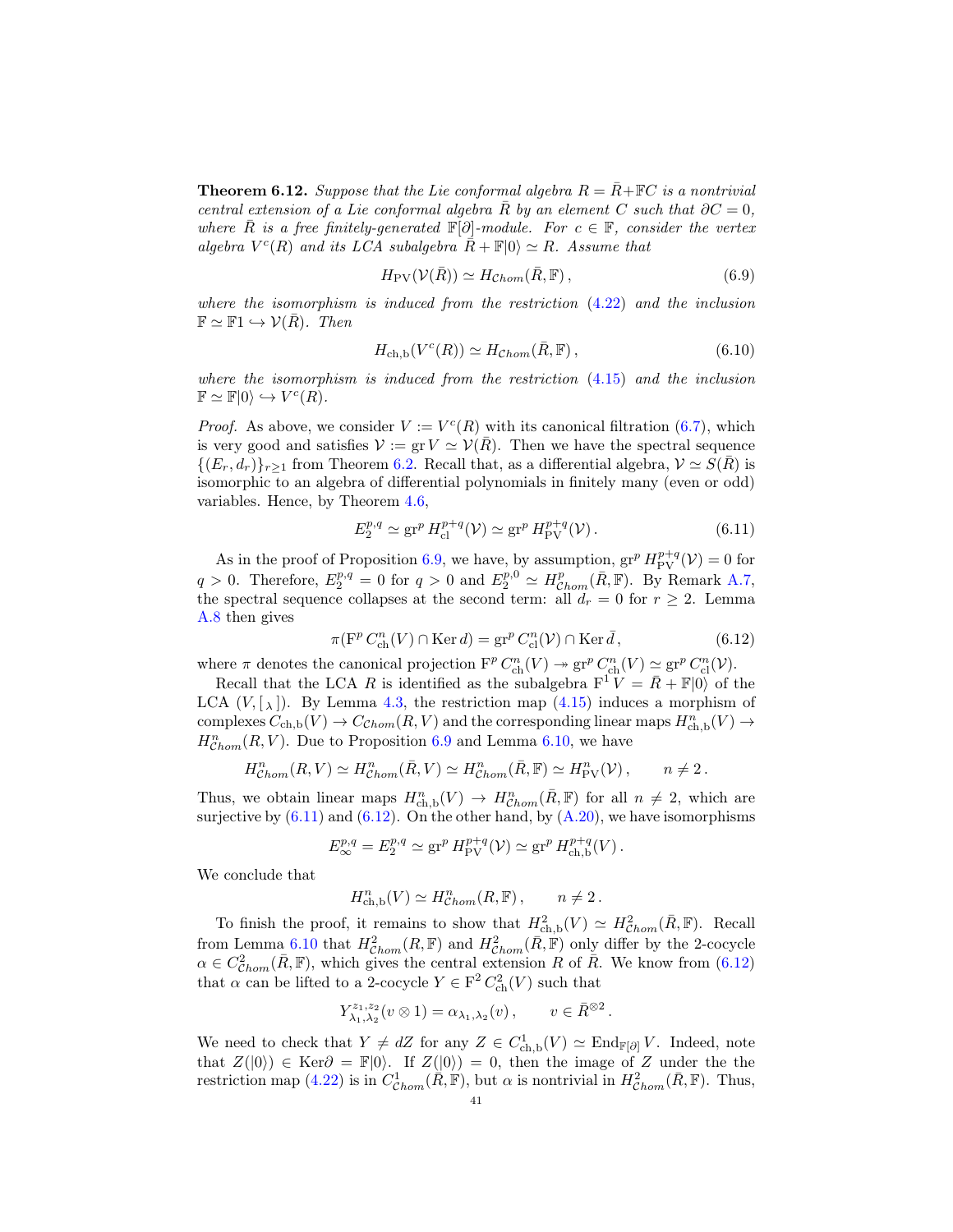**Theorem 6.12.** *Suppose that the Lie conformal algebra $R = \bar{R} + \mathbb{F}C$ is a nontrivial central extension of a Lie conformal algebra $\bar{R}$ by an element $C$ such that $\partial C = 0$, where $\bar{R}$ is a free finitely-generated $\mathbb{F}[\partial]$-module. For $c \in \mathbb{F}$, consider the vertex algebra $V^c(R)$ and its LCA subalgebra $\bar{R} + \mathbb{F}|0\rangle \simeq R$. Assume that*

$$H_{\mathrm{PV}}(\mathcal{V}(\bar{R})) \simeq H_{\mathcal{C}hom}(\bar{R}, \mathbb{F}), \tag{6.9}$$

*where the isomorphism is induced from the restriction (4.22) and the inclusion $\mathbb{F} \simeq \mathbb{F}1 \hookrightarrow \mathcal{V}(\bar{R})$. Then*

$$H_{\mathrm{ch,b}}(V^c(R)) \simeq H_{\mathcal{C}hom}(\bar{R}, \mathbb{F}), \tag{6.10}$$

*where the isomorphism is induced from the restriction (4.15) and the inclusion $\mathbb{F} \simeq \mathbb{F}|0\rangle \hookrightarrow V^c(R)$.*

*Proof.* As above, we consider $V := V^c(R)$ with its canonical filtration (6.7), which is very good and satisfies $\mathcal{V} := \operatorname{gr} V \simeq \mathcal{V}(\bar{R})$. Then we have the spectral sequence $\{(E_r, d_r)\}_{r \geq 1}$ from Theorem 6.2. Recall that, as a differential algebra, $\mathcal{V} \simeq S(\bar{R})$ is isomorphic to an algebra of differential polynomials in finitely many (even or odd) variables. Hence, by Theorem 4.6,

$$E_2^{p,q} \simeq \operatorname{gr}^p H_{\mathrm{cl}}^{p+q}(\mathcal{V}) \simeq \operatorname{gr}^p H_{\mathrm{PV}}^{p+q}(\mathcal{V}). \tag{6.11}$$

As in the proof of Proposition 6.9, we have, by assumption, $\operatorname{gr}^p H_{\mathrm{PV}}^{p+q}(\mathcal{V}) = 0$ for $q > 0$. Therefore, $E_2^{p,q} = 0$ for $q > 0$ and $E_2^{p,0} \simeq H^p_{\mathcal{C}hom}(\bar{R}, \mathbb{F})$. By Remark A.7, the spectral sequence collapses at the second term: all $d_r = 0$ for $r \geq 2$. Lemma A.8 then gives

$$\pi(\mathrm{F}^p\, C^n_{\mathrm{ch}}(V) \cap \operatorname{Ker} d) = \operatorname{gr}^p C^n_{\mathrm{cl}}(\mathcal{V}) \cap \operatorname{Ker} \bar{d}, \tag{6.12}$$

where $\pi$ denotes the canonical projection $\mathrm{F}^p\, C^n_{\mathrm{ch}}(V) \twoheadrightarrow \operatorname{gr}^p C^n_{\mathrm{ch}}(V) \simeq \operatorname{gr}^p C^n_{\mathrm{cl}}(\mathcal{V})$.

Recall that the LCA $R$ is identified as the subalgebra $\mathrm{F}^1 V = \bar{R} + \mathbb{F}|0\rangle$ of the LCA $(V, [\,{}_\lambda\,])$. By Lemma 4.3, the restriction map (4.15) induces a morphism of complexes $C_{\mathrm{ch,b}}(V) \to C_{\mathcal{C}hom}(R, V)$ and the corresponding linear maps $H^n_{\mathrm{ch,b}}(V) \to H^n_{\mathcal{C}hom}(R, V)$. Due to Proposition 6.9 and Lemma 6.10, we have

$$H^n_{\mathcal{C}hom}(R, V) \simeq H^n_{\mathcal{C}hom}(\bar{R}, V) \simeq H^n_{\mathcal{C}hom}(\bar{R}, \mathbb{F}) \simeq H^n_{\mathrm{PV}}(\mathcal{V}), \qquad n \neq 2.$$

Thus, we obtain linear maps $H^n_{\mathrm{ch,b}}(V) \to H^n_{\mathcal{C}hom}(\bar{R}, \mathbb{F})$ for all $n \neq 2$, which are surjective by (6.11) and (6.12). On the other hand, by (A.20), we have isomorphisms

$$E_\infty^{p,q} = E_2^{p,q} \simeq \operatorname{gr}^p H^{p+q}_{\mathrm{PV}}(\mathcal{V}) \simeq \operatorname{gr}^p H^{p+q}_{\mathrm{ch,b}}(V).$$

We conclude that

$$H^n_{\mathrm{ch,b}}(V) \simeq H^n_{\mathcal{C}hom}(R, \mathbb{F}), \qquad n \neq 2.$$

To finish the proof, it remains to show that $H^2_{\mathrm{ch,b}}(V) \simeq H^2_{\mathcal{C}hom}(\bar{R}, \mathbb{F})$. Recall from Lemma 6.10 that $H^2_{\mathcal{C}hom}(R, \mathbb{F})$ and $H^2_{\mathcal{C}hom}(\bar{R}, \mathbb{F})$ only differ by the 2-cocycle $\alpha \in C^2_{\mathcal{C}hom}(\bar{R}, \mathbb{F})$, which gives the central extension $R$ of $\bar{R}$. We know from (6.12) that $\alpha$ can be lifted to a 2-cocycle $Y \in \mathrm{F}^2\, C^2_{\mathrm{ch}}(V)$ such that

$$Y^{z_1, z_2}_{\lambda_1, \lambda_2}(v \otimes 1) = \alpha_{\lambda_1, \lambda_2}(v), \qquad v \in \bar{R}^{\otimes 2}.$$

We need to check that $Y \neq dZ$ for any $Z \in C^1_{\mathrm{ch,b}}(V) \simeq \operatorname{End}_{\mathbb{F}[\partial]} V$. Indeed, note that $Z(|0\rangle) \in \operatorname{Ker} \partial = \mathbb{F}|0\rangle$. If $Z(|0\rangle) = 0$, then the image of $Z$ under the the restriction map (4.22) is in $C^1_{\mathcal{C}hom}(\bar{R}, \mathbb{F})$, but $\alpha$ is nontrivial in $H^2_{\mathcal{C}hom}(\bar{R}, \mathbb{F})$. Thus,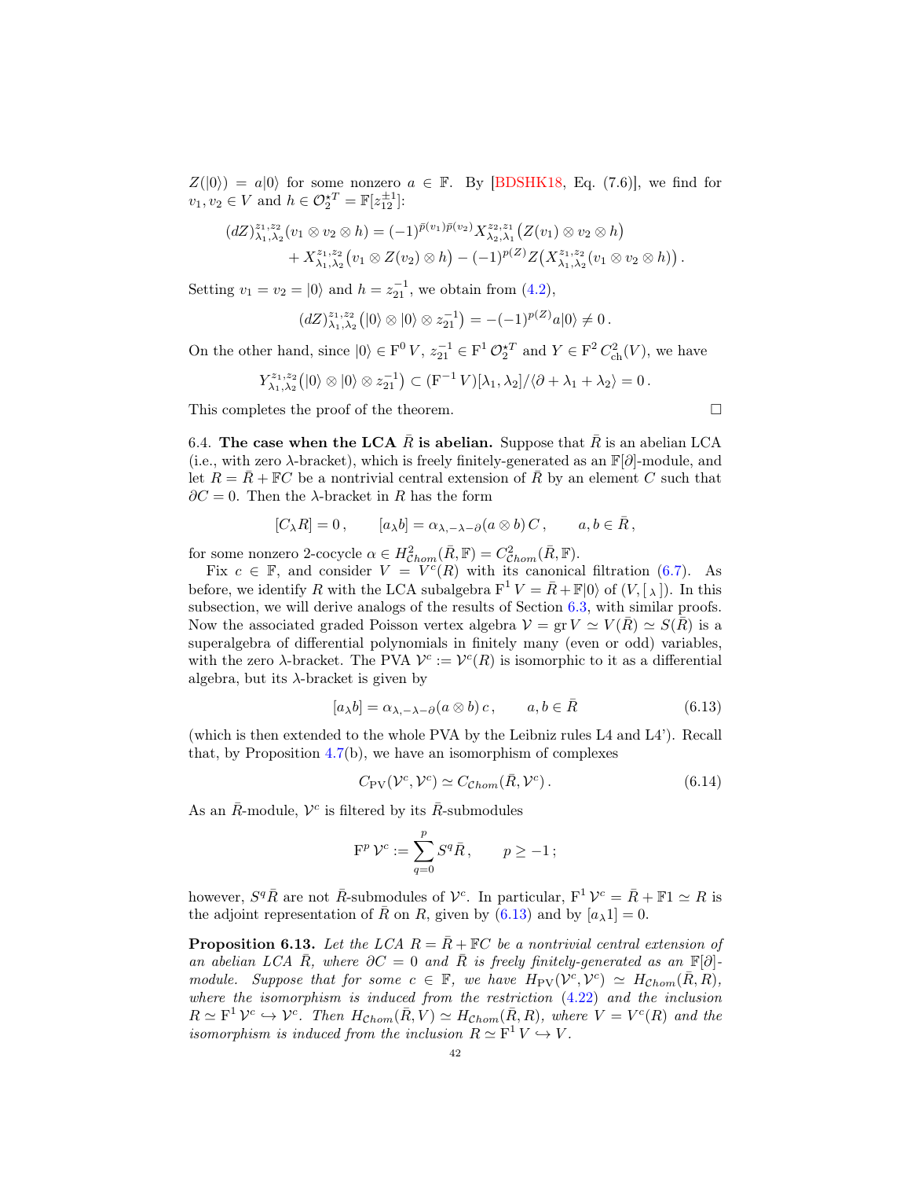$Z(|0\rangle) = a|0\rangle$ for some nonzero $a \in \mathbb{F}$. By [BDSHK18, Eq. (7.6)], we find for $v_1, v_2 \in V$ and $h \in \mathcal{O}_2^{\star T} = \mathbb{F}[z_{12}^{\pm 1}]$:

$$
\begin{aligned}
(dZ)^{z_1,z_2}_{\lambda_1,\lambda_2}(v_1 \otimes v_2 \otimes h) &= (-1)^{\bar{p}(v_1)\bar{p}(v_2)} X^{z_2,z_1}_{\lambda_2,\lambda_1}\big(Z(v_1) \otimes v_2 \otimes h\big) \\
&\quad + X^{z_1,z_2}_{\lambda_1,\lambda_2}\big(v_1 \otimes Z(v_2) \otimes h\big) - (-1)^{p(Z)} Z\big(X^{z_1,z_2}_{\lambda_1,\lambda_2}(v_1 \otimes v_2 \otimes h)\big).
\end{aligned}
$$

Setting $v_1 = v_2 = |0\rangle$ and $h = z_{21}^{-1}$, we obtain from (4.2),

$$
(dZ)^{z_1,z_2}_{\lambda_1,\lambda_2}\big(|0\rangle \otimes |0\rangle \otimes z_{21}^{-1}\big) = -(-1)^{p(Z)} a|0\rangle \neq 0\,.
$$

On the other hand, since $|0\rangle \in \mathrm{F}^0 V$, $z_{21}^{-1} \in \mathrm{F}^1 \mathcal{O}_2^{\star T}$ and $Y \in \mathrm{F}^2 C^2_{\mathrm{ch}}(V)$, we have

$$
Y^{z_1,z_2}_{\lambda_1,\lambda_2}\big(|0\rangle \otimes |0\rangle \otimes z_{21}^{-1}\big) \subset (\mathrm{F}^{-1} V)[\lambda_1,\lambda_2]/\langle \partial + \lambda_1 + \lambda_2 \rangle = 0\,.
$$

This completes the proof of the theorem. □

6.4. **The case when the LCA $\bar{R}$ is abelian.** Suppose that $\bar{R}$ is an abelian LCA (i.e., with zero $\lambda$-bracket), which is freely finitely-generated as an $\mathbb{F}[\partial]$-module, and let $R = \bar{R} + \mathbb{F}C$ be a nontrivial central extension of $\bar{R}$ by an element $C$ such that $\partial C = 0$. Then the $\lambda$-bracket in $R$ has the form

$$
[C_\lambda R] = 0\,, \qquad [a_\lambda b] = \alpha_{\lambda,-\lambda-\partial}(a \otimes b)\, C\,, \qquad a, b \in \bar{R}\,,
$$

for some nonzero 2-cocycle $\alpha \in H^2_{\mathcal{C}hom}(\bar{R},\mathbb{F}) = C^2_{\mathcal{C}hom}(\bar{R},\mathbb{F})$.

Fix $c \in \mathbb{F}$, and consider $V = V^c(R)$ with its canonical filtration (6.7). As before, we identify $R$ with the LCA subalgebra $\mathrm{F}^1 V = \bar{R} + \mathbb{F}|0\rangle$ of $(V, [\,{}_\lambda\,])$. In this subsection, we will derive analogs of the results of Section 6.3, with similar proofs. Now the associated graded Poisson vertex algebra $\mathcal{V} = \mathrm{gr}\, V \simeq V(\bar{R}) \simeq S(\bar{R})$ is a superalgebra of differential polynomials in finitely many (even or odd) variables, with the zero $\lambda$-bracket. The PVA $\mathcal{V}^c := \mathcal{V}^c(R)$ is isomorphic to it as a differential algebra, but its $\lambda$-bracket is given by

$$
[a_\lambda b] = \alpha_{\lambda,-\lambda-\partial}(a \otimes b)\, c\,, \qquad a, b \in \bar{R} \tag{6.13}
$$

(which is then extended to the whole PVA by the Leibniz rules L4 and L4'). Recall that, by Proposition 4.7(b), we have an isomorphism of complexes

$$
C_{\mathrm{PV}}(\mathcal{V}^c,\mathcal{V}^c) \simeq C_{\mathcal{C}hom}(\bar{R},\mathcal{V}^c)\,. \tag{6.14}
$$

As an $\bar{R}$-module, $\mathcal{V}^c$ is filtered by its $\bar{R}$-submodules

$$
\mathrm{F}^p\, \mathcal{V}^c := \sum_{q=0}^{p} S^q \bar{R}\,, \qquad p \geq -1\,;
$$

however, $S^q \bar{R}$ are not $\bar{R}$-submodules of $\mathcal{V}^c$. In particular, $\mathrm{F}^1\, \mathcal{V}^c = \bar{R} + \mathbb{F}1 \simeq R$ is the adjoint representation of $\bar{R}$ on $R$, given by (6.13) and by $[a_\lambda 1] = 0$.

**Proposition 6.13.** *Let the LCA $R = \bar{R} + \mathbb{F}C$ be a nontrivial central extension of an abelian LCA $\bar{R}$, where $\partial C = 0$ and $\bar{R}$ is freely finitely-generated as an $\mathbb{F}[\partial]$-module. Suppose that for some $c \in \mathbb{F}$, we have $H_{\mathrm{PV}}(\mathcal{V}^c,\mathcal{V}^c) \simeq H_{\mathcal{C}hom}(\bar{R},R)$, where the isomorphism is induced from the restriction (4.22) and the inclusion $R \simeq \mathrm{F}^1\, \mathcal{V}^c \hookrightarrow \mathcal{V}^c$. Then $H_{\mathcal{C}hom}(\bar{R},V) \simeq H_{\mathcal{C}hom}(\bar{R},R)$, where $V = V^c(R)$ and the isomorphism is induced from the inclusion $R \simeq \mathrm{F}^1\, V \hookrightarrow V$.*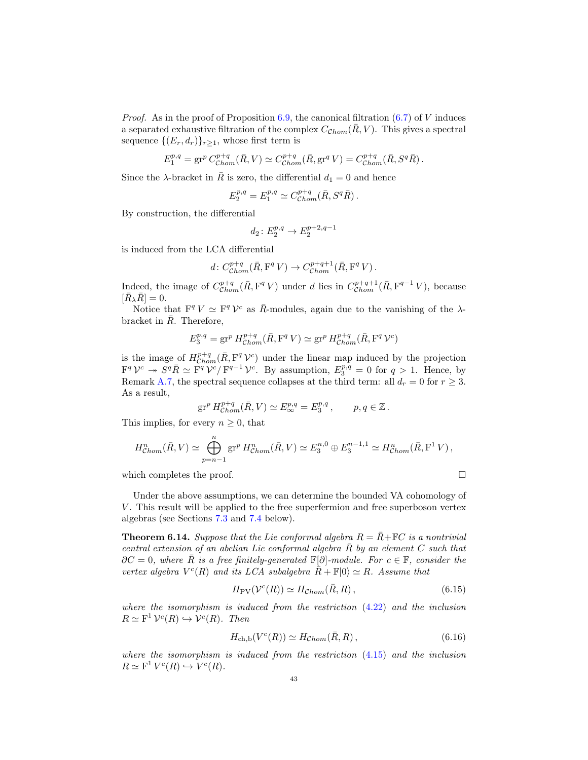*Proof.* As in the proof of Proposition 6.9, the canonical filtration (6.7) of $V$ induces a separated exhaustive filtration of the complex $C_{\mathcal{C}hom}(\bar{R}, V)$. This gives a spectral sequence $\{(E_r, d_r)\}_{r\geq 1}$, whose first term is

$$E_1^{p,q} = \mathrm{gr}^p C^{p+q}_{\mathcal{C}hom}(\bar{R}, V) \simeq C^{p+q}_{\mathcal{C}hom}(\bar{R}, \mathrm{gr}^q V) = C^{p+q}_{\mathcal{C}hom}(\bar{R}, S^q \bar{R}) \,.$$

Since the $\lambda$-bracket in $\bar{R}$ is zero, the differential $d_1 = 0$ and hence

$$E_2^{p,q} = E_1^{p,q} \simeq C^{p+q}_{\mathcal{C}hom}(\bar{R}, S^q \bar{R}) \,.$$

By construction, the differential

$$d_2 \colon E_2^{p,q} \to E_2^{p+2,q-1}$$

is induced from the LCA differential

$$d \colon C^{p+q}_{\mathcal{C}hom}(\bar{R}, \mathrm{F}^q V) \to C^{p+q+1}_{\mathcal{C}hom}(\bar{R}, \mathrm{F}^q V) \,.$$

Indeed, the image of $C^{p+q}_{\mathcal{C}hom}(\bar{R}, \mathrm{F}^q V)$ under $d$ lies in $C^{p+q+1}_{\mathcal{C}hom}(\bar{R}, \mathrm{F}^{q-1} V)$, because $[\bar{R}_\lambda \bar{R}] = 0$.

Notice that $\mathrm{F}^q V \simeq \mathrm{F}^q \mathcal{V}^c$ as $\bar{R}$-modules, again due to the vanishing of the $\lambda$-bracket in $\bar{R}$. Therefore,

$$E_3^{p,q} = \mathrm{gr}^p H^{p+q}_{\mathcal{C}hom}(\bar{R}, \mathrm{F}^q V) \simeq \mathrm{gr}^p H^{p+q}_{\mathcal{C}hom}(\bar{R}, \mathrm{F}^q \mathcal{V}^c)$$

is the image of $H^{p+q}_{\mathcal{C}hom}(\bar{R}, \mathrm{F}^q \mathcal{V}^c)$ under the linear map induced by the projection $\mathrm{F}^q \mathcal{V}^c \twoheadrightarrow S^q \bar{R} \simeq \mathrm{F}^q \mathcal{V}^c / \mathrm{F}^{q-1} \mathcal{V}^c$. By assumption, $E_3^{p,q} = 0$ for $q > 1$. Hence, by Remark A.7, the spectral sequence collapses at the third term: all $d_r = 0$ for $r \geq 3$. As a result,

$$\mathrm{gr}^p H^{p+q}_{\mathcal{C}hom}(\bar{R}, V) \simeq E_\infty^{p,q} = E_3^{p,q} \,, \qquad p, q \in \mathbb{Z} \,.$$

This implies, for every $n \geq 0$, that

$$H^n_{\mathcal{C}hom}(\bar{R}, V) \simeq \bigoplus_{p=n-1}^{n} \mathrm{gr}^p H^n_{\mathcal{C}hom}(\bar{R}, V) \simeq E_3^{n,0} \oplus E_3^{n-1,1} \simeq H^n_{\mathcal{C}hom}(\bar{R}, \mathrm{F}^1 V) \,,$$

which completes the proof. $\square$

Under the above assumptions, we can determine the bounded VA cohomology of $V$. This result will be applied to the free superfermion and free superboson vertex algebras (see Sections 7.3 and 7.4 below).

**Theorem 6.14.** *Suppose that the Lie conformal algebra $R = \bar{R} + \mathbb{F}C$ is a nontrivial central extension of an abelian Lie conformal algebra $\bar{R}$ by an element $C$ such that $\partial C = 0$, where $\bar{R}$ is a free finitely-generated $\mathbb{F}[\partial]$-module. For $c \in \mathbb{F}$, consider the vertex algebra $V^c(R)$ and its LCA subalgebra $\bar{R} + \mathbb{F}|0\rangle \simeq R$. Assume that*

$$H_{\mathrm{PV}}(\mathcal{V}^c(R)) \simeq H_{\mathcal{C}hom}(\bar{R}, R) \,, \tag{6.15}$$

*where the isomorphism is induced from the restriction (4.22) and the inclusion $R \simeq \mathrm{F}^1 \mathcal{V}^c(R) \hookrightarrow \mathcal{V}^c(R)$. Then*

$$H_{\mathrm{ch,b}}(V^c(R)) \simeq H_{\mathcal{C}hom}(\bar{R}, R) \,, \tag{6.16}$$

*where the isomorphism is induced from the restriction (4.15) and the inclusion $R \simeq \mathrm{F}^1 V^c(R) \hookrightarrow V^c(R)$.*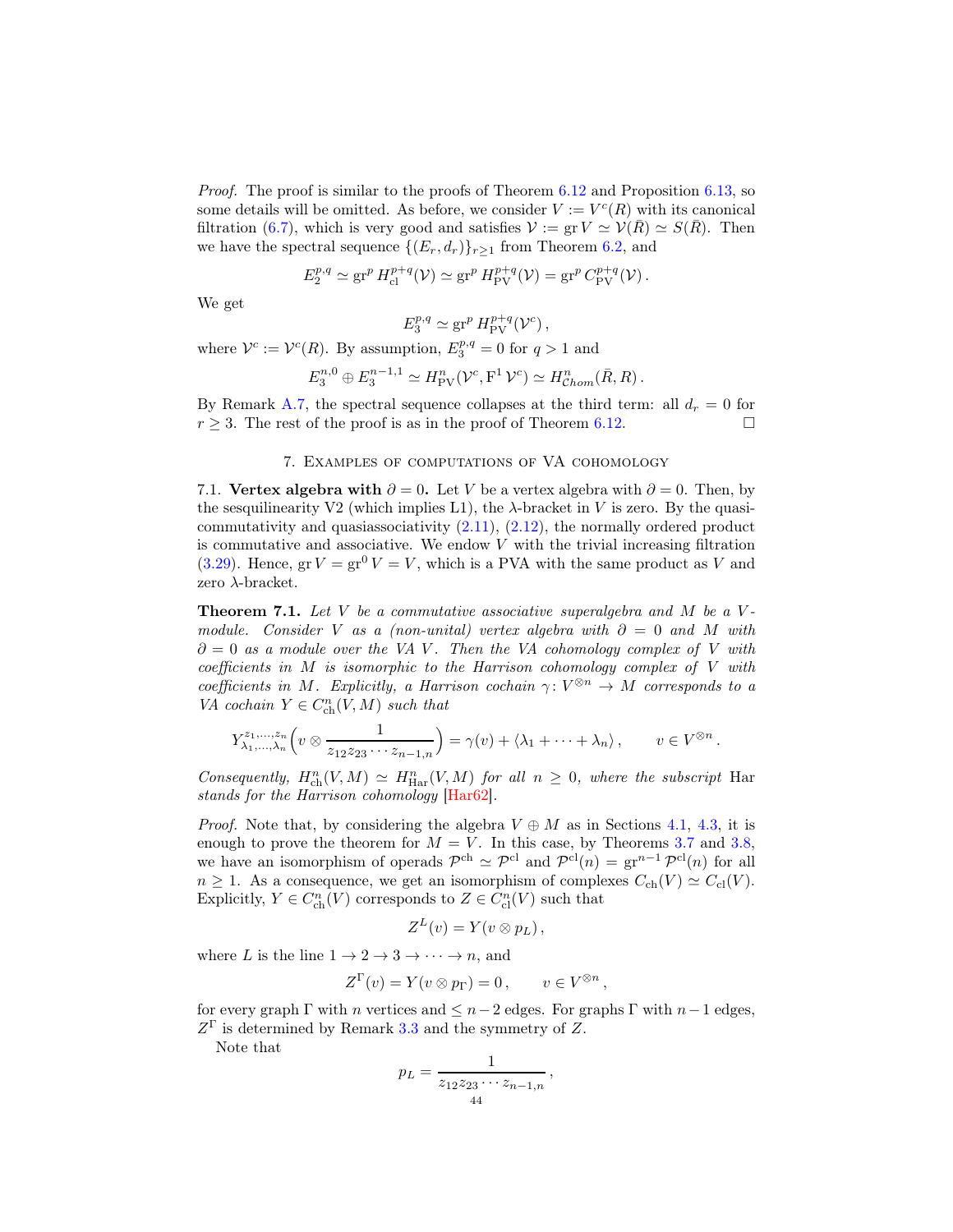*Proof.* The proof is similar to the proofs of Theorem 6.12 and Proposition 6.13, so some details will be omitted. As before, we consider $V := V^c(R)$ with its canonical filtration (6.7), which is very good and satisfies $\mathcal{V} := \operatorname{gr} V \simeq \mathcal{V}(\bar{R}) \simeq S(\bar{R})$. Then we have the spectral sequence $\{(E_r, d_r)\}_{r\geq 1}$ from Theorem 6.2, and

$$E_2^{p,q} \simeq \operatorname{gr}^p H_{\mathrm{cl}}^{p+q}(\mathcal{V}) \simeq \operatorname{gr}^p H_{\mathrm{PV}}^{p+q}(\mathcal{V}) = \operatorname{gr}^p C_{\mathrm{PV}}^{p+q}(\mathcal{V})\,.$$

We get

$$E_3^{p,q} \simeq \operatorname{gr}^p H_{\mathrm{PV}}^{p+q}(\mathcal{V}^c)\,,$$

where $\mathcal{V}^c := \mathcal{V}^c(R)$. By assumption, $E_3^{p,q} = 0$ for $q > 1$ and

$$E_3^{n,0} \oplus E_3^{n-1,1} \simeq H_{\mathrm{PV}}^n(\mathcal{V}^c, \mathrm{F}^1\,\mathcal{V}^c) \simeq H_{\mathcal{C}hom}^n(\bar{R}, R)\,.$$

By Remark A.7, the spectral sequence collapses at the third term: all $d_r = 0$ for $r \geq 3$. The rest of the proof is as in the proof of Theorem 6.12. $\square$

## 7. Examples of computations of VA cohomology

**7.1. Vertex algebra with $\partial = 0$.** Let $V$ be a vertex algebra with $\partial = 0$. Then, by the sesquilinearity V2 (which implies L1), the $\lambda$-bracket in $V$ is zero. By the quasi-commutativity and quasiassociativity (2.11), (2.12), the normally ordered product is commutative and associative. We endow $V$ with the trivial increasing filtration (3.29). Hence, $\operatorname{gr} V = \operatorname{gr}^0 V = V$, which is a PVA with the same product as $V$ and zero $\lambda$-bracket.

**Theorem 7.1.** *Let $V$ be a commutative associative superalgebra and $M$ be a $V$-module. Consider $V$ as a (non-unital) vertex algebra with $\partial = 0$ and $M$ with $\partial = 0$ as a module over the VA $V$. Then the VA cohomology complex of $V$ with coefficients in $M$ is isomorphic to the Harrison cohomology complex of $V$ with coefficients in $M$. Explicitly, a Harrison cochain $\gamma\colon V^{\otimes n} \to M$ corresponds to a VA cochain $Y \in C_{\mathrm{ch}}^n(V, M)$ such that*

$$Y_{\lambda_1,\dots,\lambda_n}^{z_1,\dots,z_n}\Big(v \otimes \frac{1}{z_{12}z_{23}\cdots z_{n-1,n}}\Big) = \gamma(v) + \langle \lambda_1 + \cdots + \lambda_n\rangle\,, \qquad v \in V^{\otimes n}\,.$$

*Consequently, $H_{\mathrm{ch}}^n(V, M) \simeq H_{\mathrm{Har}}^n(V, M)$ for all $n \geq 0$, where the subscript* Har *stands for the Harrison cohomology* [Har62].

*Proof.* Note that, by considering the algebra $V \oplus M$ as in Sections 4.1, 4.3, it is enough to prove the theorem for $M = V$. In this case, by Theorems 3.7 and 3.8, we have an isomorphism of operads $\mathcal{P}^{\mathrm{ch}} \simeq \mathcal{P}^{\mathrm{cl}}$ and $\mathcal{P}^{\mathrm{cl}}(n) = \operatorname{gr}^{n-1}\mathcal{P}^{\mathrm{cl}}(n)$ for all $n \geq 1$. As a consequence, we get an isomorphism of complexes $C_{\mathrm{ch}}(V) \simeq C_{\mathrm{cl}}(V)$. Explicitly, $Y \in C_{\mathrm{ch}}^n(V)$ corresponds to $Z \in C_{\mathrm{cl}}^n(V)$ such that

$$Z^L(v) = Y(v \otimes p_L)\,,$$

where $L$ is the line $1 \to 2 \to 3 \to \cdots \to n$, and

$$Z^\Gamma(v) = Y(v \otimes p_\Gamma) = 0\,, \qquad v \in V^{\otimes n}\,,$$

for every graph $\Gamma$ with $n$ vertices and $\leq n-2$ edges. For graphs $\Gamma$ with $n-1$ edges, $Z^\Gamma$ is determined by Remark 3.3 and the symmetry of $Z$.

Note that

$$p_L = \frac{1}{z_{12}z_{23}\cdots z_{n-1,n}}\,,$$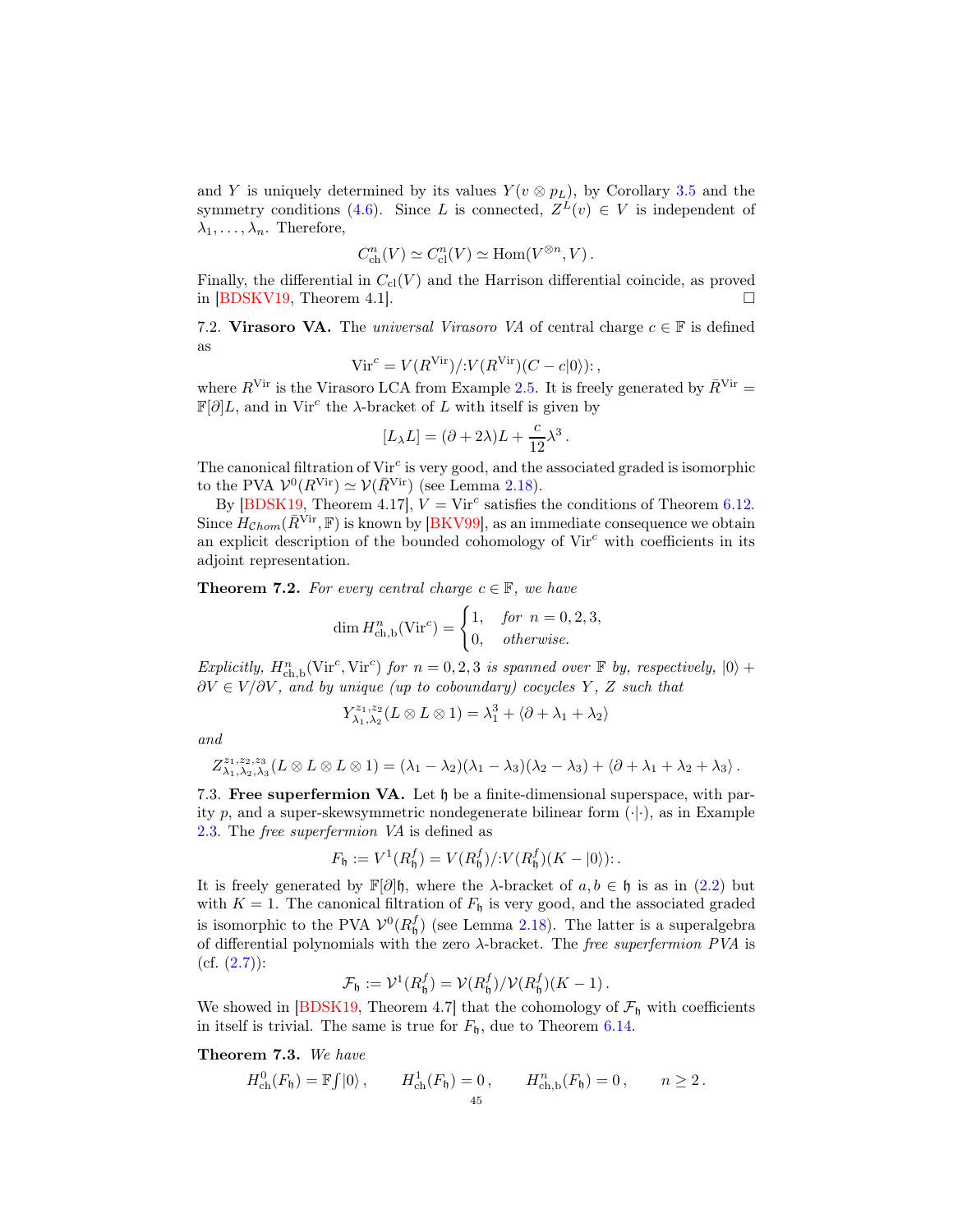and $Y$ is uniquely determined by its values $Y(v \otimes p_L)$, by Corollary 3.5 and the symmetry conditions (4.6). Since $L$ is connected, $Z^L(v) \in V$ is independent of $\lambda_1, \dots, \lambda_n$. Therefore,

$$C^n_{\mathrm{ch}}(V) \simeq C^n_{\mathrm{cl}}(V) \simeq \mathrm{Hom}(V^{\otimes n}, V)\,.$$

Finally, the differential in $C_{\mathrm{cl}}(V)$ and the Harrison differential coincide, as proved in [BDSKV19, Theorem 4.1]. $\square$

7.2. **Virasoro VA.** The *universal Virasoro VA* of central charge $c \in \mathbb{F}$ is defined as

$$\mathrm{Vir}^c = V(R^{\mathrm{Vir}})/{:}V(R^{\mathrm{Vir}})(C - c|0\rangle){:}\,,$$

where $R^{\mathrm{Vir}}$ is the Virasoro LCA from Example 2.5. It is freely generated by $\bar{R}^{\mathrm{Vir}} = \mathbb{F}[\partial]L$, and in $\mathrm{Vir}^c$ the $\lambda$-bracket of $L$ with itself is given by

$$[L_\lambda L] = (\partial + 2\lambda)L + \frac{c}{12}\lambda^3\,.$$

The canonical filtration of $\mathrm{Vir}^c$ is very good, and the associated graded is isomorphic to the PVA $\mathcal{V}^0(R^{\mathrm{Vir}}) \simeq \mathcal{V}(\bar{R}^{\mathrm{Vir}})$ (see Lemma 2.18).

By [BDSK19, Theorem 4.17], $V = \mathrm{Vir}^c$ satisfies the conditions of Theorem 6.12. Since $H_{\mathcal{C}hom}(\bar{R}^{\mathrm{Vir}}, \mathbb{F})$ is known by [BKV99], as an immediate consequence we obtain an explicit description of the bounded cohomology of $\mathrm{Vir}^c$ with coefficients in its adjoint representation.

**Theorem 7.2.** *For every central charge $c \in \mathbb{F}$, we have*

$$\dim H^n_{\mathrm{ch,b}}(\mathrm{Vir}^c) = \begin{cases} 1, & \text{for } n = 0, 2, 3, \\ 0, & \text{otherwise.} \end{cases}$$

*Explicitly, $H^n_{\mathrm{ch,b}}(\mathrm{Vir}^c, \mathrm{Vir}^c)$ for $n = 0, 2, 3$ is spanned over $\mathbb{F}$ by, respectively, $|0\rangle + \partial V \in V/\partial V$, and by unique (up to coboundary) cocycles $Y$, $Z$ such that*

$$Y^{z_1,z_2}_{\lambda_1,\lambda_2}(L \otimes L \otimes 1) = \lambda_1^3 + \langle \partial + \lambda_1 + \lambda_2 \rangle$$

*and*

$$Z^{z_1,z_2,z_3}_{\lambda_1,\lambda_2,\lambda_3}(L \otimes L \otimes L \otimes 1) = (\lambda_1 - \lambda_2)(\lambda_1 - \lambda_3)(\lambda_2 - \lambda_3) + \langle \partial + \lambda_1 + \lambda_2 + \lambda_3 \rangle\,.$$

7.3. **Free superfermion VA.** Let $\mathfrak{h}$ be a finite-dimensional superspace, with parity $p$, and a super-skewsymmetric nondegenerate bilinear form $(\cdot|\cdot)$, as in Example 2.3. The *free superfermion VA* is defined as

$$F_{\mathfrak{h}} := V^1(R^f_{\mathfrak{h}}) = V(R^f_{\mathfrak{h}})/{:}V(R^f_{\mathfrak{h}})(K - |0\rangle){:}\,.$$

It is freely generated by $\mathbb{F}[\partial]\mathfrak{h}$, where the $\lambda$-bracket of $a, b \in \mathfrak{h}$ is as in (2.2) but with $K = 1$. The canonical filtration of $F_{\mathfrak{h}}$ is very good, and the associated graded is isomorphic to the PVA $\mathcal{V}^0(R^f_{\mathfrak{h}})$ (see Lemma 2.18). The latter is a superalgebra of differential polynomials with the zero $\lambda$-bracket. The *free superfermion PVA* is (cf. (2.7)):

$$\mathcal{F}_{\mathfrak{h}} := \mathcal{V}^1(R^f_{\mathfrak{h}}) = \mathcal{V}(R^f_{\mathfrak{h}})/\mathcal{V}(R^f_{\mathfrak{h}})(K - 1)\,.$$

We showed in [BDSK19, Theorem 4.7] that the cohomology of $\mathcal{F}_{\mathfrak{h}}$ with coefficients in itself is trivial. The same is true for $F_{\mathfrak{h}}$, due to Theorem 6.14.

**Theorem 7.3.** *We have*

$$H^0_{\mathrm{ch}}(F_{\mathfrak{h}}) = \mathbb{F}{\textstyle\int}|0\rangle\,, \qquad H^1_{\mathrm{ch}}(F_{\mathfrak{h}}) = 0\,, \qquad H^n_{\mathrm{ch,b}}(F_{\mathfrak{h}}) = 0\,, \qquad n \geq 2\,.$$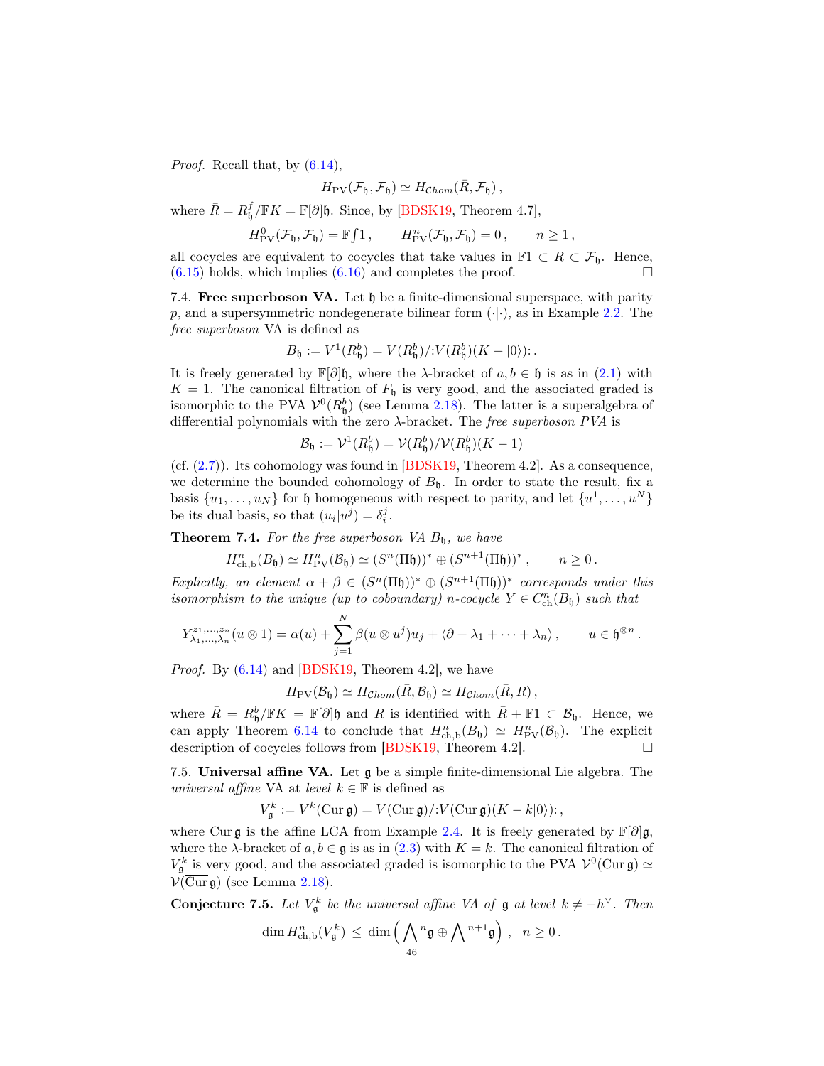*Proof.* Recall that, by (6.14),

$$H_{\mathrm{PV}}(\mathcal{F}_{\mathfrak{h}}, \mathcal{F}_{\mathfrak{h}}) \simeq H_{\mathcal{C}hom}(\bar{R}, \mathcal{F}_{\mathfrak{h}})\,,$$

where $\bar{R} = R^f_{\mathfrak{h}}/\mathbb{F}K = \mathbb{F}[\partial]\mathfrak{h}$. Since, by [BDSK19, Theorem 4.7],

$$H^0_{\mathrm{PV}}(\mathcal{F}_{\mathfrak{h}}, \mathcal{F}_{\mathfrak{h}}) = \mathbb{F}{\textstyle\int} 1\,, \qquad H^n_{\mathrm{PV}}(\mathcal{F}_{\mathfrak{h}}, \mathcal{F}_{\mathfrak{h}}) = 0\,, \qquad n \geq 1\,,$$

all cocycles are equivalent to cocycles that take values in $\mathbb{F}1 \subset R \subset \mathcal{F}_{\mathfrak{h}}$. Hence, (6.15) holds, which implies (6.16) and completes the proof. $\square$

7.4. **Free superboson VA.** Let $\mathfrak{h}$ be a finite-dimensional superspace, with parity $p$, and a supersymmetric nondegenerate bilinear form $(\cdot|\cdot)$, as in Example 2.2. The *free superboson* VA is defined as

$$B_{\mathfrak{h}} := V^1(R^b_{\mathfrak{h}}) = V(R^b_{\mathfrak{h}})/{:}V(R^b_{\mathfrak{h}})(K - |0\rangle){:}\,.$$

It is freely generated by $\mathbb{F}[\partial]\mathfrak{h}$, where the $\lambda$-bracket of $a, b \in \mathfrak{h}$ is as in (2.1) with $K = 1$. The canonical filtration of $F_{\mathfrak{h}}$ is very good, and the associated graded is isomorphic to the PVA $\mathcal{V}^0(R^b_{\mathfrak{h}})$ (see Lemma 2.18). The latter is a superalgebra of differential polynomials with the zero $\lambda$-bracket. The *free superboson PVA* is

$$\mathcal{B}_{\mathfrak{h}} := \mathcal{V}^1(R^b_{\mathfrak{h}}) = \mathcal{V}(R^b_{\mathfrak{h}})/\mathcal{V}(R^b_{\mathfrak{h}})(K - 1)$$

(cf. (2.7)). Its cohomology was found in [BDSK19, Theorem 4.2]. As a consequence, we determine the bounded cohomology of $B_{\mathfrak{h}}$. In order to state the result, fix a basis $\{u_1, \dots, u_N\}$ for $\mathfrak{h}$ homogeneous with respect to parity, and let $\{u^1, \dots, u^N\}$ be its dual basis, so that $(u_i|u^j) = \delta_i^j$.

**Theorem 7.4.** *For the free superboson VA $B_{\mathfrak{h}}$, we have*

$$H^n_{\mathrm{ch,b}}(B_{\mathfrak{h}}) \simeq H^n_{\mathrm{PV}}(\mathcal{B}_{\mathfrak{h}}) \simeq (S^n(\Pi\mathfrak{h}))^* \oplus (S^{n+1}(\Pi\mathfrak{h}))^*\,, \qquad n \geq 0\,.$$

*Explicitly, an element $\alpha + \beta \in (S^n(\Pi\mathfrak{h}))^* \oplus (S^{n+1}(\Pi\mathfrak{h}))^*$ corresponds under this isomorphism to the unique (up to coboundary) $n$-cocycle $Y \in C^n_{\mathrm{ch}}(B_{\mathfrak{h}})$ such that*

$$Y^{z_1,\dots,z_n}_{\lambda_1,\dots,\lambda_n}(u \otimes 1) = \alpha(u) + \sum_{j=1}^N \beta(u \otimes u^j)u_j + \langle \partial + \lambda_1 + \dots + \lambda_n \rangle\,, \qquad u \in \mathfrak{h}^{\otimes n}\,.$$

*Proof.* By (6.14) and [BDSK19, Theorem 4.2], we have

$$H_{\mathrm{PV}}(\mathcal{B}_{\mathfrak{h}}) \simeq H_{\mathcal{C}hom}(\bar{R}, \mathcal{B}_{\mathfrak{h}}) \simeq H_{\mathcal{C}hom}(\bar{R}, R)\,,$$

where $\bar{R} = R^b_{\mathfrak{h}}/\mathbb{F}K = \mathbb{F}[\partial]\mathfrak{h}$ and $R$ is identified with $\bar{R} + \mathbb{F}1 \subset \mathcal{B}_{\mathfrak{h}}$. Hence, we can apply Theorem 6.14 to conclude that $H^n_{\mathrm{ch,b}}(B_{\mathfrak{h}}) \simeq H^n_{\mathrm{PV}}(\mathcal{B}_{\mathfrak{h}})$. The explicit description of cocycles follows from [BDSK19, Theorem 4.2]. $\square$

7.5. **Universal affine VA.** Let $\mathfrak{g}$ be a simple finite-dimensional Lie algebra. The *universal affine* VA at *level* $k \in \mathbb{F}$ is defined as

$$V^k_{\mathfrak{g}} := V^k(\mathrm{Cur}\,\mathfrak{g}) = V(\mathrm{Cur}\,\mathfrak{g})/{:}V(\mathrm{Cur}\,\mathfrak{g})(K - k|0\rangle){:}\,,$$

where $\mathrm{Cur}\,\mathfrak{g}$ is the affine LCA from Example 2.4. It is freely generated by $\mathbb{F}[\partial]\mathfrak{g}$, where the $\lambda$-bracket of $a, b \in \mathfrak{g}$ is as in (2.3) with $K = k$. The canonical filtration of $V^k_{\mathfrak{g}}$ is very good, and the associated graded is isomorphic to the PVA $\mathcal{V}^0(\mathrm{Cur}\,\mathfrak{g}) \simeq \mathcal{V}(\overline{\mathrm{Cur}}\,\mathfrak{g})$ (see Lemma 2.18).

**Conjecture 7.5.** *Let $V^k_{\mathfrak{g}}$ be the universal affine VA of $\mathfrak{g}$ at level $k \neq -h^\vee$. Then*

$$\dim H^n_{\mathrm{ch,b}}(V^k_{\mathfrak{g}}) \leq \dim \Big( {\textstyle\bigwedge}^n \mathfrak{g} \oplus {\textstyle\bigwedge}^{n+1} \mathfrak{g} \Big)\,, \quad n \geq 0\,.$$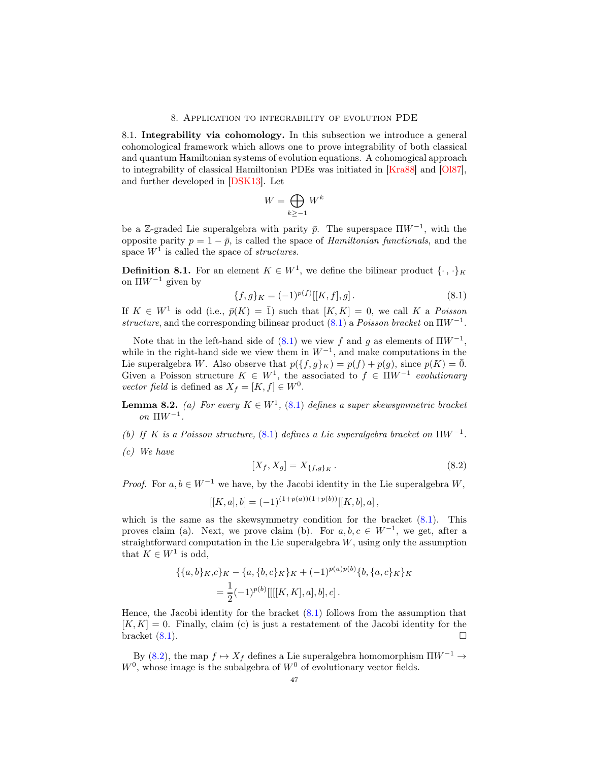## 8. Application to integrability of evolution PDE

8.1. **Integrability via cohomology.** In this subsection we introduce a general cohomological framework which allows one to prove integrability of both classical and quantum Hamiltonian systems of evolution equations. A cohomological approach to integrability of classical Hamiltonian PDEs was initiated in [Kra88] and [Ol87], and further developed in [DSK13]. Let

$$W = \bigoplus_{k \geq -1} W^k$$

be a $\mathbb{Z}$-graded Lie superalgebra with parity $\bar{p}$. The superspace $\Pi W^{-1}$, with the opposite parity $p = 1 - \bar{p}$, is called the space of *Hamiltonian functionals*, and the space $W^1$ is called the space of *structures*.

**Definition 8.1.** For an element $K \in W^1$, we define the bilinear product $\{\cdot\,,\cdot\}_K$ on $\Pi W^{-1}$ given by

$$\{f, g\}_K = (-1)^{p(f)}[[K, f], g]\,. \tag{8.1}$$

If $K \in W^1$ is odd (i.e., $\bar{p}(K) = \bar{1}$) such that $[K, K] = 0$, we call $K$ a *Poisson structure*, and the corresponding bilinear product (8.1) a *Poisson bracket* on $\Pi W^{-1}$.

Note that in the left-hand side of (8.1) we view $f$ and $g$ as elements of $\Pi W^{-1}$, while in the right-hand side we view them in $W^{-1}$, and make computations in the Lie superalgebra $W$. Also observe that $p(\{f, g\}_K) = p(f) + p(g)$, since $p(K) = \bar{0}$. Given a Poisson structure $K \in W^1$, the associated to $f \in \Pi W^{-1}$ *evolutionary vector field* is defined as $X_f = [K, f] \in W^0$.

**Lemma 8.2.** *(a) For every $K \in W^1$, (8.1) defines a super skewsymmetric bracket on $\Pi W^{-1}$.*

*(b) If $K$ is a Poisson structure, (8.1) defines a Lie superalgebra bracket on $\Pi W^{-1}$.*

*(c) We have*

$$[X_f, X_g] = X_{\{f,g\}_K}\,. \tag{8.2}$$

*Proof.* For $a, b \in W^{-1}$ we have, by the Jacobi identity in the Lie superalgebra $W$,

$$[[K, a], b] = (-1)^{(1+p(a))(1+p(b))}[[K, b], a]\,,$$

which is the same as the skewsymmetry condition for the bracket (8.1). This proves claim (a). Next, we prove claim (b). For $a, b, c \in W^{-1}$, we get, after a straightforward computation in the Lie superalgebra $W$, using only the assumption that $K \in W^1$ is odd,

$$\begin{aligned}
\{\{a, b\}_K, c\}_K - \{a, \{b, c\}_K\}_K + (-1)^{p(a)p(b)}\{b, \{a, c\}_K\}_K \\
= \frac{1}{2}(-1)^{p(b)}[[[[K, K], a], b], c]\,.
\end{aligned}$$

Hence, the Jacobi identity for the bracket (8.1) follows from the assumption that $[K, K] = 0$. Finally, claim (c) is just a restatement of the Jacobi identity for the bracket (8.1). $\square$

By (8.2), the map $f \mapsto X_f$ defines a Lie superalgebra homomorphism $\Pi W^{-1} \to W^0$, whose image is the subalgebra of $W^0$ of evolutionary vector fields.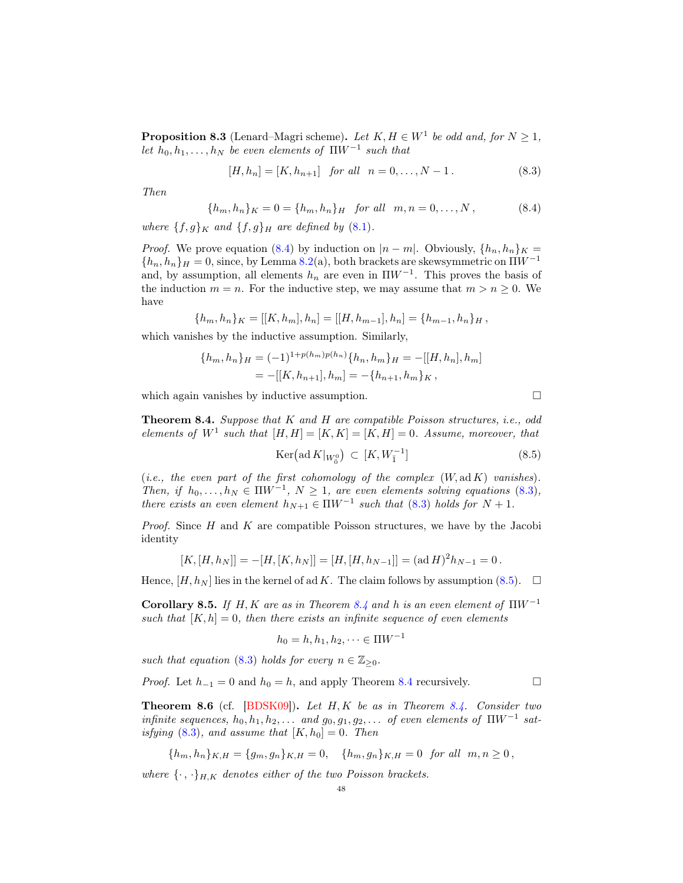**Proposition 8.3** (Lenard–Magri scheme)**.** *Let $K, H \in W^1$ be odd and, for $N \geq 1$, let $h_0, h_1, \dots, h_N$ be even elements of $\Pi W^{-1}$ such that*

$$[H, h_n] = [K, h_{n+1}] \quad \text{for all} \quad n = 0, \dots, N-1\,. \tag{8.3}$$

*Then*

$$\{h_m, h_n\}_K = 0 = \{h_m, h_n\}_H \quad \text{for all} \quad m, n = 0, \dots, N\,, \tag{8.4}$$

*where $\{f, g\}_K$ and $\{f, g\}_H$ are defined by (8.1).*

*Proof.* We prove equation (8.4) by induction on $|n - m|$. Obviously, $\{h_n, h_n\}_K = \{h_n, h_n\}_H = 0$, since, by Lemma 8.2(a), both brackets are skewsymmetric on $\Pi W^{-1}$ and, by assumption, all elements $h_n$ are even in $\Pi W^{-1}$. This proves the basis of the induction $m = n$. For the inductive step, we may assume that $m > n \geq 0$. We have

$$\{h_m, h_n\}_K = [[K, h_m], h_n] = [[H, h_{m-1}], h_n] = \{h_{m-1}, h_n\}_H\,,$$

which vanishes by the inductive assumption. Similarly,

$$\begin{aligned}\{h_m, h_n\}_H &= (-1)^{1+p(h_m)p(h_n)}\{h_n, h_m\}_H = -[[H, h_n], h_m] \\ &= -[[K, h_{n+1}], h_m] = -\{h_{n+1}, h_m\}_K\,,\end{aligned}$$

which again vanishes by inductive assumption. $\square$

**Theorem 8.4.** *Suppose that $K$ and $H$ are compatible Poisson structures, i.e., odd elements of $W^1$ such that $[H, H] = [K, K] = [K, H] = 0$. Assume, moreover, that*

$$\operatorname{Ker}\big(\operatorname{ad} K|_{W^0_{\bar{0}}}\big) \subset [K, W^{-1}_{\bar{1}}] \tag{8.5}$$

*(i.e., the even part of the first cohomology of the complex $(W, \operatorname{ad} K)$ vanishes). Then, if $h_0, \dots, h_N \in \Pi W^{-1}$, $N \geq 1$, are even elements solving equations (8.3), there exists an even element $h_{N+1} \in \Pi W^{-1}$ such that (8.3) holds for $N + 1$.*

*Proof.* Since $H$ and $K$ are compatible Poisson structures, we have by the Jacobi identity

$$[K, [H, h_N]] = -[H, [K, h_N]] = [H, [H, h_{N-1}]] = (\operatorname{ad} H)^2 h_{N-1} = 0\,.$$

Hence, $[H, h_N]$ lies in the kernel of $\operatorname{ad} K$. The claim follows by assumption (8.5). $\square$

**Corollary 8.5.** *If $H, K$ are as in Theorem 8.4 and $h$ is an even element of $\Pi W^{-1}$ such that $[K, h] = 0$, then there exists an infinite sequence of even elements*

$$h_0 = h, h_1, h_2, \dots \in \Pi W^{-1}$$

*such that equation (8.3) holds for every $n \in \mathbb{Z}_{\geq 0}$.*

*Proof.* Let $h_{-1} = 0$ and $h_0 = h$, and apply Theorem 8.4 recursively. $\square$

**Theorem 8.6** (cf. [BDSK09])**.** *Let $H, K$ be as in Theorem 8.4. Consider two infinite sequences, $h_0, h_1, h_2, \dots$ and $g_0, g_1, g_2, \dots$ of even elements of $\Pi W^{-1}$ satisfying (8.3), and assume that $[K, h_0] = 0$. Then*

$$\{h_m, h_n\}_{K,H} = \{g_m, g_n\}_{K,H} = 0, \quad \{h_m, g_n\}_{K,H} = 0 \quad \text{for all} \quad m, n \geq 0\,,$$

*where $\{\cdot\,, \cdot\}_{H,K}$ denotes either of the two Poisson brackets.*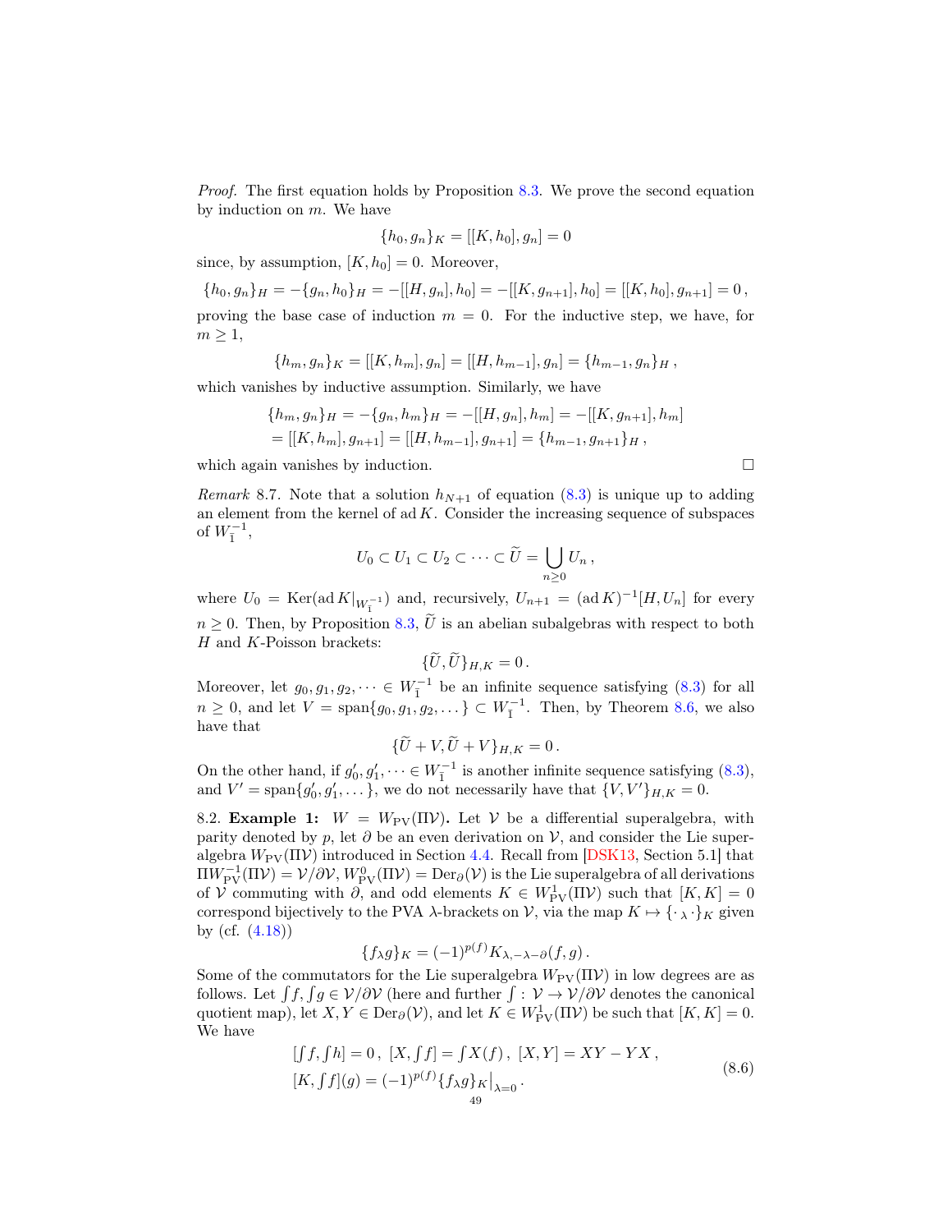*Proof.* The first equation holds by Proposition 8.3. We prove the second equation by induction on $m$. We have

$$\{h_0, g_n\}_K = [[K, h_0], g_n] = 0$$

since, by assumption, $[K, h_0] = 0$. Moreover,

$$\{h_0, g_n\}_H = -\{g_n, h_0\}_H = -[[H, g_n], h_0] = -[[K, g_{n+1}], h_0] = [[K, h_0], g_{n+1}] = 0\,,$$

proving the base case of induction $m = 0$. For the inductive step, we have, for $m \geq 1$,

$$\{h_m, g_n\}_K = [[K, h_m], g_n] = [[H, h_{m-1}], g_n] = \{h_{m-1}, g_n\}_H\,,$$

which vanishes by inductive assumption. Similarly, we have

$$\begin{aligned}
\{h_m, g_n\}_H &= -\{g_n, h_m\}_H = -[[H, g_n], h_m] = -[[K, g_{n+1}], h_m] \\
&= [[K, h_m], g_{n+1}] = [[H, h_{m-1}], g_{n+1}] = \{h_{m-1}, g_{n+1}\}_H\,,
\end{aligned}$$

which again vanishes by induction. $\square$

*Remark* 8.7. Note that a solution $h_{N+1}$ of equation (8.3) is unique up to adding an element from the kernel of $\operatorname{ad} K$. Consider the increasing sequence of subspaces of $W_{\bar{1}}^{-1}$,

$$U_0 \subset U_1 \subset U_2 \subset \cdots \subset \widetilde{U} = \bigcup_{n \geq 0} U_n\,,$$

where $U_0 = \operatorname{Ker}(\operatorname{ad} K|_{W_{\bar{1}}^{-1}})$ and, recursively, $U_{n+1} = (\operatorname{ad} K)^{-1}[H, U_n]$ for every $n \geq 0$. Then, by Proposition 8.3, $\widetilde{U}$ is an abelian subalgebras with respect to both $H$ and $K$-Poisson brackets:

$$\{\widetilde{U}, \widetilde{U}\}_{H,K} = 0\,.$$

Moreover, let $g_0, g_1, g_2, \dots \in W_{\bar{1}}^{-1}$ be an infinite sequence satisfying (8.3) for all $n \geq 0$, and let $V = \operatorname{span}\{g_0, g_1, g_2, \dots\} \subset W_{\bar{1}}^{-1}$. Then, by Theorem 8.6, we also have that

$$\{\widetilde{U} + V, \widetilde{U} + V\}_{H,K} = 0\,.$$

On the other hand, if $g'_0, g'_1, \dots \in W_{\bar{1}}^{-1}$ is another infinite sequence satisfying (8.3), and $V' = \operatorname{span}\{g'_0, g'_1, \dots\}$, we do not necessarily have that $\{V, V'\}_{H,K} = 0$.

8.2. **Example 1:** $W = W_{\mathrm{PV}}(\Pi\mathcal{V})$**.** Let $\mathcal{V}$ be a differential superalgebra, with parity denoted by $p$, let $\partial$ be an even derivation on $\mathcal{V}$, and consider the Lie superalgebra $W_{\mathrm{PV}}(\Pi\mathcal{V})$ introduced in Section 4.4. Recall from [DSK13, Section 5.1] that $\Pi W_{\mathrm{PV}}^{-1}(\Pi\mathcal{V}) = \mathcal{V}/\partial\mathcal{V}$, $W_{\mathrm{PV}}^0(\Pi\mathcal{V}) = \operatorname{Der}_\partial(\mathcal{V})$ is the Lie superalgebra of all derivations of $\mathcal{V}$ commuting with $\partial$, and odd elements $K \in W_{\mathrm{PV}}^1(\Pi\mathcal{V})$ such that $[K, K] = 0$ correspond bijectively to the PVA $\lambda$-brackets on $\mathcal{V}$, via the map $K \mapsto \{\cdot\,{}_\lambda\,\cdot\}_K$ given by (cf. (4.18))

$$\{f_\lambda g\}_K = (-1)^{p(f)} K_{\lambda, -\lambda-\partial}(f, g)\,.$$

Some of the commutators for the Lie superalgebra $W_{\mathrm{PV}}(\Pi\mathcal{V})$ in low degrees are as follows. Let $\int f, \int g \in \mathcal{V}/\partial\mathcal{V}$ (here and further $\int : \mathcal{V} \to \mathcal{V}/\partial\mathcal{V}$ denotes the canonical quotient map), let $X, Y \in \operatorname{Der}_\partial(\mathcal{V})$, and let $K \in W_{\mathrm{PV}}^1(\Pi\mathcal{V})$ be such that $[K, K] = 0$. We have

$$\begin{aligned}
&[\textstyle\int f, \int h] = 0\,,\ [X, \int f] = \int X(f)\,,\ [X, Y] = XY - YX\,, \\
&[K, \textstyle\int f](g) = (-1)^{p(f)} \{f_\lambda g\}_K\big|_{\lambda=0}\,.
\end{aligned} \tag{8.6}$$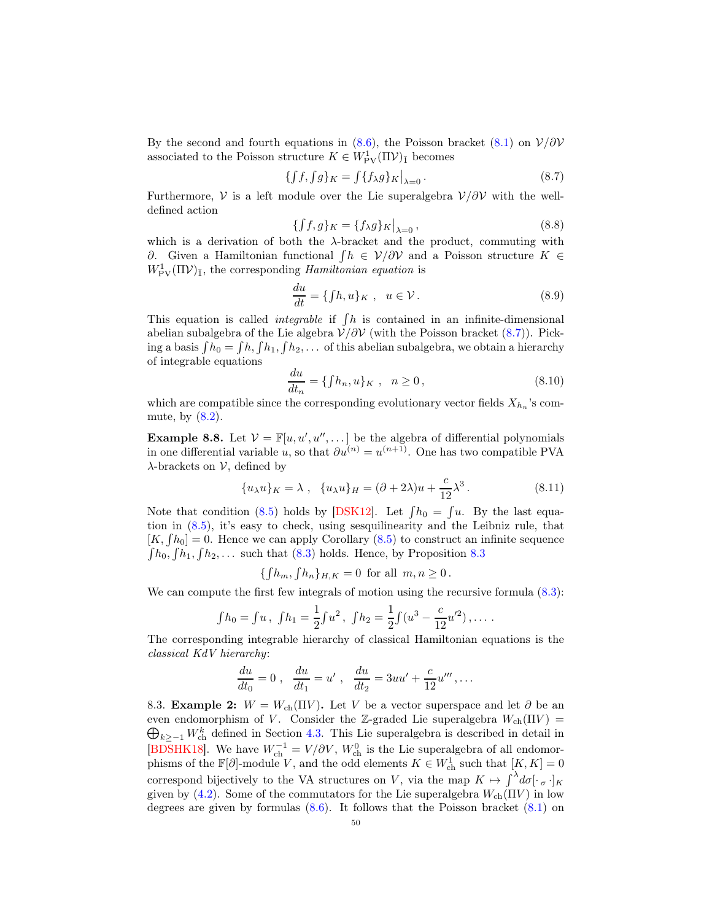By the second and fourth equations in (8.6), the Poisson bracket (8.1) on $\mathcal{V}/\partial\mathcal{V}$ associated to the Poisson structure $K \in W^1_{\rm PV}(\Pi\mathcal{V})_{\bar 1}$ becomes

$$\{{\textstyle\int} f, {\textstyle\int} g\}_K = {\textstyle\int} \{f_\lambda g\}_K\big|_{\lambda=0} . \tag{8.7}$$

Furthermore, $\mathcal{V}$ is a left module over the Lie superalgebra $\mathcal{V}/\partial\mathcal{V}$ with the well-defined action

$$\{{\textstyle\int} f, g\}_K = \{f_\lambda g\}_K\big|_{\lambda=0} , \tag{8.8}$$

which is a derivation of both the $\lambda$-bracket and the product, commuting with $\partial$. Given a Hamiltonian functional ${\textstyle\int} h \in \mathcal{V}/\partial\mathcal{V}$ and a Poisson structure $K \in W^1_{\rm PV}(\Pi\mathcal{V})_{\bar 1}$, the corresponding *Hamiltonian equation* is

$$\frac{du}{dt} = \{{\textstyle\int} h, u\}_K \ , \quad u \in \mathcal{V} . \tag{8.9}$$

This equation is called *integrable* if ${\textstyle\int} h$ is contained in an infinite-dimensional abelian subalgebra of the Lie algebra $\mathcal{V}/\partial\mathcal{V}$ (with the Poisson bracket (8.7)). Picking a basis ${\textstyle\int} h_0 = {\textstyle\int} h, {\textstyle\int} h_1, {\textstyle\int} h_2, \dots$ of this abelian subalgebra, we obtain a hierarchy of integrable equations

$$\frac{du}{dt_n} = \{{\textstyle\int} h_n, u\}_K \ , \quad n \geq 0 , \tag{8.10}$$

which are compatible since the corresponding evolutionary vector fields $X_{h_n}$'s commute, by (8.2).

**Example 8.8.** Let $\mathcal{V} = \mathbb{F}[u, u', u'', \dots]$ be the algebra of differential polynomials in one differential variable $u$, so that $\partial u^{(n)} = u^{(n+1)}$. One has two compatible PVA $\lambda$-brackets on $\mathcal{V}$, defined by

$$\{u_\lambda u\}_K = \lambda \ , \quad \{u_\lambda u\}_H = (\partial + 2\lambda) u + \frac{c}{12}\lambda^3 . \tag{8.11}$$

Note that condition (8.5) holds by [DSK12]. Let ${\textstyle\int} h_0 = {\textstyle\int} u$. By the last equation in (8.5), it's easy to check, using sesquilinearity and the Leibniz rule, that $[K, {\textstyle\int} h_0] = 0$. Hence we can apply Corollary (8.5) to construct an infinite sequence ${\textstyle\int} h_0, {\textstyle\int} h_1, {\textstyle\int} h_2, \dots$ such that (8.3) holds. Hence, by Proposition 8.3

$$\{{\textstyle\int} h_m, {\textstyle\int} h_n\}_{H,K} = 0 \ \text{ for all } \ m, n \geq 0 .$$

We can compute the first few integrals of motion using the recursive formula (8.3):

$${\textstyle\int} h_0 = {\textstyle\int} u \, , \ {\textstyle\int} h_1 = \frac{1}{2}{\textstyle\int} u^2 \, , \ {\textstyle\int} h_2 = \frac{1}{2}{\textstyle\int} (u^3 - \frac{c}{12}u'^2) \, , \dots .$$

The corresponding integrable hierarchy of classical Hamiltonian equations is the *classical KdV hierarchy*:

$$\frac{du}{dt_0} = 0 \ , \ \ \frac{du}{dt_1} = u' \ , \ \ \frac{du}{dt_2} = 3uu' + \frac{c}{12}u''' , \dots$$

8.3. **Example 2: $W = W_{\rm ch}(\Pi V)$.** Let $V$ be a vector superspace and let $\partial$ be an even endomorphism of $V$. Consider the $\mathbb{Z}$-graded Lie superalgebra $W_{\rm ch}(\Pi V) = \bigoplus_{k \geq -1} W^k_{\rm ch}$ defined in Section 4.3. This Lie superalgebra is described in detail in [BDSHK18]. We have $W^{-1}_{\rm ch} = V/\partial V$, $W^0_{\rm ch}$ is the Lie superalgebra of all endomorphisms of the $\mathbb{F}[\partial]$-module $V$, and the odd elements $K \in W^1_{\rm ch}$ such that $[K, K] = 0$ correspond bijectively to the VA structures on $V$, via the map $K \mapsto \int^\lambda d\sigma [\cdot \,_\sigma\, \cdot]_K$ given by (4.2). Some of the commutators for the Lie superalgebra $W_{\rm ch}(\Pi V)$ in low degrees are given by formulas (8.6). It follows that the Poisson bracket (8.1) on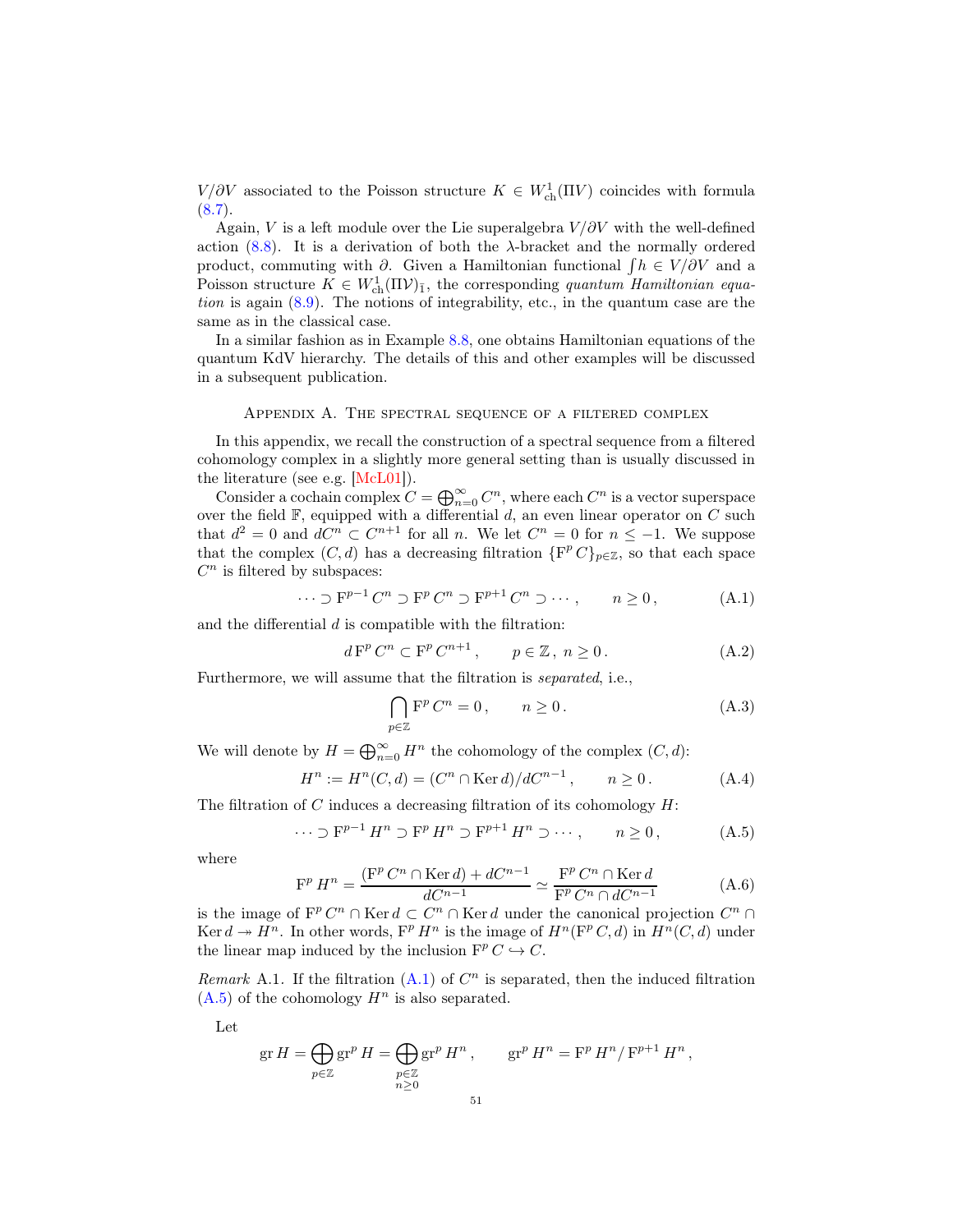$V/\partial V$ associated to the Poisson structure $K \in W^1_{\rm ch}(\Pi V)$ coincides with formula (8.7).

Again, $V$ is a left module over the Lie superalgebra $V/\partial V$ with the well-defined action (8.8). It is a derivation of both the $\lambda$-bracket and the normally ordered product, commuting with $\partial$. Given a Hamiltonian functional $\int h \in V/\partial V$ and a Poisson structure $K \in W^1_{\rm ch}(\Pi \mathcal{V})_{\bar{1}}$, the corresponding *quantum Hamiltonian equation* is again (8.9). The notions of integrability, etc., in the quantum case are the same as in the classical case.

In a similar fashion as in Example 8.8, one obtains Hamiltonian equations of the quantum KdV hierarchy. The details of this and other examples will be discussed in a subsequent publication.

## Appendix A. The spectral sequence of a filtered complex

In this appendix, we recall the construction of a spectral sequence from a filtered cohomology complex in a slightly more general setting than is usually discussed in the literature (see e.g. [McL01]).

Consider a cochain complex $C = \bigoplus_{n=0}^{\infty} C^n$, where each $C^n$ is a vector superspace over the field $\mathbb{F}$, equipped with a differential $d$, an even linear operator on $C$ such that $d^2 = 0$ and $dC^n \subset C^{n+1}$ for all $n$. We let $C^n = 0$ for $n \leq -1$. We suppose that the complex $(C, d)$ has a decreasing filtration $\{\mathrm{F}^p\, C\}_{p\in\mathbb{Z}}$, so that each space $C^n$ is filtered by subspaces:

$$\cdots \supset \mathrm{F}^{p-1}\, C^n \supset \mathrm{F}^p\, C^n \supset \mathrm{F}^{p+1}\, C^n \supset \cdots\,, \qquad n \geq 0\,, \tag{A.1}$$

and the differential $d$ is compatible with the filtration:

$$d\, \mathrm{F}^p\, C^n \subset \mathrm{F}^p\, C^{n+1}\,, \qquad p \in \mathbb{Z}\,,\ n \geq 0\,. \tag{A.2}$$

Furthermore, we will assume that the filtration is *separated*, i.e.,

$$\bigcap_{p\in\mathbb{Z}} \mathrm{F}^p\, C^n = 0\,, \qquad n \geq 0\,. \tag{A.3}$$

We will denote by $H = \bigoplus_{n=0}^{\infty} H^n$ the cohomology of the complex $(C, d)$:

$$H^n := H^n(C, d) = (C^n \cap \operatorname{Ker} d)/dC^{n-1}\,, \qquad n \geq 0\,. \tag{A.4}$$

The filtration of $C$ induces a decreasing filtration of its cohomology $H$:

$$\cdots \supset \mathrm{F}^{p-1}\, H^n \supset \mathrm{F}^p\, H^n \supset \mathrm{F}^{p+1}\, H^n \supset \cdots\,, \qquad n \geq 0\,, \tag{A.5}$$

where

$$\mathrm{F}^p\, H^n = \frac{(\mathrm{F}^p\, C^n \cap \operatorname{Ker} d) + dC^{n-1}}{dC^{n-1}} \simeq \frac{\mathrm{F}^p\, C^n \cap \operatorname{Ker} d}{\mathrm{F}^p\, C^n \cap dC^{n-1}} \tag{A.6}$$

is the image of $\mathrm{F}^p\, C^n \cap \operatorname{Ker} d \subset C^n \cap \operatorname{Ker} d$ under the canonical projection $C^n \cap \operatorname{Ker} d \twoheadrightarrow H^n$. In other words, $\mathrm{F}^p\, H^n$ is the image of $H^n(\mathrm{F}^p\, C, d)$ in $H^n(C, d)$ under the linear map induced by the inclusion $\mathrm{F}^p\, C \hookrightarrow C$.

*Remark* A.1. If the filtration (A.1) of $C^n$ is separated, then the induced filtration (A.5) of the cohomology $H^n$ is also separated.

Let

$$\operatorname{gr} H = \bigoplus_{p\in\mathbb{Z}} \operatorname{gr}^p H = \bigoplus_{\substack{p\in\mathbb{Z}\\ n\geq 0}} \operatorname{gr}^p H^n\,, \qquad \operatorname{gr}^p H^n = \mathrm{F}^p\, H^n / \mathrm{F}^{p+1}\, H^n\,,$$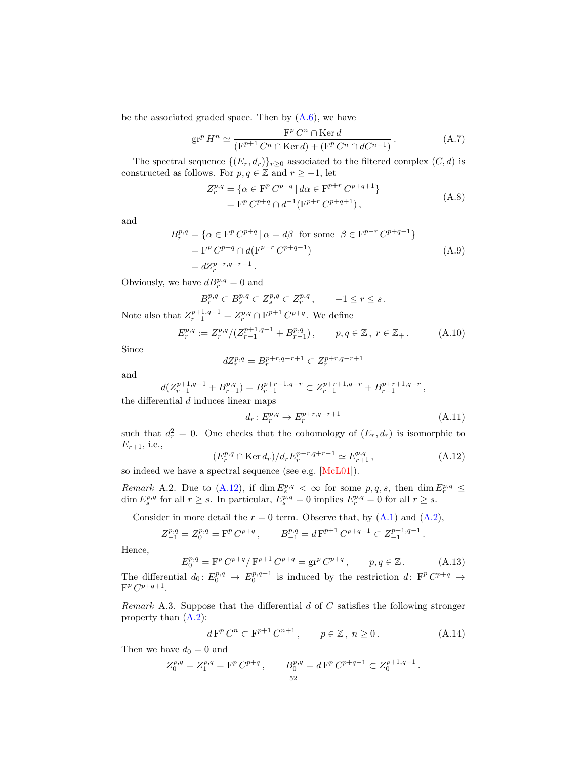be the associated graded space. Then by (A.6), we have

$$\operatorname{gr}^p H^n \simeq \frac{\mathrm{F}^p\, C^n \cap \operatorname{Ker} d}{(\mathrm{F}^{p+1}\, C^n \cap \operatorname{Ker} d) + (\mathrm{F}^p\, C^n \cap dC^{n-1})}\,. \tag{A.7}$$

The spectral sequence $\{(E_r, d_r)\}_{r\geq 0}$ associated to the filtered complex $(C, d)$ is constructed as follows. For $p, q \in \mathbb{Z}$ and $r \geq -1$, let

$$\begin{aligned} Z_r^{p,q} &= \{\alpha \in \mathrm{F}^p\, C^{p+q} \mid d\alpha \in \mathrm{F}^{p+r}\, C^{p+q+1}\} \\ &= \mathrm{F}^p\, C^{p+q} \cap d^{-1}(\mathrm{F}^{p+r}\, C^{p+q+1})\,, \end{aligned} \tag{A.8}$$

and

$$\begin{aligned} B_r^{p,q} &= \{\alpha \in \mathrm{F}^p\, C^{p+q} \mid \alpha = d\beta \ \text{ for some } \ \beta \in \mathrm{F}^{p-r}\, C^{p+q-1}\} \\ &= \mathrm{F}^p\, C^{p+q} \cap d(\mathrm{F}^{p-r}\, C^{p+q-1}) \\ &= dZ_r^{p-r,q+r-1}\,. \end{aligned} \tag{A.9}$$

Obviously, we have $dB_r^{p,q} = 0$ and

$$B_r^{p,q} \subset B_s^{p,q} \subset Z_s^{p,q} \subset Z_r^{p,q}\,, \qquad -1 \leq r \leq s\,.$$

Note also that $Z_{r-1}^{p+1,q-1} = Z_r^{p,q} \cap \mathrm{F}^{p+1}\, C^{p+q}$. We define

$$E_r^{p,q} := Z_r^{p,q} / (Z_{r-1}^{p+1,q-1} + B_{r-1}^{p,q})\,, \qquad p, q \in \mathbb{Z}\,,\ r \in \mathbb{Z}_+\,. \tag{A.10}$$

Since

$$dZ_r^{p,q} = B_r^{p+r,q-r+1} \subset Z_r^{p+r,q-r+1}$$

and

$$d(Z_{r-1}^{p+1,q-1} + B_{r-1}^{p,q}) = B_{r-1}^{p+r+1,q-r} \subset Z_{r-1}^{p+r+1,q-r} + B_{r-1}^{p+r+1,q-r}\,,$$

the differential $d$ induces linear maps

$$d_r \colon E_r^{p,q} \to E_r^{p+r,q-r+1} \tag{A.11}$$

such that $d_r^2 = 0$. One checks that the cohomology of $(E_r, d_r)$ is isomorphic to $E_{r+1}$, i.e.,

$$(E_r^{p,q} \cap \operatorname{Ker} d_r) / d_r E_r^{p-r,q+r-1} \simeq E_{r+1}^{p,q}\,, \tag{A.12}$$

so indeed we have a spectral sequence (see e.g. [McL01]).

*Remark* A.2. Due to (A.12), if $\dim E_s^{p,q} < \infty$ for some $p, q, s$, then $\dim E_r^{p,q} \leq \dim E_s^{p,q}$ for all $r \geq s$. In particular, $E_s^{p,q} = 0$ implies $E_r^{p,q} = 0$ for all $r \geq s$.

Consider in more detail the $r = 0$ term. Observe that, by (A.1) and (A.2),

$$Z_{-1}^{p,q} = Z_0^{p,q} = \mathrm{F}^p\, C^{p+q}\,, \qquad B_{-1}^{p,q} = d\, \mathrm{F}^{p+1}\, C^{p+q-1} \subset Z_{-1}^{p+1,q-1}\,.$$

Hence,

$$E_0^{p,q} = \mathrm{F}^p\, C^{p+q} / \mathrm{F}^{p+1}\, C^{p+q} = \operatorname{gr}^p C^{p+q}\,, \qquad p, q \in \mathbb{Z}\,. \tag{A.13}$$

The differential $d_0 \colon E_0^{p,q} \to E_0^{p,q+1}$ is induced by the restriction $d \colon \mathrm{F}^p\, C^{p+q} \to \mathrm{F}^p\, C^{p+q+1}$.

*Remark* A.3. Suppose that the differential $d$ of $C$ satisfies the following stronger property than (A.2):

$$d\, \mathrm{F}^p\, C^n \subset \mathrm{F}^{p+1}\, C^{n+1}\,, \qquad p \in \mathbb{Z}\,,\ n \geq 0\,. \tag{A.14}$$

Then we have $d_0 = 0$ and

$$Z_0^{p,q} = Z_1^{p,q} = \mathrm{F}^p\, C^{p+q}\,, \qquad B_0^{p,q} = d\, \mathrm{F}^p\, C^{p+q-1} \subset Z_0^{p+1,q-1}\,.$$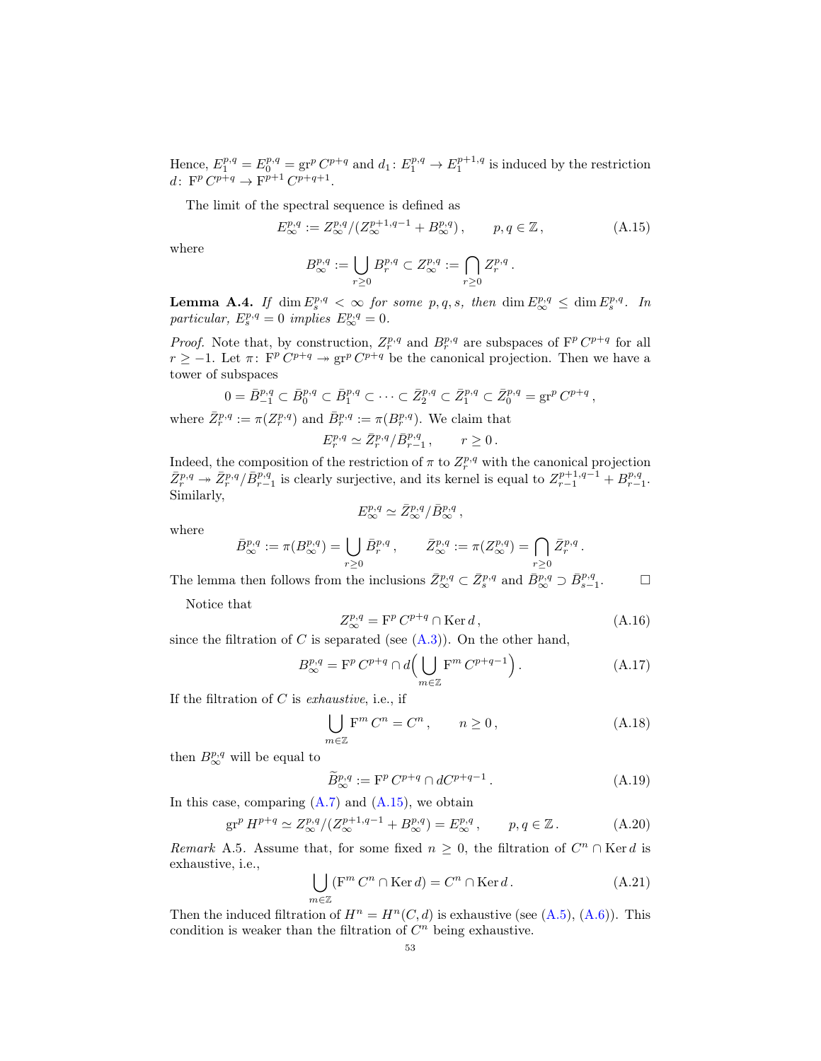Hence, $E_1^{p,q} = E_0^{p,q} = \operatorname{gr}^p C^{p+q}$ and $d_1 \colon E_1^{p,q} \to E_1^{p+1,q}$ is induced by the restriction $d \colon \mathrm{F}^p C^{p+q} \to \mathrm{F}^{p+1} C^{p+q+1}$.

The limit of the spectral sequence is defined as

$$E_\infty^{p,q} := Z_\infty^{p,q}/(Z_\infty^{p+1,q-1} + B_\infty^{p,q}) \,, \qquad p, q \in \mathbb{Z} \,, \tag{A.15}$$

where

$$B_\infty^{p,q} := \bigcup_{r \geq 0} B_r^{p,q} \subset Z_\infty^{p,q} := \bigcap_{r \geq 0} Z_r^{p,q} \,.$$

**Lemma A.4.** *If $\dim E_s^{p,q} < \infty$ for some $p, q, s$, then $\dim E_\infty^{p,q} \leq \dim E_s^{p,q}$. In particular, $E_s^{p,q} = 0$ implies $E_\infty^{p,q} = 0$.*

*Proof.* Note that, by construction, $Z_r^{p,q}$ and $B_r^{p,q}$ are subspaces of $\mathrm{F}^p C^{p+q}$ for all $r \geq -1$. Let $\pi \colon \mathrm{F}^p C^{p+q} \twoheadrightarrow \operatorname{gr}^p C^{p+q}$ be the canonical projection. Then we have a tower of subspaces

$$0 = \bar{B}_{-1}^{p,q} \subset \bar{B}_0^{p,q} \subset \bar{B}_1^{p,q} \subset \cdots \subset \bar{Z}_2^{p,q} \subset \bar{Z}_1^{p,q} \subset \bar{Z}_0^{p,q} = \operatorname{gr}^p C^{p+q} \,,$$

where $\bar{Z}_r^{p,q} := \pi(Z_r^{p,q})$ and $\bar{B}_r^{p,q} := \pi(B_r^{p,q})$. We claim that

$$E_r^{p,q} \simeq \bar{Z}_r^{p,q}/\bar{B}_{r-1}^{p,q} \,, \qquad r \geq 0 \,.$$

Indeed, the composition of the restriction of $\pi$ to $Z_r^{p,q}$ with the canonical projection $\bar{Z}_r^{p,q} \twoheadrightarrow \bar{Z}_r^{p,q}/\bar{B}_{r-1}^{p,q}$ is clearly surjective, and its kernel is equal to $Z_{r-1}^{p+1,q-1} + B_{r-1}^{p,q}$. Similarly,

$$E_\infty^{p,q} \simeq \bar{Z}_\infty^{p,q}/\bar{B}_\infty^{p,q} \,,$$

where

$$\bar{B}_\infty^{p,q} := \pi(B_\infty^{p,q}) = \bigcup_{r \geq 0} \bar{B}_r^{p,q} \,, \qquad \bar{Z}_\infty^{p,q} := \pi(Z_\infty^{p,q}) = \bigcap_{r \geq 0} \bar{Z}_r^{p,q} \,.$$

The lemma then follows from the inclusions $\bar{Z}_\infty^{p,q} \subset \bar{Z}_s^{p,q}$ and $\bar{B}_\infty^{p,q} \supset \bar{B}_{s-1}^{p,q}$. $\square$

Notice that

$$Z_\infty^{p,q} = \mathrm{F}^p C^{p+q} \cap \operatorname{Ker} d \,, \tag{A.16}$$

since the filtration of $C$ is separated (see (A.3)). On the other hand,

$$B_\infty^{p,q} = \mathrm{F}^p C^{p+q} \cap d\Big( \bigcup_{m \in \mathbb{Z}} \mathrm{F}^m C^{p+q-1} \Big) \,. \tag{A.17}$$

If the filtration of $C$ is *exhaustive*, i.e., if

$$\bigcup_{m \in \mathbb{Z}} \mathrm{F}^m C^n = C^n \,, \qquad n \geq 0 \,, \tag{A.18}$$

then $B_\infty^{p,q}$ will be equal to

$$\widetilde{B}_\infty^{p,q} := \mathrm{F}^p C^{p+q} \cap dC^{p+q-1} \,. \tag{A.19}$$

In this case, comparing (A.7) and (A.15), we obtain

$$\operatorname{gr}^p H^{p+q} \simeq Z_\infty^{p,q}/(Z_\infty^{p+1,q-1} + B_\infty^{p,q}) = E_\infty^{p,q} \,, \qquad p, q \in \mathbb{Z} \,. \tag{A.20}$$

*Remark* A.5. Assume that, for some fixed $n \geq 0$, the filtration of $C^n \cap \operatorname{Ker} d$ is exhaustive, i.e.,

$$\bigcup_{m \in \mathbb{Z}} (\mathrm{F}^m C^n \cap \operatorname{Ker} d) = C^n \cap \operatorname{Ker} d \,. \tag{A.21}$$

Then the induced filtration of $H^n = H^n(C, d)$ is exhaustive (see (A.5), (A.6)). This condition is weaker than the filtration of $C^n$ being exhaustive.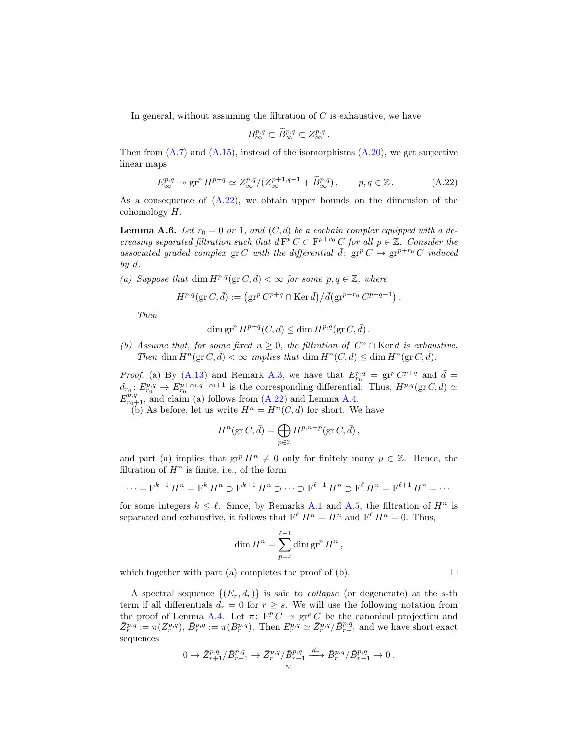In general, without assuming the filtration of $C$ is exhaustive, we have

$$B^{p,q}_\infty \subset \widetilde{B}^{p,q}_\infty \subset Z^{p,q}_\infty\,.$$

Then from (A.7) and (A.15), instead of the isomorphisms (A.20), we get surjective linear maps

$$E^{p,q}_\infty \twoheadrightarrow \operatorname{gr}^p H^{p+q} \simeq Z^{p,q}_\infty / (Z^{p+1,q-1}_\infty + \widetilde{B}^{p,q}_\infty)\,, \qquad p,q\in\mathbb{Z}\,. \tag{A.22}$$

As a consequence of (A.22), we obtain upper bounds on the dimension of the cohomology $H$.

**Lemma A.6.** *Let $r_0 = 0$ or $1$, and $(C,d)$ be a cochain complex equipped with a decreasing separated filtration such that $d\,\mathrm{F}^p C \subset \mathrm{F}^{p+r_0} C$ for all $p\in\mathbb{Z}$. Consider the associated graded complex $\operatorname{gr} C$ with the differential $\bar d\colon \operatorname{gr}^p C \to \operatorname{gr}^{p+r_0} C$ induced by $d$.*

*(a) Suppose that $\dim H^{p,q}(\operatorname{gr} C, \bar d) < \infty$ for some $p,q\in\mathbb{Z}$, where*

$$H^{p,q}(\operatorname{gr} C, \bar d) := \big(\operatorname{gr}^p C^{p+q} \cap \operatorname{Ker} \bar d\big) / \bar d\big(\operatorname{gr}^{p-r_0} C^{p+q-1}\big)\,.$$

*Then*

$$\dim \operatorname{gr}^p H^{p+q}(C,d) \le \dim H^{p,q}(\operatorname{gr} C, \bar d)\,.$$

*(b) Assume that, for some fixed $n\ge 0$, the filtration of $C^n \cap \operatorname{Ker} d$ is exhaustive. Then $\dim H^n(\operatorname{gr} C, \bar d) < \infty$ implies that $\dim H^n(C,d) \le \dim H^n(\operatorname{gr} C, \bar d)$.*

*Proof.* (a) By (A.13) and Remark A.3, we have that $E^{p,q}_{r_0} = \operatorname{gr}^p C^{p+q}$ and $\bar d = d_{r_0}\colon E^{p,q}_{r_0} \to E^{p+r_0, q-r_0+1}_{r_0}$ is the corresponding differential. Thus, $H^{p,q}(\operatorname{gr} C, \bar d) \simeq E^{p,q}_{r_0+1}$, and claim (a) follows from (A.22) and Lemma A.4.

(b) As before, let us write $H^n = H^n(C,d)$ for short. We have

$$H^n(\operatorname{gr} C, \bar d) = \bigoplus_{p\in\mathbb{Z}} H^{p,n-p}(\operatorname{gr} C, \bar d)\,,$$

and part (a) implies that $\operatorname{gr}^p H^n \ne 0$ only for finitely many $p\in\mathbb{Z}$. Hence, the filtration of $H^n$ is finite, i.e., of the form

$$\cdots = \mathrm{F}^{k-1} H^n = \mathrm{F}^k H^n \supset \mathrm{F}^{k+1} H^n \supset \cdots \supset \mathrm{F}^{\ell-1} H^n \supset \mathrm{F}^\ell H^n = \mathrm{F}^{\ell+1} H^n = \cdots$$

for some integers $k\le \ell$. Since, by Remarks A.1 and A.5, the filtration of $H^n$ is separated and exhaustive, it follows that $\mathrm{F}^k H^n = H^n$ and $\mathrm{F}^\ell H^n = 0$. Thus,

$$\dim H^n = \sum_{p=k}^{\ell-1} \dim \operatorname{gr}^p H^n\,,$$

which together with part (a) completes the proof of (b). ∎

A spectral sequence $\{(E_r, d_r)\}$ is said to *collapse* (or degenerate) at the $s$-th term if all differentials $d_r = 0$ for $r\ge s$. We will use the following notation from the proof of Lemma A.4. Let $\pi\colon \mathrm{F}^p C \twoheadrightarrow \operatorname{gr}^p C$ be the canonical projection and $\bar Z^{p,q}_r := \pi(Z^{p,q}_r)$, $\bar B^{p,q}_r := \pi(B^{p,q}_r)$. Then $E^{p,q}_r \simeq \bar Z^{p,q}_r / \bar B^{p,q}_{r-1}$ and we have short exact sequences

$$0 \to \bar Z^{p,q}_{r+1}/\bar B^{p,q}_{r-1} \to \bar Z^{p,q}_r / \bar B^{p,q}_{r-1} \xrightarrow{d_r} \bar B^{p,q}_r / \bar B^{p,q}_{r-1} \to 0\,.$$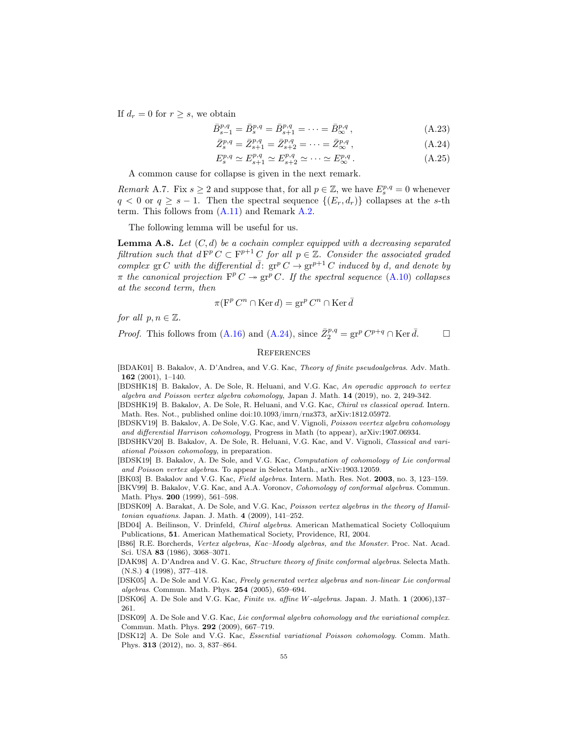If $d_r = 0$ for $r \geq s$, we obtain

$$\bar{B}^{p,q}_{s-1} = \bar{B}^{p,q}_{s} = \bar{B}^{p,q}_{s+1} = \cdots = \bar{B}^{p,q}_{\infty}\,, \tag{A.23}$$

$$\bar{Z}^{p,q}_{s} = \bar{Z}^{p,q}_{s+1} = \bar{Z}^{p,q}_{s+2} = \cdots = \bar{Z}^{p,q}_{\infty}\,, \tag{A.24}$$

$$E^{p,q}_{s} \simeq E^{p,q}_{s+1} \simeq E^{p,q}_{s+2} \simeq \cdots \simeq E^{p,q}_{\infty}\,. \tag{A.25}$$

A common cause for collapse is given in the next remark.

*Remark* A.7. Fix $s \geq 2$ and suppose that, for all $p \in \mathbb{Z}$, we have $E^{p,q}_s = 0$ whenever $q < 0$ or $q \geq s-1$. Then the spectral sequence $\{(E_r, d_r)\}$ collapses at the $s$-th term. This follows from (A.11) and Remark A.2.

The following lemma will be useful for us.

**Lemma A.8.** *Let $(C, d)$ be a cochain complex equipped with a decreasing separated filtration such that $d\, \mathrm{F}^p C \subset \mathrm{F}^{p+1} C$ for all $p \in \mathbb{Z}$. Consider the associated graded complex $\operatorname{gr} C$ with the differential $\bar{d}\colon \operatorname{gr}^p C \to \operatorname{gr}^{p+1} C$ induced by $d$, and denote by $\pi$ the canonical projection $\mathrm{F}^p C \twoheadrightarrow \operatorname{gr}^p C$. If the spectral sequence (A.10) collapses at the second term, then*

$$\pi(\mathrm{F}^p C^n \cap \operatorname{Ker} d) = \operatorname{gr}^p C^n \cap \operatorname{Ker} \bar{d}$$

*for all $p, n \in \mathbb{Z}$.*

*Proof.* This follows from (A.16) and (A.24), since $\bar{Z}^{p,q}_2 = \operatorname{gr}^p C^{p+q} \cap \operatorname{Ker} \bar{d}$. $\square$

## References

[BDAK01] B. Bakalov, A. D'Andrea, and V.G. Kac, *Theory of finite pseudoalgebras*. Adv. Math. **162** (2001), 1–140.

[BDSHK18] B. Bakalov, A. De Sole, R. Heluani, and V.G. Kac, *An operadic approach to vertex algebra and Poisson vertex algebra cohomology*, Japan J. Math. **14** (2019), no. 2, 249-342.

[BDSHK19] B. Bakalov, A. De Sole, R. Heluani, and V.G. Kac, *Chiral vs classical operad*. Intern. Math. Res. Not., published online doi:10.1093/imrn/rnz373, arXiv:1812.05972.

[BDSKV19] B. Bakalov, A. De Sole, V.G. Kac, and V. Vignoli, *Poisson veertex algebra cohomology and differential Harrison cohomology*, Progress in Math (to appear), arXiv:1907.06934.

[BDSHKV20] B. Bakalov, A. De Sole, R. Heluani, V.G. Kac, and V. Vignoli, *Classical and variational Poisson cohomology*, in preparation.

[BDSK19] B. Bakalov, A. De Sole, and V.G. Kac, *Computation of cohomology of Lie conformal and Poisson vertex algebras*. To appear in Selecta Math., arXiv:1903.12059.

[BK03] B. Bakalov and V.G. Kac, *Field algebras*. Intern. Math. Res. Not. **2003**, no. 3, 123–159.

[BKV99] B. Bakalov, V.G. Kac, and A.A. Voronov, *Cohomology of conformal algebras*. Commun. Math. Phys. **200** (1999), 561–598.

[BDSK09] A. Barakat, A. De Sole, and V.G. Kac, *Poisson vertex algebras in the theory of Hamiltonian equations*. Japan. J. Math. **4** (2009), 141–252.

[BD04] A. Beilinson, V. Drinfeld, *Chiral algebras*. American Mathematical Society Colloquium Publications, **51**. American Mathematical Society, Providence, RI, 2004.

[B86] R.E. Borcherds, *Vertex algebras, Kac–Moody algebras, and the Monster*. Proc. Nat. Acad. Sci. USA **83** (1986), 3068–3071.

[DAK98] A. D'Andrea and V. G. Kac, *Structure theory of finite conformal algebras*. Selecta Math. (N.S.) **4** (1998), 377–418.

[DSK05] A. De Sole and V.G. Kac, *Freely generated vertex algebras and non-linear Lie conformal algebras*. Commun. Math. Phys. **254** (2005), 659–694.

[DSK06] A. De Sole and V.G. Kac, *Finite vs. affine W-algebras*. Japan. J. Math. **1** (2006),137–261.

[DSK09] A. De Sole and V.G. Kac, *Lie conformal algebra cohomology and the variational complex*. Commun. Math. Phys. **292** (2009), 667–719.

[DSK12] A. De Sole and V.G. Kac, *Essential variational Poisson cohomology*. Comm. Math. Phys. **313** (2012), no. 3, 837–864.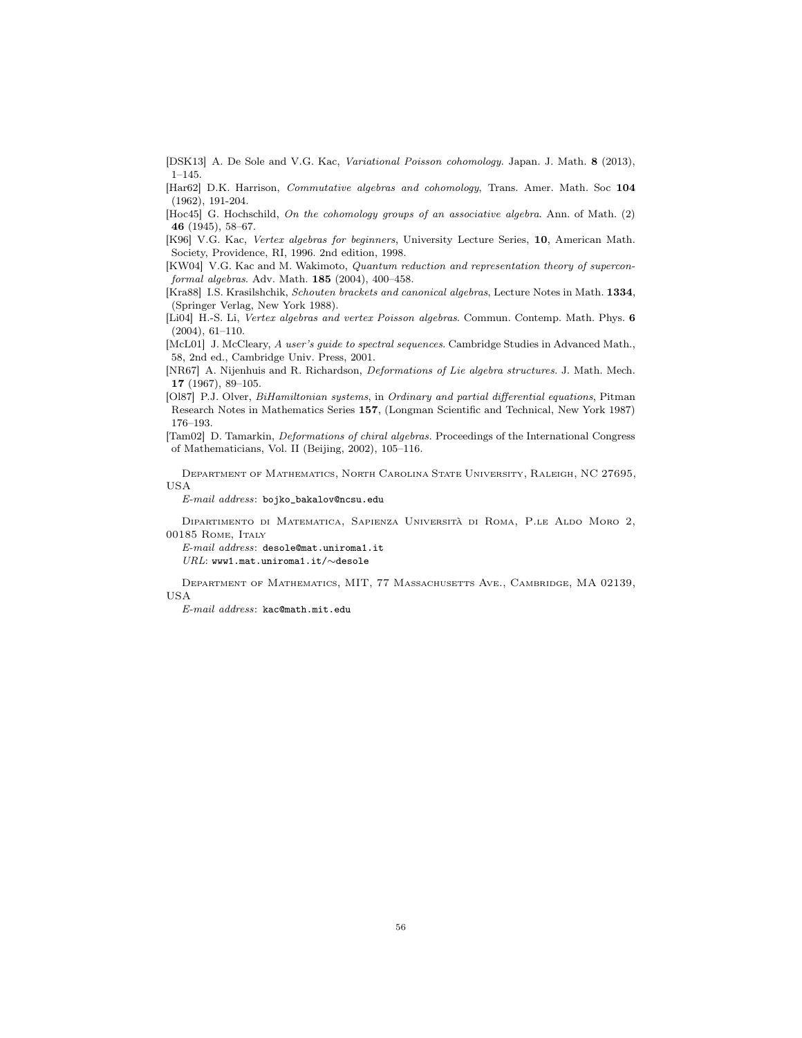[DSK13] A. De Sole and V.G. Kac, *Variational Poisson cohomology*. Japan. J. Math. **8** (2013), 1–145.

[Har62] D.K. Harrison, *Commutative algebras and cohomology*, Trans. Amer. Math. Soc **104** (1962), 191-204.

[Hoc45] G. Hochschild, *On the cohomology groups of an associative algebra*. Ann. of Math. (2) **46** (1945), 58–67.

[K96] V.G. Kac, *Vertex algebras for beginners*, University Lecture Series, **10**, American Math. Society, Providence, RI, 1996. 2nd edition, 1998.

[KW04] V.G. Kac and M. Wakimoto, *Quantum reduction and representation theory of superconformal algebras*. Adv. Math. **185** (2004), 400–458.

[Kra88] I.S. Krasilshchik, *Schouten brackets and canonical algebras*, Lecture Notes in Math. **1334**, (Springer Verlag, New York 1988).

[Li04] H.-S. Li, *Vertex algebras and vertex Poisson algebras*. Commun. Contemp. Math. Phys. **6** (2004), 61–110.

[McL01] J. McCleary, *A user's guide to spectral sequences*. Cambridge Studies in Advanced Math., 58, 2nd ed., Cambridge Univ. Press, 2001.

[NR67] A. Nijenhuis and R. Richardson, *Deformations of Lie algebra structures*. J. Math. Mech. **17** (1967), 89–105.

[Ol87] P.J. Olver, *BiHamiltonian systems*, in *Ordinary and partial differential equations*, Pitman Research Notes in Mathematics Series **157**, (Longman Scientific and Technical, New York 1987) 176–193.

[Tam02] D. Tamarkin, *Deformations of chiral algebras*. Proceedings of the International Congress of Mathematicians, Vol. II (Beijing, 2002), 105–116.

Department of Mathematics, North Carolina State University, Raleigh, NC 27695, USA

*E-mail address*: `bojko_bakalov@ncsu.edu`

Dipartimento di Matematica, Sapienza Università di Roma, P.le Aldo Moro 2, 00185 Rome, Italy

*E-mail address*: `desole@mat.uniroma1.it`

*URL*: `www1.mat.uniroma1.it/~desole`

Department of Mathematics, MIT, 77 Massachusetts Ave., Cambridge, MA 02139, USA

*E-mail address*: `kac@math.mit.edu`